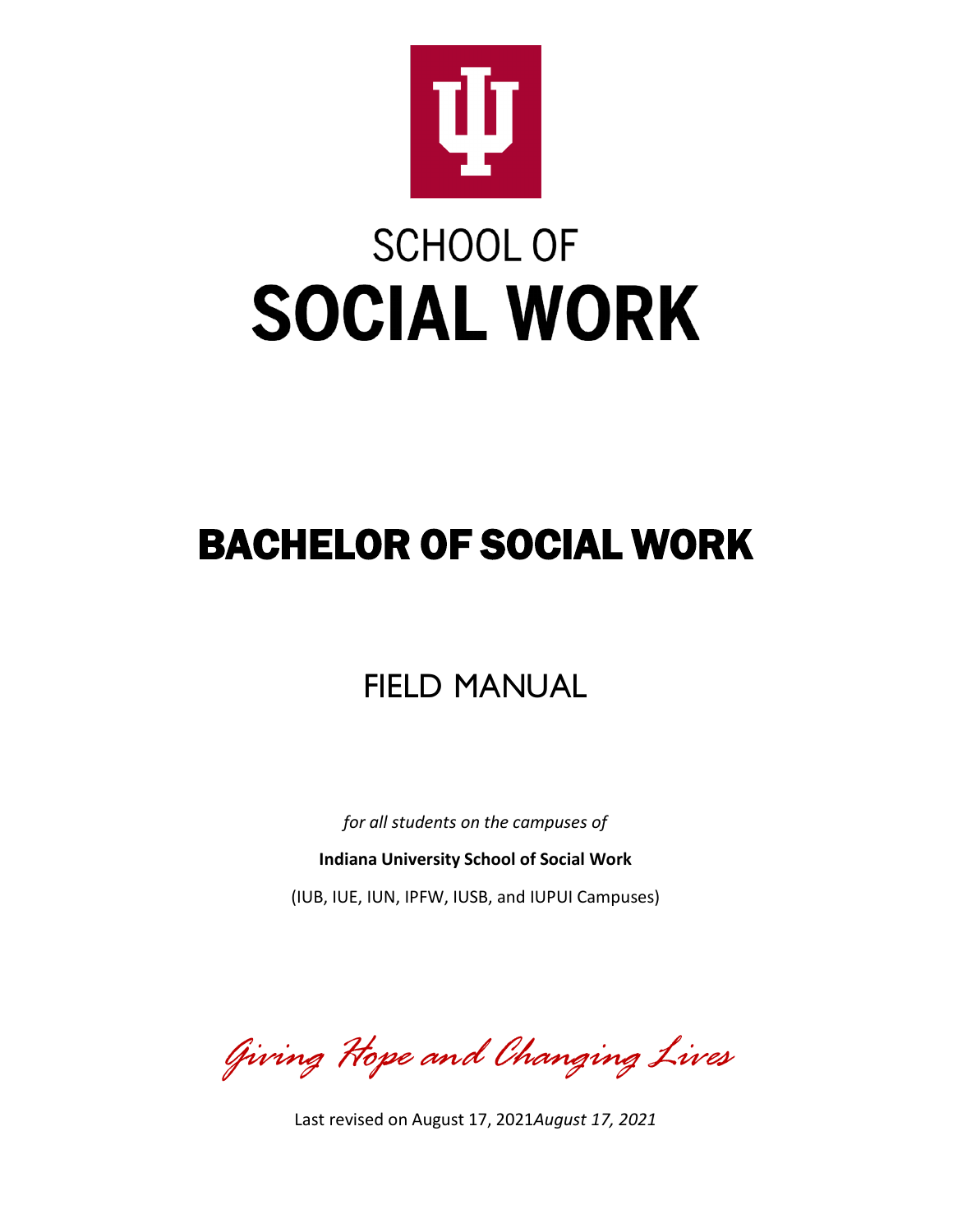# SCHOOL OF SOCIAL WORK

# BACHELOR OF SOCIAL WORK

## FIELD MANUAL

*for all students on the campuses of*

**Indiana University School of Social Work**

(IUB, IUE, IUN, IPFW, IUSB, and IUPUI Campuses)

*Giving Hope and Changing Lives*

Last revised on August 17, 2021*August 17, 2021*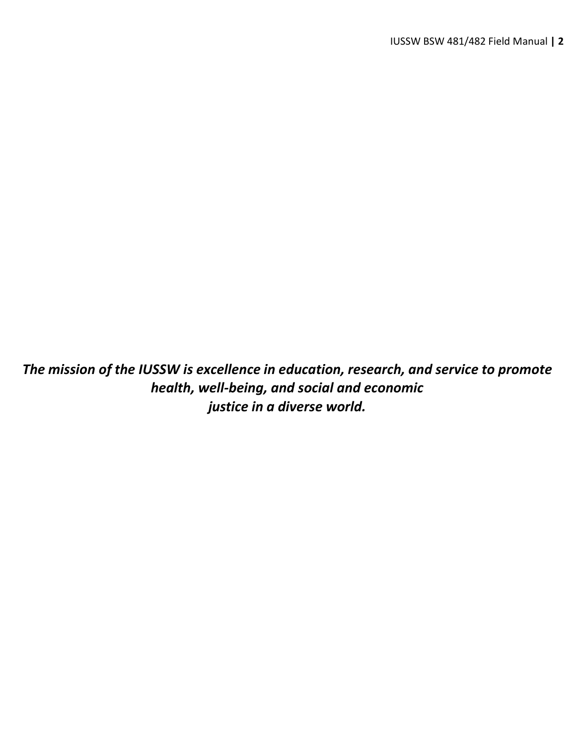***The mission of the IUSSW is excellence in education, research, and service to promote health, well-being, and social and economic justice in a diverse world.***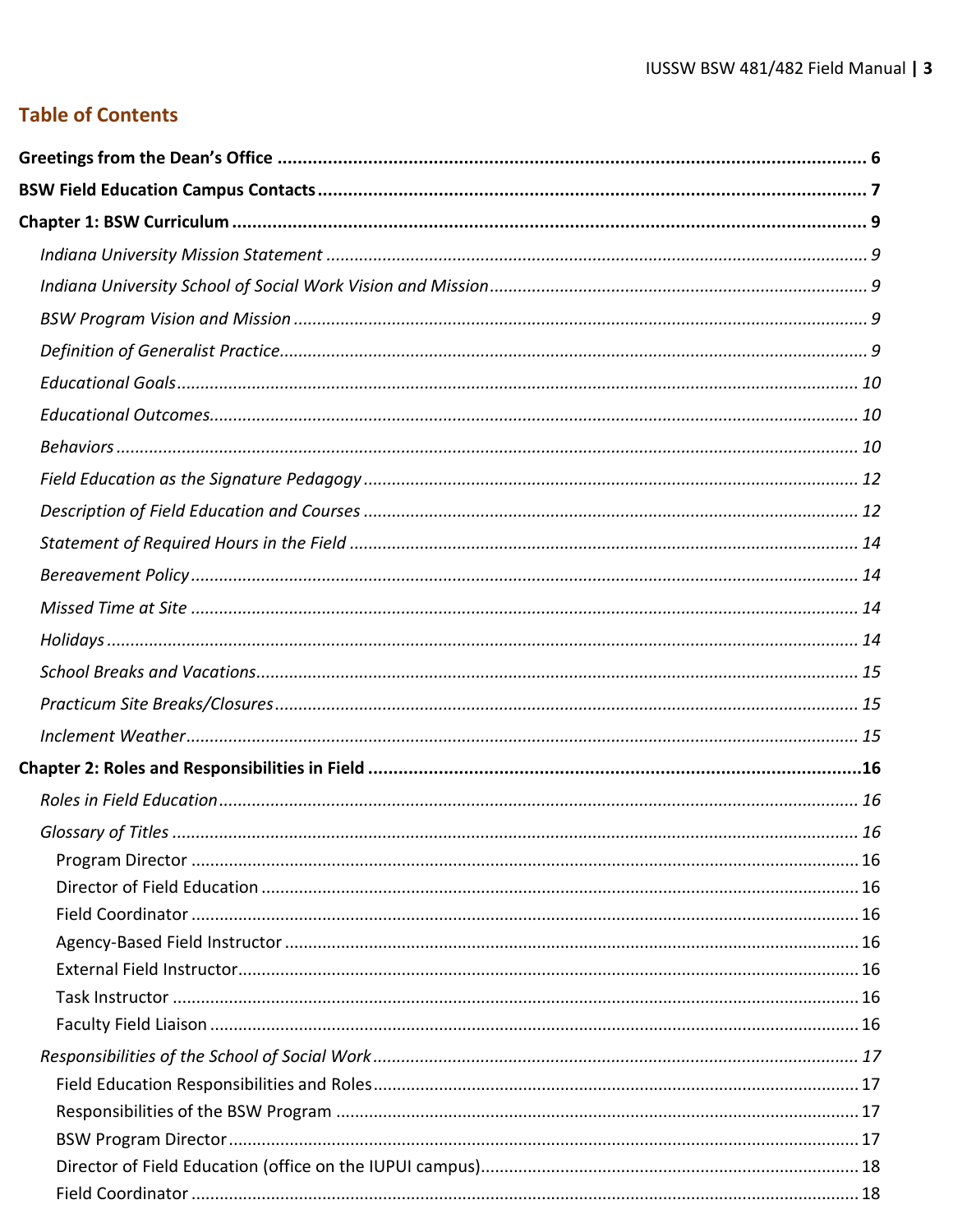## Table of Contents

**Greetings from the Dean's Office** ........ 6

**BSW Field Education Campus Contacts** ........ 7

**Chapter 1: BSW Curriculum** ........ 9

- *Indiana University Mission Statement* ........ 9
- *Indiana University School of Social Work Vision and Mission* ........ 9
- *BSW Program Vision and Mission* ........ 9
- *Definition of Generalist Practice* ........ 9
- *Educational Goals* ........ 10
- *Educational Outcomes* ........ 10
- *Behaviors* ........ 10
- *Field Education as the Signature Pedagogy* ........ 12
- *Description of Field Education and Courses* ........ 12
- *Statement of Required Hours in the Field* ........ 14
- *Bereavement Policy* ........ 14
- *Missed Time at Site* ........ 14
- *Holidays* ........ 14
- *School Breaks and Vacations* ........ 15
- *Practicum Site Breaks/Closures* ........ 15
- *Inclement Weather* ........ 15

**Chapter 2: Roles and Responsibilities in Field** ........ 16

- *Roles in Field Education* ........ 16
- *Glossary of Titles* ........ 16
  - Program Director ........ 16
  - Director of Field Education ........ 16
  - Field Coordinator ........ 16
  - Agency-Based Field Instructor ........ 16
  - External Field Instructor ........ 16
  - Task Instructor ........ 16
  - Faculty Field Liaison ........ 16
- *Responsibilities of the School of Social Work* ........ 17
  - Field Education Responsibilities and Roles ........ 17
  - Responsibilities of the BSW Program ........ 17
  - BSW Program Director ........ 17
  - Director of Field Education (office on the IUPUI campus) ........ 18
  - Field Coordinator ........ 18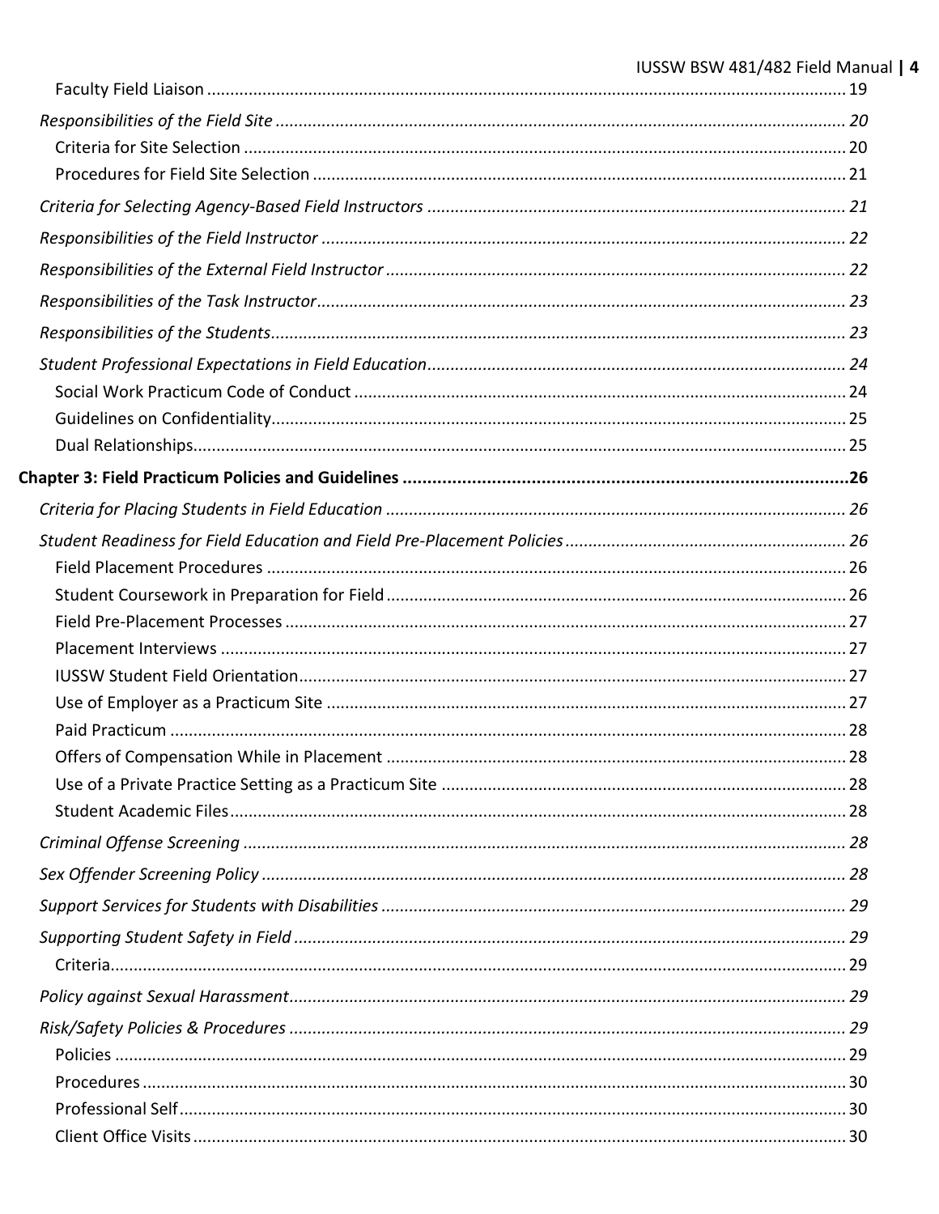Faculty Field Liaison .......... 19

*Responsibilities of the Field Site* .......... *20*

Criteria for Site Selection .......... 20

Procedures for Field Site Selection .......... 21

*Criteria for Selecting Agency-Based Field Instructors* .......... *21*

*Responsibilities of the Field Instructor* .......... *22*

*Responsibilities of the External Field Instructor* .......... *22*

*Responsibilities of the Task Instructor* .......... *23*

*Responsibilities of the Students* .......... *23*

*Student Professional Expectations in Field Education* .......... *24*

Social Work Practicum Code of Conduct .......... 24

Guidelines on Confidentiality .......... 25

Dual Relationships .......... 25

**Chapter 3: Field Practicum Policies and Guidelines .......... 26**

*Criteria for Placing Students in Field Education* .......... *26*

*Student Readiness for Field Education and Field Pre-Placement Policies* .......... *26*

Field Placement Procedures .......... 26

Student Coursework in Preparation for Field .......... 26

Field Pre-Placement Processes .......... 27

Placement Interviews .......... 27

IUSSW Student Field Orientation .......... 27

Use of Employer as a Practicum Site .......... 27

Paid Practicum .......... 28

Offers of Compensation While in Placement .......... 28

Use of a Private Practice Setting as a Practicum Site .......... 28

Student Academic Files .......... 28

*Criminal Offense Screening* .......... *28*

*Sex Offender Screening Policy* .......... *28*

*Support Services for Students with Disabilities* .......... *29*

*Supporting Student Safety in Field* .......... *29*

Criteria .......... 29

*Policy against Sexual Harassment* .......... *29*

*Risk/Safety Policies & Procedures* .......... *29*

Policies .......... 29

Procedures .......... 30

Professional Self .......... 30

Client Office Visits .......... 30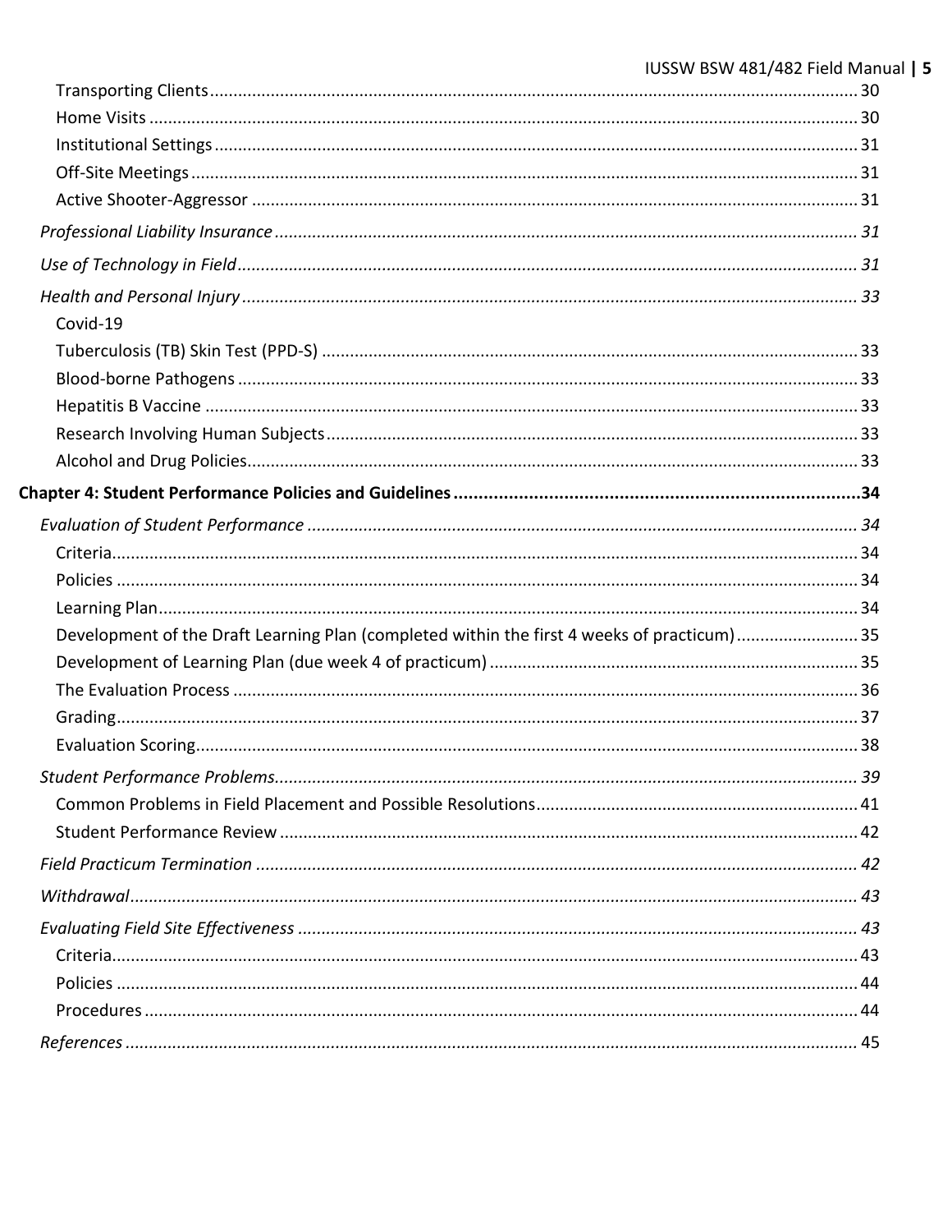- Transporting Clients ..... 30
- Home Visits ..... 30
- Institutional Settings ..... 31
- Off-Site Meetings ..... 31
- Active Shooter-Aggressor ..... 31

*Professional Liability Insurance* ..... *31*

*Use of Technology in Field* ..... *31*

*Health and Personal Injury* ..... *33*

- Covid-19
- Tuberculosis (TB) Skin Test (PPD-S) ..... 33
- Blood-borne Pathogens ..... 33
- Hepatitis B Vaccine ..... 33
- Research Involving Human Subjects ..... 33
- Alcohol and Drug Policies ..... 33

**Chapter 4: Student Performance Policies and Guidelines ..... 34**

*Evaluation of Student Performance* ..... *34*

- Criteria ..... 34
- Policies ..... 34
- Learning Plan ..... 34
- Development of the Draft Learning Plan (completed within the first 4 weeks of practicum) ..... 35
- Development of Learning Plan (due week 4 of practicum) ..... 35
- The Evaluation Process ..... 36
- Grading ..... 37
- Evaluation Scoring ..... 38

*Student Performance Problems* ..... *39*

- Common Problems in Field Placement and Possible Resolutions ..... 41
- Student Performance Review ..... 42

*Field Practicum Termination* ..... *42*

*Withdrawal* ..... *43*

*Evaluating Field Site Effectiveness* ..... *43*

- Criteria ..... 43
- Policies ..... 44
- Procedures ..... 44

*References* ..... 45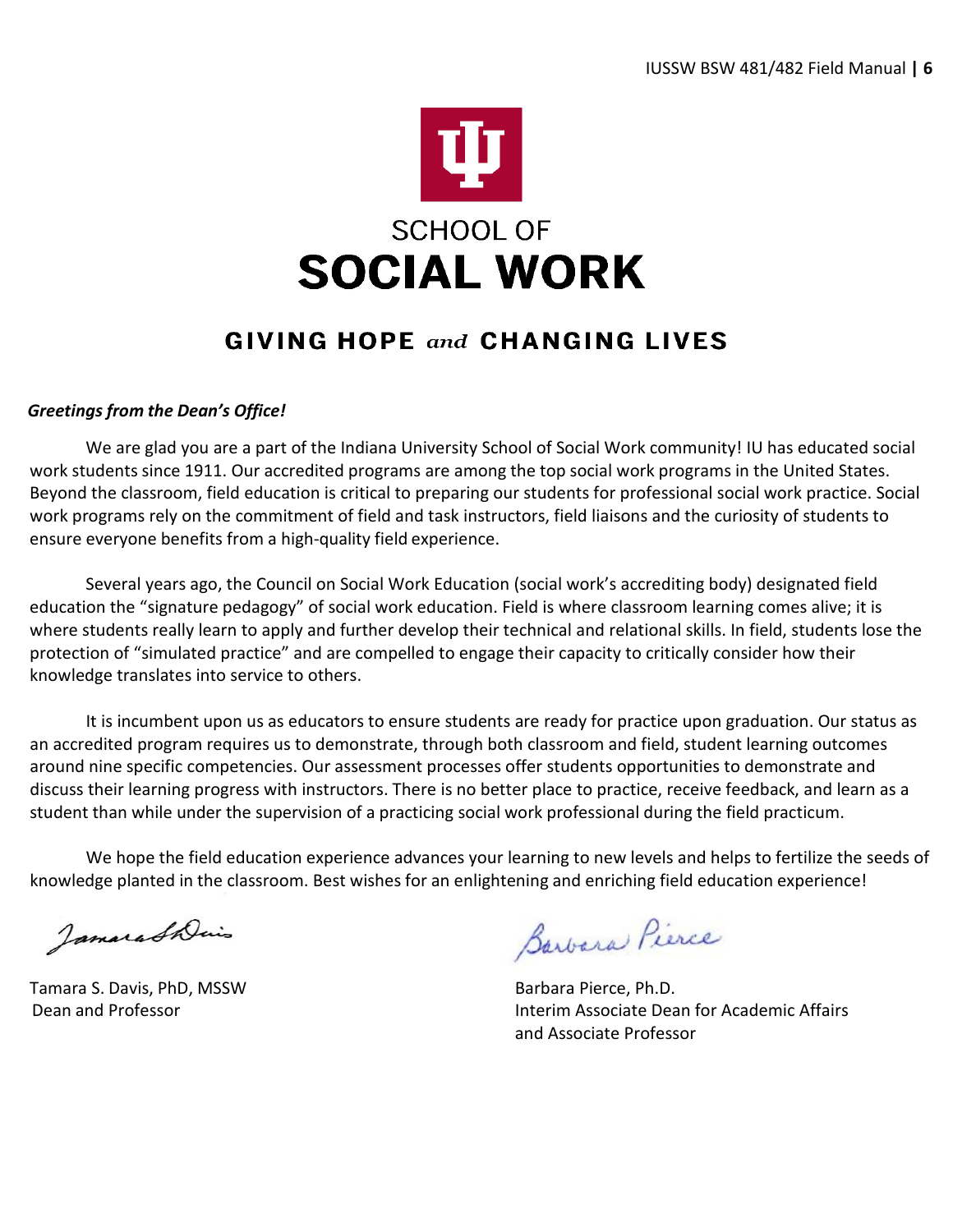SCHOOL OF

# SOCIAL WORK

## GIVING HOPE *and* CHANGING LIVES

***Greetings from the Dean's Office!***

We are glad you are a part of the Indiana University School of Social Work community! IU has educated social work students since 1911. Our accredited programs are among the top social work programs in the United States. Beyond the classroom, field education is critical to preparing our students for professional social work practice. Social work programs rely on the commitment of field and task instructors, field liaisons and the curiosity of students to ensure everyone benefits from a high-quality field experience.

Several years ago, the Council on Social Work Education (social work's accrediting body) designated field education the "signature pedagogy" of social work education. Field is where classroom learning comes alive; it is where students really learn to apply and further develop their technical and relational skills. In field, students lose the protection of "simulated practice" and are compelled to engage their capacity to critically consider how their knowledge translates into service to others.

It is incumbent upon us as educators to ensure students are ready for practice upon graduation. Our status as an accredited program requires us to demonstrate, through both classroom and field, student learning outcomes around nine specific competencies. Our assessment processes offer students opportunities to demonstrate and discuss their learning progress with instructors. There is no better place to practice, receive feedback, and learn as a student than while under the supervision of a practicing social work professional during the field practicum.

We hope the field education experience advances your learning to new levels and helps to fertilize the seeds of knowledge planted in the classroom. Best wishes for an enlightening and enriching field education experience!

Tamara S. Davis, PhD, MSSW
Dean and Professor

Barbara Pierce, Ph.D.
Interim Associate Dean for Academic Affairs
and Associate Professor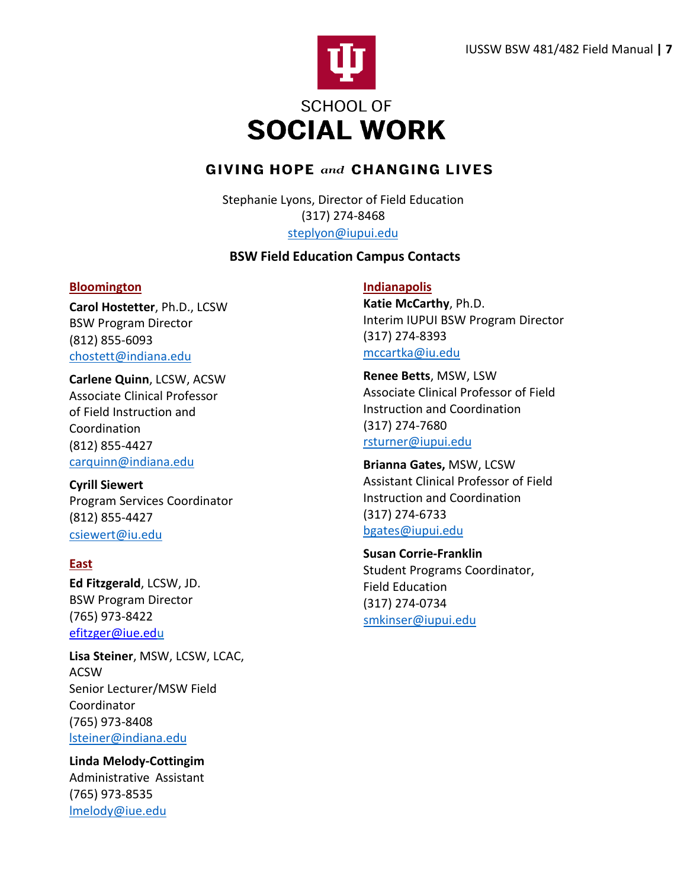# SCHOOL OF SOCIAL WORK

**GIVING HOPE *and* CHANGING LIVES**

Stephanie Lyons, Director of Field Education
(317) 274-8468
steplyon@iupui.edu

## BSW Field Education Campus Contacts

### Bloomington

**Carol Hostetter**, Ph.D., LCSW
BSW Program Director
(812) 855-6093
chostett@indiana.edu

**Carlene Quinn**, LCSW, ACSW
Associate Clinical Professor of Field Instruction and Coordination
(812) 855-4427
carquinn@indiana.edu

**Cyrill Siewert**
Program Services Coordinator
(812) 855-4427
csiewert@iu.edu

### East

**Ed Fitzgerald**, LCSW, JD.
BSW Program Director
(765) 973-8422
efitzger@iue.edu

**Lisa Steiner**, MSW, LCSW, LCAC, ACSW
Senior Lecturer/MSW Field Coordinator
(765) 973-8408
lsteiner@indiana.edu

**Linda Melody-Cottingim**
Administrative Assistant
(765) 973-8535
lmelody@iue.edu

### Indianapolis

**Katie McCarthy**, Ph.D.
Interim IUPUI BSW Program Director
(317) 274-8393
mccartka@iu.edu

**Renee Betts**, MSW, LSW
Associate Clinical Professor of Field Instruction and Coordination
(317) 274-7680
rsturner@iupui.edu

**Brianna Gates,** MSW, LCSW
Assistant Clinical Professor of Field Instruction and Coordination
(317) 274-6733
bgates@iupui.edu

**Susan Corrie-Franklin**
Student Programs Coordinator, Field Education
(317) 274-0734
smkinser@iupui.edu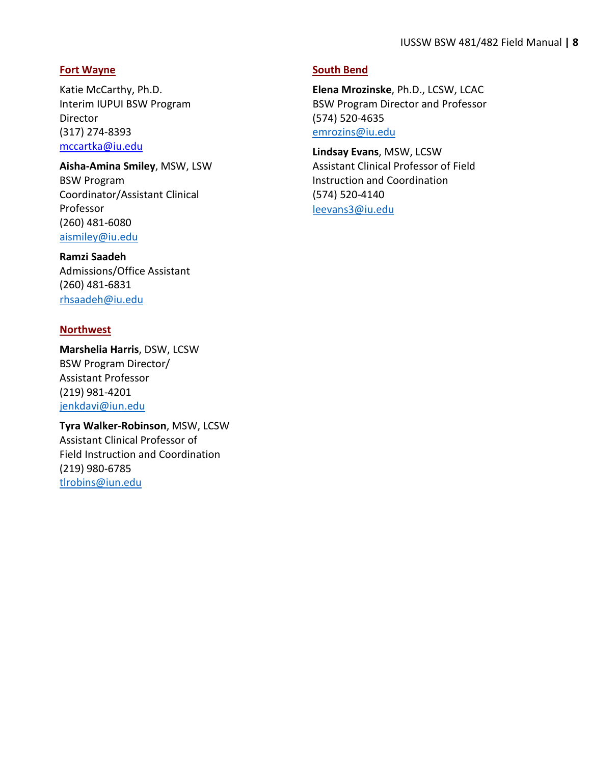### Fort Wayne

Katie McCarthy, Ph.D.
Interim IUPUI BSW Program Director
(317) 274-8393
mccartka@iu.edu

**Aisha-Amina Smiley**, MSW, LSW
BSW Program Coordinator/Assistant Clinical Professor
(260) 481-6080
aismiley@iu.edu

**Ramzi Saadeh**
Admissions/Office Assistant
(260) 481-6831
rhsaadeh@iu.edu

### Northwest

**Marshelia Harris**, DSW, LCSW
BSW Program Director/
Assistant Professor
(219) 981-4201
jenkdavi@iun.edu

**Tyra Walker-Robinson**, MSW, LCSW
Assistant Clinical Professor of
Field Instruction and Coordination
(219) 980-6785
tlrobins@iun.edu

### South Bend

**Elena Mrozinske**, Ph.D., LCSW, LCAC
BSW Program Director and Professor
(574) 520-4635
emrozins@iu.edu

**Lindsay Evans**, MSW, LCSW
Assistant Clinical Professor of Field Instruction and Coordination
(574) 520-4140
leevans3@iu.edu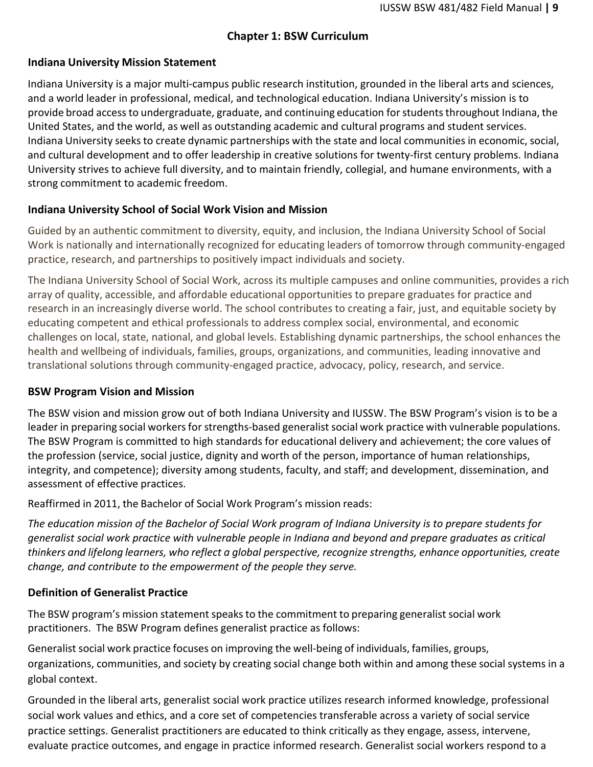# Chapter 1: BSW Curriculum

## Indiana University Mission Statement

Indiana University is a major multi-campus public research institution, grounded in the liberal arts and sciences, and a world leader in professional, medical, and technological education. Indiana University's mission is to provide broad access to undergraduate, graduate, and continuing education for students throughout Indiana, the United States, and the world, as well as outstanding academic and cultural programs and student services. Indiana University seeks to create dynamic partnerships with the state and local communities in economic, social, and cultural development and to offer leadership in creative solutions for twenty-first century problems. Indiana University strives to achieve full diversity, and to maintain friendly, collegial, and humane environments, with a strong commitment to academic freedom.

## Indiana University School of Social Work Vision and Mission

Guided by an authentic commitment to diversity, equity, and inclusion, the Indiana University School of Social Work is nationally and internationally recognized for educating leaders of tomorrow through community-engaged practice, research, and partnerships to positively impact individuals and society.

The Indiana University School of Social Work, across its multiple campuses and online communities, provides a rich array of quality, accessible, and affordable educational opportunities to prepare graduates for practice and research in an increasingly diverse world. The school contributes to creating a fair, just, and equitable society by educating competent and ethical professionals to address complex social, environmental, and economic challenges on local, state, national, and global levels. Establishing dynamic partnerships, the school enhances the health and wellbeing of individuals, families, groups, organizations, and communities, leading innovative and translational solutions through community-engaged practice, advocacy, policy, research, and service.

## BSW Program Vision and Mission

The BSW vision and mission grow out of both Indiana University and IUSSW. The BSW Program's vision is to be a leader in preparing social workers for strengths-based generalist social work practice with vulnerable populations. The BSW Program is committed to high standards for educational delivery and achievement; the core values of the profession (service, social justice, dignity and worth of the person, importance of human relationships, integrity, and competence); diversity among students, faculty, and staff; and development, dissemination, and assessment of effective practices.

Reaffirmed in 2011, the Bachelor of Social Work Program's mission reads:

*The education mission of the Bachelor of Social Work program of Indiana University is to prepare students for generalist social work practice with vulnerable people in Indiana and beyond and prepare graduates as critical thinkers and lifelong learners, who reflect a global perspective, recognize strengths, enhance opportunities, create change, and contribute to the empowerment of the people they serve.*

## Definition of Generalist Practice

The BSW program's mission statement speaks to the commitment to preparing generalist social work practitioners. The BSW Program defines generalist practice as follows:

Generalist social work practice focuses on improving the well-being of individuals, families, groups, organizations, communities, and society by creating social change both within and among these social systems in a global context.

Grounded in the liberal arts, generalist social work practice utilizes research informed knowledge, professional social work values and ethics, and a core set of competencies transferable across a variety of social service practice settings. Generalist practitioners are educated to think critically as they engage, assess, intervene, evaluate practice outcomes, and engage in practice informed research. Generalist social workers respond to a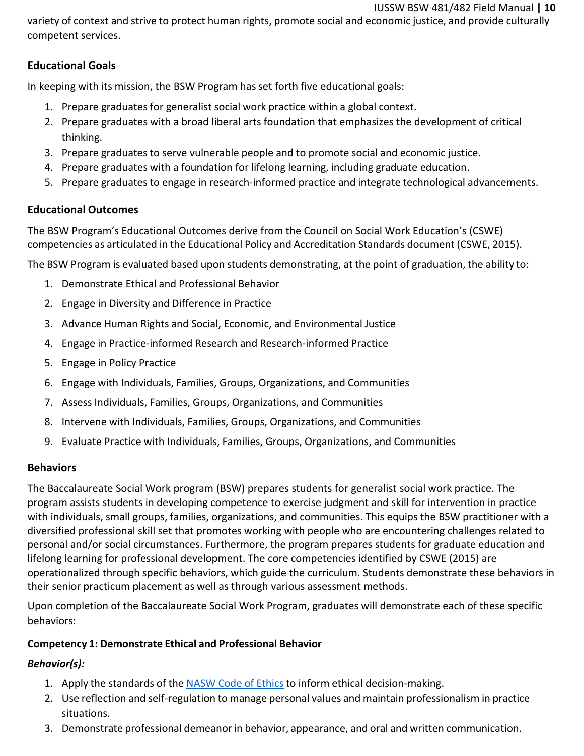variety of context and strive to protect human rights, promote social and economic justice, and provide culturally competent services.

### Educational Goals

In keeping with its mission, the BSW Program has set forth five educational goals:

1. Prepare graduates for generalist social work practice within a global context.
2. Prepare graduates with a broad liberal arts foundation that emphasizes the development of critical thinking.
3. Prepare graduates to serve vulnerable people and to promote social and economic justice.
4. Prepare graduates with a foundation for lifelong learning, including graduate education.
5. Prepare graduates to engage in research-informed practice and integrate technological advancements.

### Educational Outcomes

The BSW Program's Educational Outcomes derive from the Council on Social Work Education's (CSWE) competencies as articulated in the Educational Policy and Accreditation Standards document (CSWE, 2015).

The BSW Program is evaluated based upon students demonstrating, at the point of graduation, the ability to:

1. Demonstrate Ethical and Professional Behavior
2. Engage in Diversity and Difference in Practice
3. Advance Human Rights and Social, Economic, and Environmental Justice
4. Engage in Practice-informed Research and Research-informed Practice
5. Engage in Policy Practice
6. Engage with Individuals, Families, Groups, Organizations, and Communities
7. Assess Individuals, Families, Groups, Organizations, and Communities
8. Intervene with Individuals, Families, Groups, Organizations, and Communities
9. Evaluate Practice with Individuals, Families, Groups, Organizations, and Communities

### Behaviors

The Baccalaureate Social Work program (BSW) prepares students for generalist social work practice. The program assists students in developing competence to exercise judgment and skill for intervention in practice with individuals, small groups, families, organizations, and communities. This equips the BSW practitioner with a diversified professional skill set that promotes working with people who are encountering challenges related to personal and/or social circumstances. Furthermore, the program prepares students for graduate education and lifelong learning for professional development. The core competencies identified by CSWE (2015) are operationalized through specific behaviors, which guide the curriculum. Students demonstrate these behaviors in their senior practicum placement as well as through various assessment methods.

Upon completion of the Baccalaureate Social Work Program, graduates will demonstrate each of these specific behaviors:

#### Competency 1: Demonstrate Ethical and Professional Behavior

***Behavior(s):***

1. Apply the standards of the NASW Code of Ethics to inform ethical decision-making.
2. Use reflection and self-regulation to manage personal values and maintain professionalism in practice situations.
3. Demonstrate professional demeanor in behavior, appearance, and oral and written communication.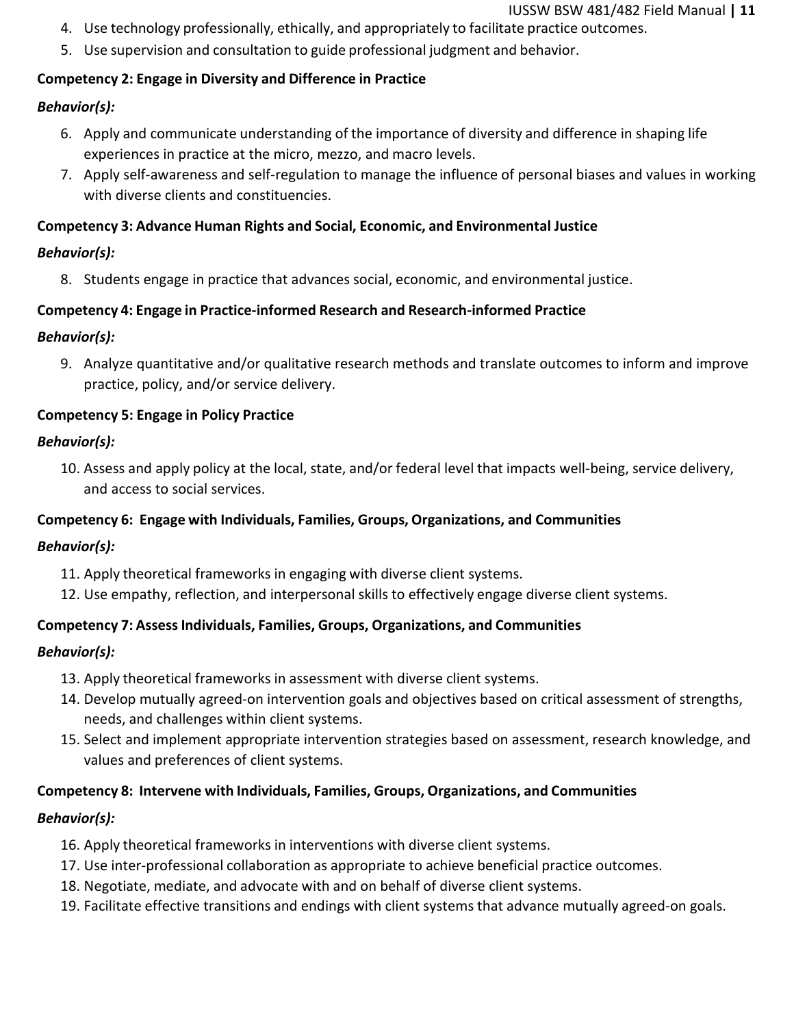4. Use technology professionally, ethically, and appropriately to facilitate practice outcomes.
5. Use supervision and consultation to guide professional judgment and behavior.

**Competency 2: Engage in Diversity and Difference in Practice**

***Behavior(s):***

6. Apply and communicate understanding of the importance of diversity and difference in shaping life experiences in practice at the micro, mezzo, and macro levels.
7. Apply self-awareness and self-regulation to manage the influence of personal biases and values in working with diverse clients and constituencies.

**Competency 3: Advance Human Rights and Social, Economic, and Environmental Justice**

***Behavior(s):***

8. Students engage in practice that advances social, economic, and environmental justice.

**Competency 4: Engage in Practice-informed Research and Research-informed Practice**

***Behavior(s):***

9. Analyze quantitative and/or qualitative research methods and translate outcomes to inform and improve practice, policy, and/or service delivery.

**Competency 5: Engage in Policy Practice**

***Behavior(s):***

10. Assess and apply policy at the local, state, and/or federal level that impacts well-being, service delivery, and access to social services.

**Competency 6: Engage with Individuals, Families, Groups, Organizations, and Communities**

***Behavior(s):***

11. Apply theoretical frameworks in engaging with diverse client systems.
12. Use empathy, reflection, and interpersonal skills to effectively engage diverse client systems.

**Competency 7: Assess Individuals, Families, Groups, Organizations, and Communities**

***Behavior(s):***

13. Apply theoretical frameworks in assessment with diverse client systems.
14. Develop mutually agreed-on intervention goals and objectives based on critical assessment of strengths, needs, and challenges within client systems.
15. Select and implement appropriate intervention strategies based on assessment, research knowledge, and values and preferences of client systems.

**Competency 8: Intervene with Individuals, Families, Groups, Organizations, and Communities**

***Behavior(s):***

16. Apply theoretical frameworks in interventions with diverse client systems.
17. Use inter-professional collaboration as appropriate to achieve beneficial practice outcomes.
18. Negotiate, mediate, and advocate with and on behalf of diverse client systems.
19. Facilitate effective transitions and endings with client systems that advance mutually agreed-on goals.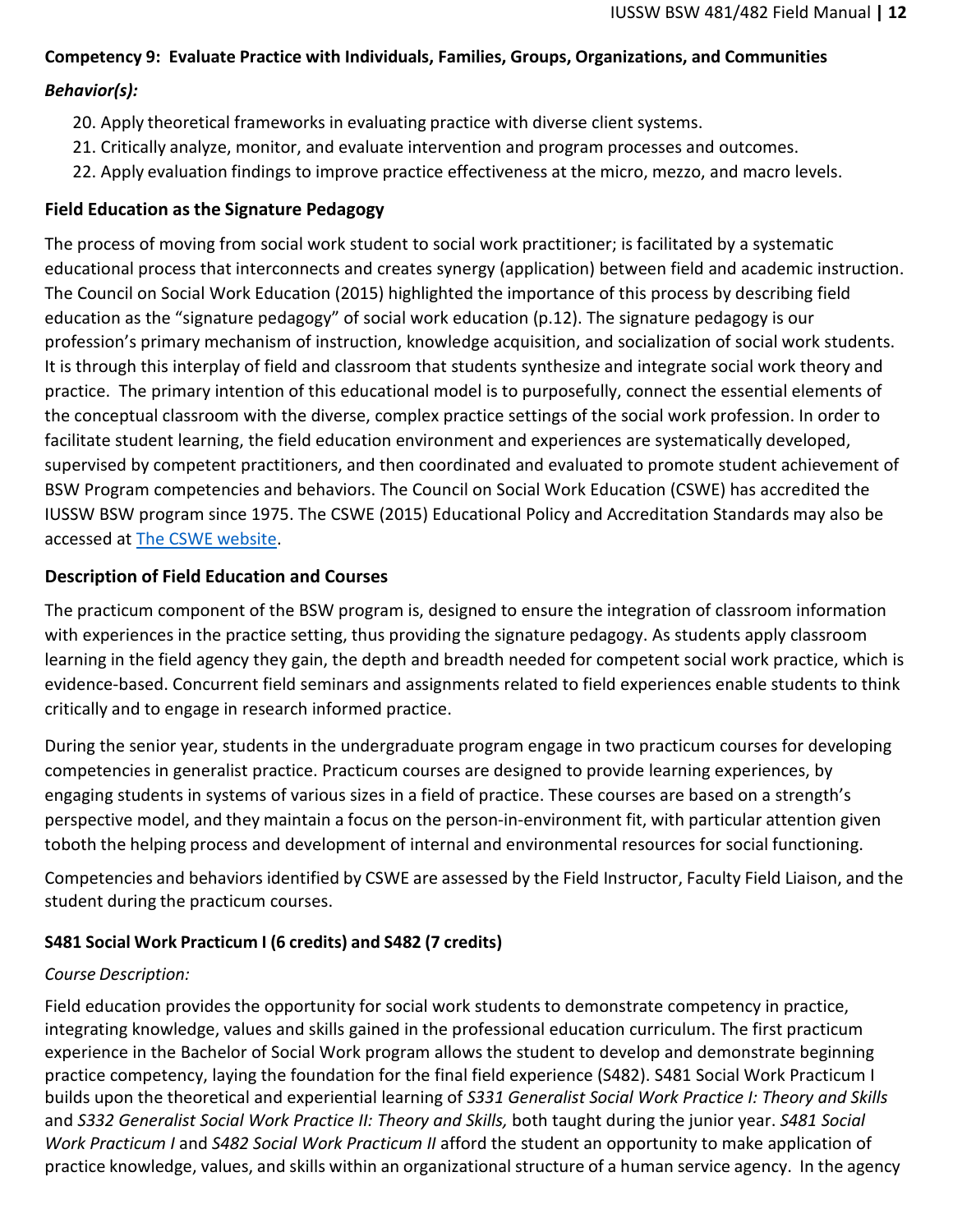**Competency 9: Evaluate Practice with Individuals, Families, Groups, Organizations, and Communities**

***Behavior(s):***

20. Apply theoretical frameworks in evaluating practice with diverse client systems.
21. Critically analyze, monitor, and evaluate intervention and program processes and outcomes.
22. Apply evaluation findings to improve practice effectiveness at the micro, mezzo, and macro levels.

**Field Education as the Signature Pedagogy**

The process of moving from social work student to social work practitioner; is facilitated by a systematic educational process that interconnects and creates synergy (application) between field and academic instruction. The Council on Social Work Education (2015) highlighted the importance of this process by describing field education as the "signature pedagogy" of social work education (p.12). The signature pedagogy is our profession's primary mechanism of instruction, knowledge acquisition, and socialization of social work students. It is through this interplay of field and classroom that students synthesize and integrate social work theory and practice. The primary intention of this educational model is to purposefully, connect the essential elements of the conceptual classroom with the diverse, complex practice settings of the social work profession. In order to facilitate student learning, the field education environment and experiences are systematically developed, supervised by competent practitioners, and then coordinated and evaluated to promote student achievement of BSW Program competencies and behaviors. The Council on Social Work Education (CSWE) has accredited the IUSSW BSW program since 1975. The CSWE (2015) Educational Policy and Accreditation Standards may also be accessed at The CSWE website.

**Description of Field Education and Courses**

The practicum component of the BSW program is, designed to ensure the integration of classroom information with experiences in the practice setting, thus providing the signature pedagogy. As students apply classroom learning in the field agency they gain, the depth and breadth needed for competent social work practice, which is evidence-based. Concurrent field seminars and assignments related to field experiences enable students to think critically and to engage in research informed practice.

During the senior year, students in the undergraduate program engage in two practicum courses for developing competencies in generalist practice. Practicum courses are designed to provide learning experiences, by engaging students in systems of various sizes in a field of practice. These courses are based on a strength's perspective model, and they maintain a focus on the person-in-environment fit, with particular attention given toboth the helping process and development of internal and environmental resources for social functioning.

Competencies and behaviors identified by CSWE are assessed by the Field Instructor, Faculty Field Liaison, and the student during the practicum courses.

**S481 Social Work Practicum I (6 credits) and S482 (7 credits)**

*Course Description:*

Field education provides the opportunity for social work students to demonstrate competency in practice, integrating knowledge, values and skills gained in the professional education curriculum. The first practicum experience in the Bachelor of Social Work program allows the student to develop and demonstrate beginning practice competency, laying the foundation for the final field experience (S482). S481 Social Work Practicum I builds upon the theoretical and experiential learning of *S331 Generalist Social Work Practice I: Theory and Skills* and *S332 Generalist Social Work Practice II: Theory and Skills,* both taught during the junior year. *S481 Social Work Practicum I* and *S482 Social Work Practicum II* afford the student an opportunity to make application of practice knowledge, values, and skills within an organizational structure of a human service agency. In the agency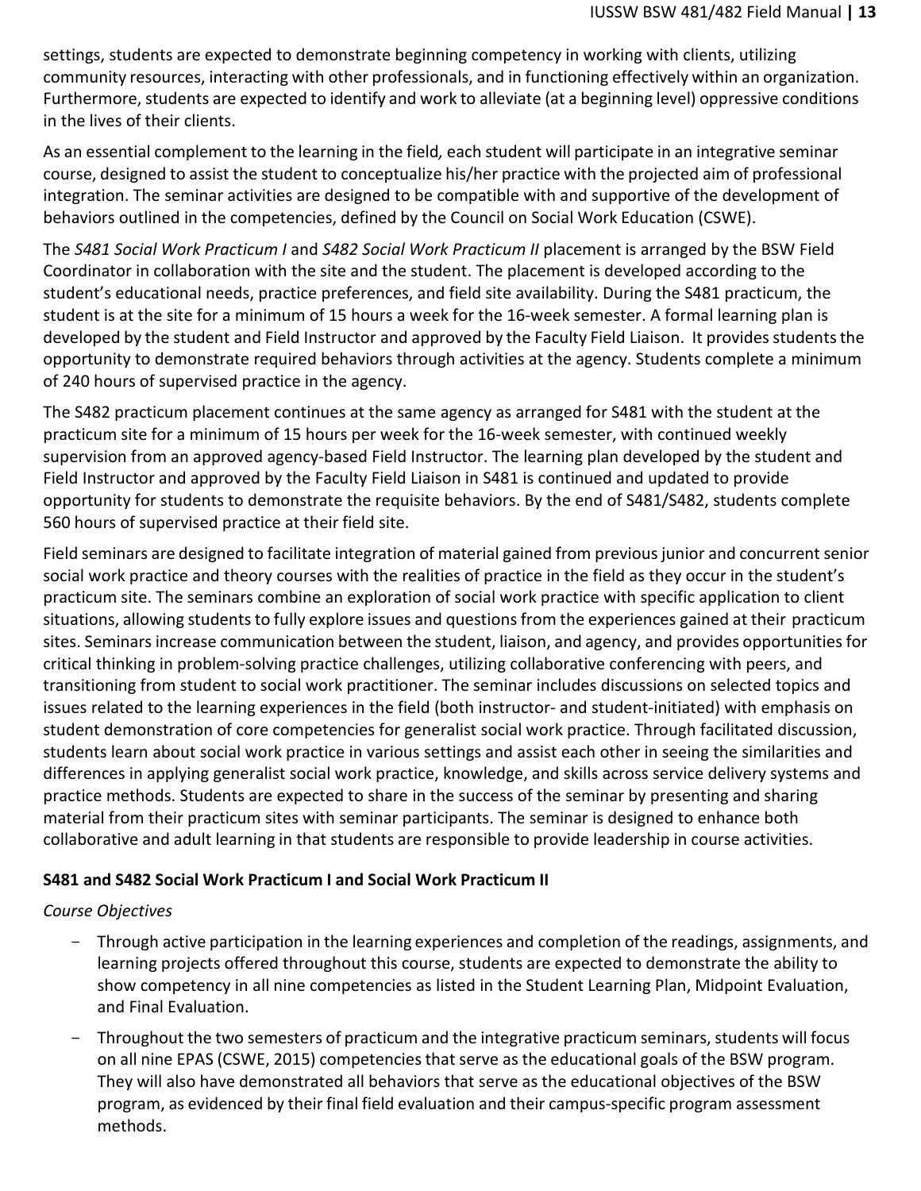settings, students are expected to demonstrate beginning competency in working with clients, utilizing community resources, interacting with other professionals, and in functioning effectively within an organization. Furthermore, students are expected to identify and work to alleviate (at a beginning level) oppressive conditions in the lives of their clients.

As an essential complement to the learning in the field*,* each student will participate in an integrative seminar course, designed to assist the student to conceptualize his/her practice with the projected aim of professional integration. The seminar activities are designed to be compatible with and supportive of the development of behaviors outlined in the competencies, defined by the Council on Social Work Education (CSWE).

The *S481 Social Work Practicum I* and *S482 Social Work Practicum II* placement is arranged by the BSW Field Coordinator in collaboration with the site and the student. The placement is developed according to the student's educational needs, practice preferences, and field site availability. During the S481 practicum, the student is at the site for a minimum of 15 hours a week for the 16-week semester. A formal learning plan is developed by the student and Field Instructor and approved by the Faculty Field Liaison. It provides students the opportunity to demonstrate required behaviors through activities at the agency. Students complete a minimum of 240 hours of supervised practice in the agency.

The S482 practicum placement continues at the same agency as arranged for S481 with the student at the practicum site for a minimum of 15 hours per week for the 16-week semester, with continued weekly supervision from an approved agency-based Field Instructor. The learning plan developed by the student and Field Instructor and approved by the Faculty Field Liaison in S481 is continued and updated to provide opportunity for students to demonstrate the requisite behaviors. By the end of S481/S482, students complete 560 hours of supervised practice at their field site.

Field seminars are designed to facilitate integration of material gained from previous junior and concurrent senior social work practice and theory courses with the realities of practice in the field as they occur in the student's practicum site. The seminars combine an exploration of social work practice with specific application to client situations, allowing students to fully explore issues and questions from the experiences gained at their practicum sites. Seminars increase communication between the student, liaison, and agency, and provides opportunities for critical thinking in problem-solving practice challenges, utilizing collaborative conferencing with peers, and transitioning from student to social work practitioner. The seminar includes discussions on selected topics and issues related to the learning experiences in the field (both instructor- and student-initiated) with emphasis on student demonstration of core competencies for generalist social work practice. Through facilitated discussion, students learn about social work practice in various settings and assist each other in seeing the similarities and differences in applying generalist social work practice, knowledge, and skills across service delivery systems and practice methods. Students are expected to share in the success of the seminar by presenting and sharing material from their practicum sites with seminar participants. The seminar is designed to enhance both collaborative and adult learning in that students are responsible to provide leadership in course activities.

**S481 and S482 Social Work Practicum I and Social Work Practicum II**

*Course Objectives*

- Through active participation in the learning experiences and completion of the readings, assignments, and learning projects offered throughout this course, students are expected to demonstrate the ability to show competency in all nine competencies as listed in the Student Learning Plan, Midpoint Evaluation, and Final Evaluation.
- Throughout the two semesters of practicum and the integrative practicum seminars, students will focus on all nine EPAS (CSWE, 2015) competencies that serve as the educational goals of the BSW program. They will also have demonstrated all behaviors that serve as the educational objectives of the BSW program, as evidenced by their final field evaluation and their campus-specific program assessment methods.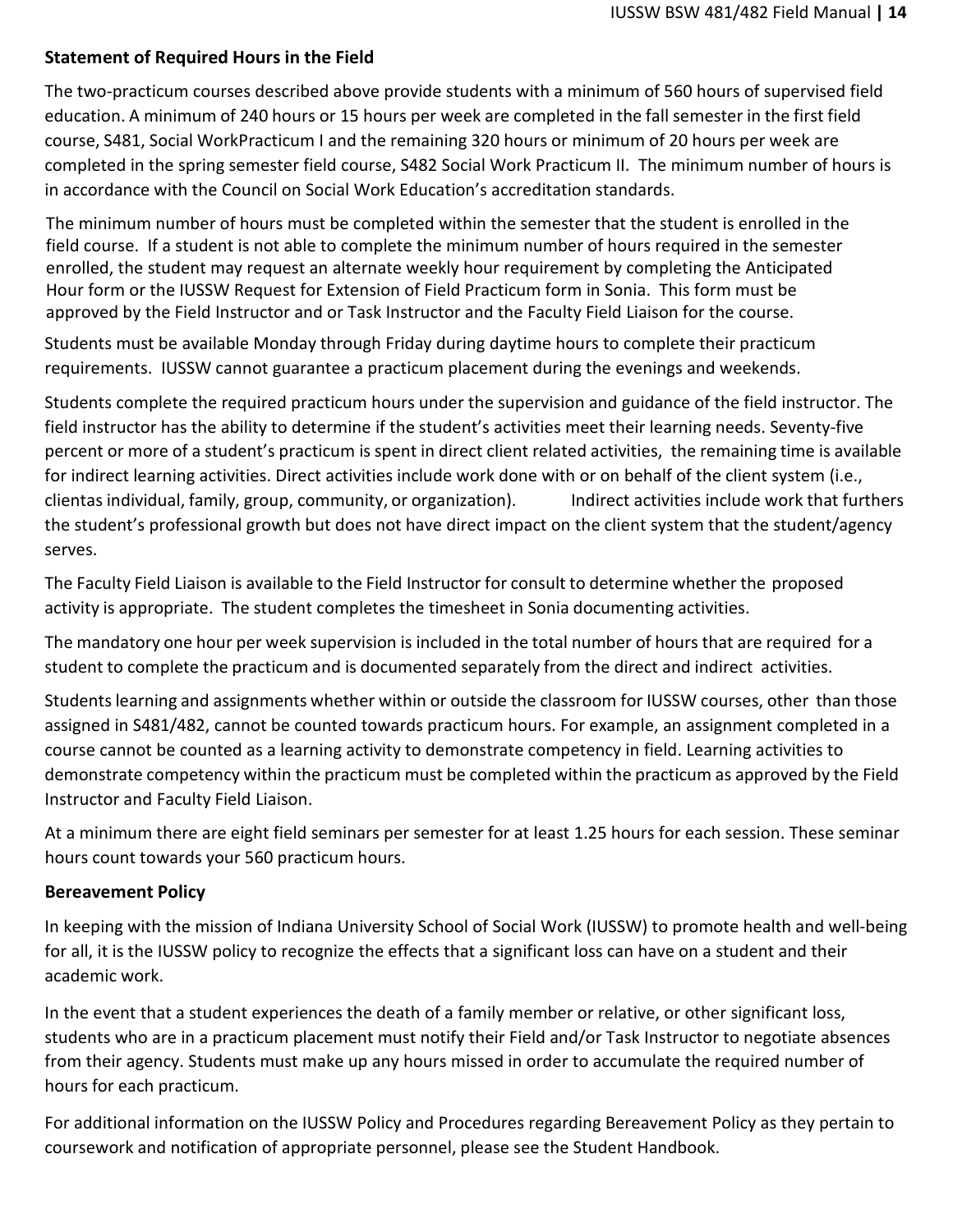**Statement of Required Hours in the Field**

The two-practicum courses described above provide students with a minimum of 560 hours of supervised field education. A minimum of 240 hours or 15 hours per week are completed in the fall semester in the first field course, S481, Social WorkPracticum I and the remaining 320 hours or minimum of 20 hours per week are completed in the spring semester field course, S482 Social Work Practicum II. The minimum number of hours is in accordance with the Council on Social Work Education's accreditation standards.

The minimum number of hours must be completed within the semester that the student is enrolled in the field course. If a student is not able to complete the minimum number of hours required in the semester enrolled, the student may request an alternate weekly hour requirement by completing the Anticipated Hour form or the IUSSW Request for Extension of Field Practicum form in Sonia. This form must be approved by the Field Instructor and or Task Instructor and the Faculty Field Liaison for the course.

Students must be available Monday through Friday during daytime hours to complete their practicum requirements. IUSSW cannot guarantee a practicum placement during the evenings and weekends.

Students complete the required practicum hours under the supervision and guidance of the field instructor. The field instructor has the ability to determine if the student's activities meet their learning needs. Seventy-five percent or more of a student's practicum is spent in direct client related activities, the remaining time is available for indirect learning activities. Direct activities include work done with or on behalf of the client system (i.e., clientas individual, family, group, community, or organization). Indirect activities include work that furthers the student's professional growth but does not have direct impact on the client system that the student/agency serves.

The Faculty Field Liaison is available to the Field Instructor for consult to determine whether the proposed activity is appropriate. The student completes the timesheet in Sonia documenting activities.

The mandatory one hour per week supervision is included in the total number of hours that are required for a student to complete the practicum and is documented separately from the direct and indirect activities.

Students learning and assignments whether within or outside the classroom for IUSSW courses, other than those assigned in S481/482, cannot be counted towards practicum hours. For example, an assignment completed in a course cannot be counted as a learning activity to demonstrate competency in field. Learning activities to demonstrate competency within the practicum must be completed within the practicum as approved by the Field Instructor and Faculty Field Liaison.

At a minimum there are eight field seminars per semester for at least 1.25 hours for each session. These seminar hours count towards your 560 practicum hours.

**Bereavement Policy**

In keeping with the mission of Indiana University School of Social Work (IUSSW) to promote health and well-being for all, it is the IUSSW policy to recognize the effects that a significant loss can have on a student and their academic work.

In the event that a student experiences the death of a family member or relative, or other significant loss, students who are in a practicum placement must notify their Field and/or Task Instructor to negotiate absences from their agency. Students must make up any hours missed in order to accumulate the required number of hours for each practicum.

For additional information on the IUSSW Policy and Procedures regarding Bereavement Policy as they pertain to coursework and notification of appropriate personnel, please see the Student Handbook.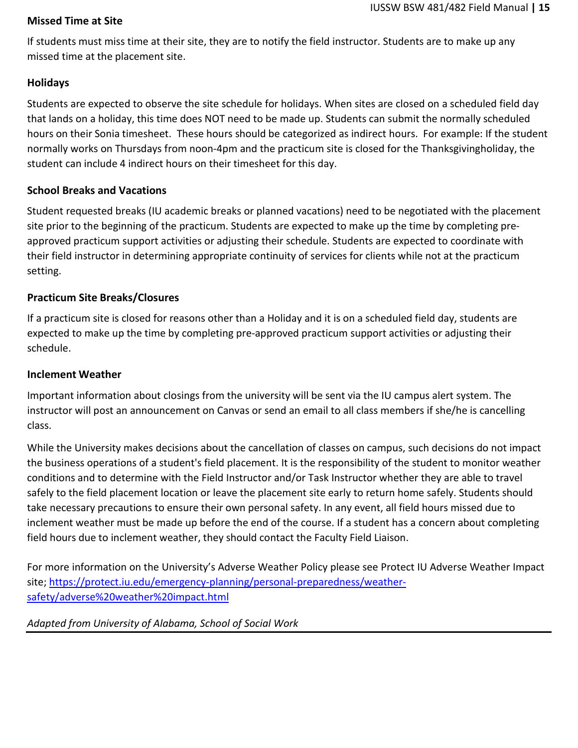### Missed Time at Site

If students must miss time at their site, they are to notify the field instructor. Students are to make up any missed time at the placement site.

### Holidays

Students are expected to observe the site schedule for holidays. When sites are closed on a scheduled field day that lands on a holiday, this time does NOT need to be made up. Students can submit the normally scheduled hours on their Sonia timesheet. These hours should be categorized as indirect hours. For example: If the student normally works on Thursdays from noon-4pm and the practicum site is closed for the Thanksgivingholiday, the student can include 4 indirect hours on their timesheet for this day.

### School Breaks and Vacations

Student requested breaks (IU academic breaks or planned vacations) need to be negotiated with the placement site prior to the beginning of the practicum. Students are expected to make up the time by completing pre-approved practicum support activities or adjusting their schedule. Students are expected to coordinate with their field instructor in determining appropriate continuity of services for clients while not at the practicum setting.

### Practicum Site Breaks/Closures

If a practicum site is closed for reasons other than a Holiday and it is on a scheduled field day, students are expected to make up the time by completing pre-approved practicum support activities or adjusting their schedule.

### Inclement Weather

Important information about closings from the university will be sent via the IU campus alert system. The instructor will post an announcement on Canvas or send an email to all class members if she/he is cancelling class.

While the University makes decisions about the cancellation of classes on campus, such decisions do not impact the business operations of a student's field placement. It is the responsibility of the student to monitor weather conditions and to determine with the Field Instructor and/or Task Instructor whether they are able to travel safely to the field placement location or leave the placement site early to return home safely. Students should take necessary precautions to ensure their own personal safety. In any event, all field hours missed due to inclement weather must be made up before the end of the course. If a student has a concern about completing field hours due to inclement weather, they should contact the Faculty Field Liaison.

For more information on the University's Adverse Weather Policy please see Protect IU Adverse Weather Impact site; [https://protect.iu.edu/emergency-planning/personal-preparedness/weather-safety/adverse%20weather%20impact.html](https://protect.iu.edu/emergency-planning/personal-preparedness/weather-safety/adverse%20weather%20impact.html)

*Adapted from University of Alabama, School of Social Work*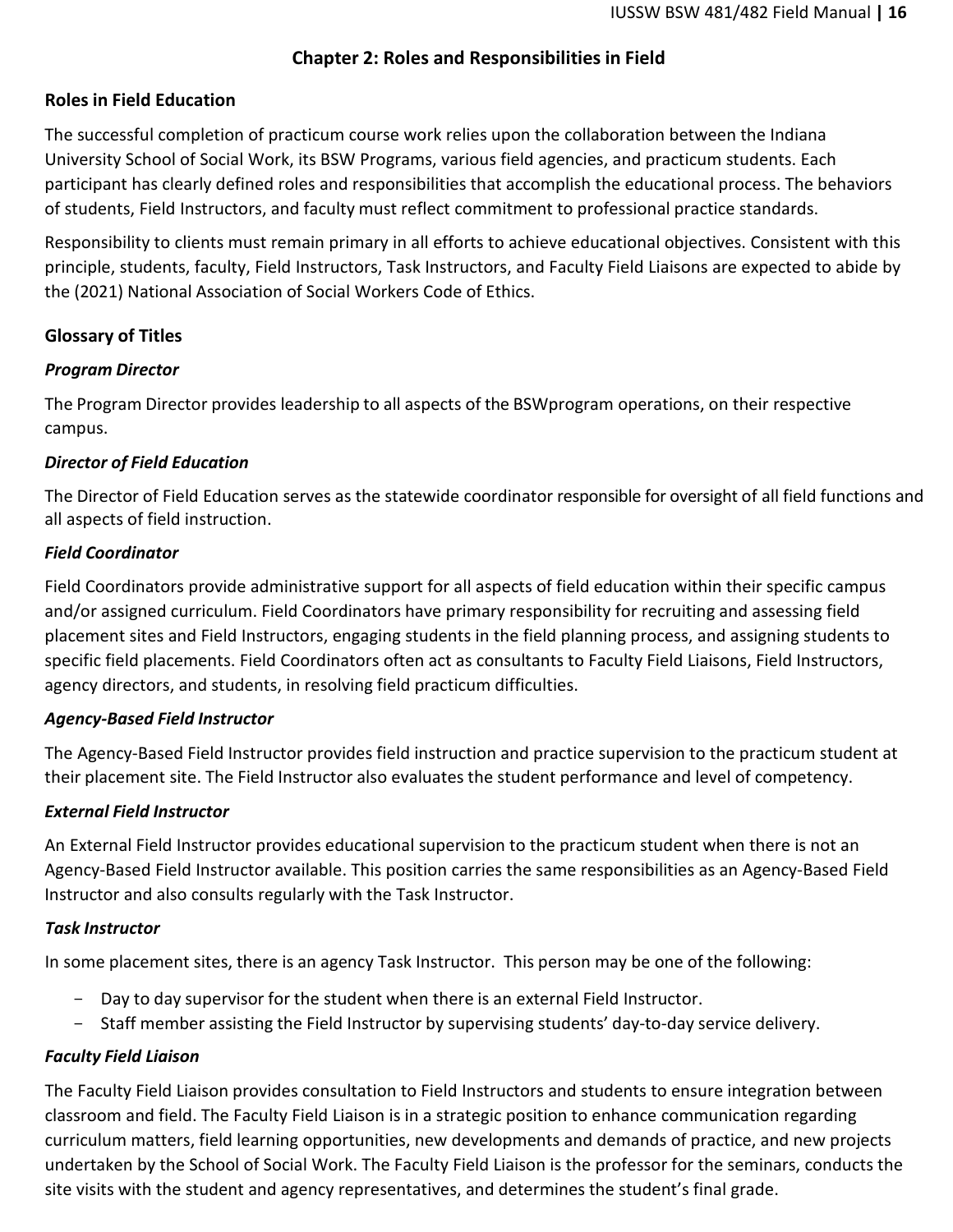## Chapter 2: Roles and Responsibilities in Field

### Roles in Field Education

The successful completion of practicum course work relies upon the collaboration between the Indiana University School of Social Work, its BSW Programs, various field agencies, and practicum students. Each participant has clearly defined roles and responsibilities that accomplish the educational process. The behaviors of students, Field Instructors, and faculty must reflect commitment to professional practice standards.

Responsibility to clients must remain primary in all efforts to achieve educational objectives. Consistent with this principle, students, faculty, Field Instructors, Task Instructors, and Faculty Field Liaisons are expected to abide by the (2021) National Association of Social Workers Code of Ethics.

### Glossary of Titles

#### *Program Director*

The Program Director provides leadership to all aspects of the BSWprogram operations, on their respective campus.

#### *Director of Field Education*

The Director of Field Education serves as the statewide coordinator responsible for oversight of all field functions and all aspects of field instruction.

#### *Field Coordinator*

Field Coordinators provide administrative support for all aspects of field education within their specific campus and/or assigned curriculum. Field Coordinators have primary responsibility for recruiting and assessing field placement sites and Field Instructors, engaging students in the field planning process, and assigning students to specific field placements. Field Coordinators often act as consultants to Faculty Field Liaisons, Field Instructors, agency directors, and students, in resolving field practicum difficulties.

#### *Agency-Based Field Instructor*

The Agency-Based Field Instructor provides field instruction and practice supervision to the practicum student at their placement site. The Field Instructor also evaluates the student performance and level of competency.

#### *External Field Instructor*

An External Field Instructor provides educational supervision to the practicum student when there is not an Agency-Based Field Instructor available. This position carries the same responsibilities as an Agency-Based Field Instructor and also consults regularly with the Task Instructor.

#### *Task Instructor*

In some placement sites, there is an agency Task Instructor. This person may be one of the following:

- Day to day supervisor for the student when there is an external Field Instructor.
- Staff member assisting the Field Instructor by supervising students' day-to-day service delivery.

#### *Faculty Field Liaison*

The Faculty Field Liaison provides consultation to Field Instructors and students to ensure integration between classroom and field. The Faculty Field Liaison is in a strategic position to enhance communication regarding curriculum matters, field learning opportunities, new developments and demands of practice, and new projects undertaken by the School of Social Work. The Faculty Field Liaison is the professor for the seminars, conducts the site visits with the student and agency representatives, and determines the student's final grade.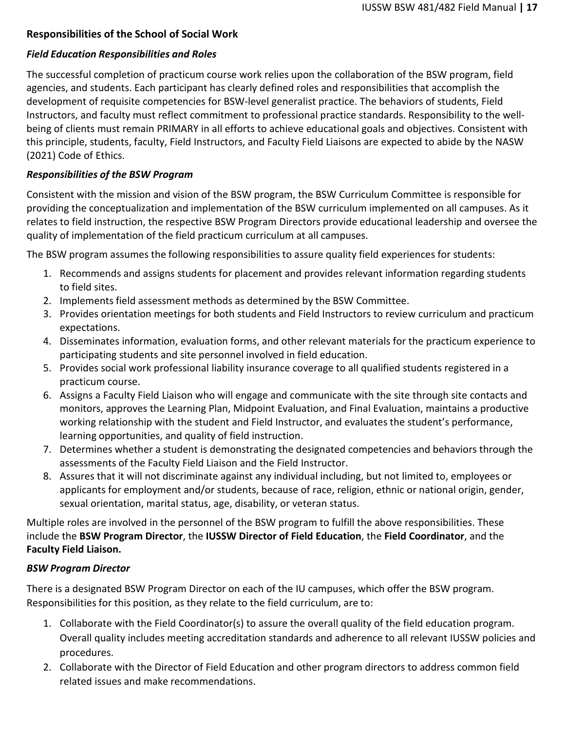## Responsibilities of the School of Social Work

### *Field Education Responsibilities and Roles*

The successful completion of practicum course work relies upon the collaboration of the BSW program, field agencies, and students. Each participant has clearly defined roles and responsibilities that accomplish the development of requisite competencies for BSW-level generalist practice. The behaviors of students, Field Instructors, and faculty must reflect commitment to professional practice standards. Responsibility to the well-being of clients must remain PRIMARY in all efforts to achieve educational goals and objectives. Consistent with this principle, students, faculty, Field Instructors, and Faculty Field Liaisons are expected to abide by the NASW (2021) Code of Ethics.

### *Responsibilities of the BSW Program*

Consistent with the mission and vision of the BSW program, the BSW Curriculum Committee is responsible for providing the conceptualization and implementation of the BSW curriculum implemented on all campuses. As it relates to field instruction, the respective BSW Program Directors provide educational leadership and oversee the quality of implementation of the field practicum curriculum at all campuses.

The BSW program assumes the following responsibilities to assure quality field experiences for students:

1. Recommends and assigns students for placement and provides relevant information regarding students to field sites.
2. Implements field assessment methods as determined by the BSW Committee.
3. Provides orientation meetings for both students and Field Instructors to review curriculum and practicum expectations.
4. Disseminates information, evaluation forms, and other relevant materials for the practicum experience to participating students and site personnel involved in field education.
5. Provides social work professional liability insurance coverage to all qualified students registered in a practicum course.
6. Assigns a Faculty Field Liaison who will engage and communicate with the site through site contacts and monitors, approves the Learning Plan, Midpoint Evaluation, and Final Evaluation, maintains a productive working relationship with the student and Field Instructor, and evaluates the student's performance, learning opportunities, and quality of field instruction.
7. Determines whether a student is demonstrating the designated competencies and behaviors through the assessments of the Faculty Field Liaison and the Field Instructor.
8. Assures that it will not discriminate against any individual including, but not limited to, employees or applicants for employment and/or students, because of race, religion, ethnic or national origin, gender, sexual orientation, marital status, age, disability, or veteran status.

Multiple roles are involved in the personnel of the BSW program to fulfill the above responsibilities. These include the **BSW Program Director**, the **IUSSW Director of Field Education**, the **Field Coordinator**, and the **Faculty Field Liaison.**

### *BSW Program Director*

There is a designated BSW Program Director on each of the IU campuses, which offer the BSW program. Responsibilities for this position, as they relate to the field curriculum, are to:

1. Collaborate with the Field Coordinator(s) to assure the overall quality of the field education program. Overall quality includes meeting accreditation standards and adherence to all relevant IUSSW policies and procedures.
2. Collaborate with the Director of Field Education and other program directors to address common field related issues and make recommendations.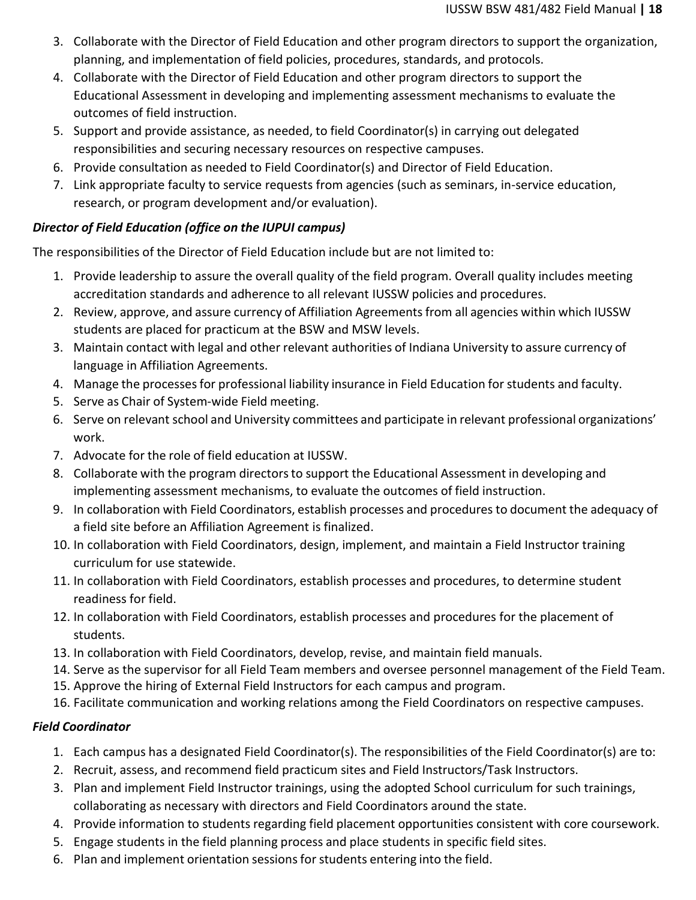3. Collaborate with the Director of Field Education and other program directors to support the organization, planning, and implementation of field policies, procedures, standards, and protocols.
4. Collaborate with the Director of Field Education and other program directors to support the Educational Assessment in developing and implementing assessment mechanisms to evaluate the outcomes of field instruction.
5. Support and provide assistance, as needed, to field Coordinator(s) in carrying out delegated responsibilities and securing necessary resources on respective campuses.
6. Provide consultation as needed to Field Coordinator(s) and Director of Field Education.
7. Link appropriate faculty to service requests from agencies (such as seminars, in-service education, research, or program development and/or evaluation).

***Director of Field Education (office on the IUPUI campus)***

The responsibilities of the Director of Field Education include but are not limited to:

1. Provide leadership to assure the overall quality of the field program. Overall quality includes meeting accreditation standards and adherence to all relevant IUSSW policies and procedures.
2. Review, approve, and assure currency of Affiliation Agreements from all agencies within which IUSSW students are placed for practicum at the BSW and MSW levels.
3. Maintain contact with legal and other relevant authorities of Indiana University to assure currency of language in Affiliation Agreements.
4. Manage the processes for professional liability insurance in Field Education for students and faculty.
5. Serve as Chair of System-wide Field meeting.
6. Serve on relevant school and University committees and participate in relevant professional organizations' work.
7. Advocate for the role of field education at IUSSW.
8. Collaborate with the program directors to support the Educational Assessment in developing and implementing assessment mechanisms, to evaluate the outcomes of field instruction.
9. In collaboration with Field Coordinators, establish processes and procedures to document the adequacy of a field site before an Affiliation Agreement is finalized.
10. In collaboration with Field Coordinators, design, implement, and maintain a Field Instructor training curriculum for use statewide.
11. In collaboration with Field Coordinators, establish processes and procedures, to determine student readiness for field.
12. In collaboration with Field Coordinators, establish processes and procedures for the placement of students.
13. In collaboration with Field Coordinators, develop, revise, and maintain field manuals.
14. Serve as the supervisor for all Field Team members and oversee personnel management of the Field Team.
15. Approve the hiring of External Field Instructors for each campus and program.
16. Facilitate communication and working relations among the Field Coordinators on respective campuses.

***Field Coordinator***

1. Each campus has a designated Field Coordinator(s). The responsibilities of the Field Coordinator(s) are to:
2. Recruit, assess, and recommend field practicum sites and Field Instructors/Task Instructors.
3. Plan and implement Field Instructor trainings, using the adopted School curriculum for such trainings, collaborating as necessary with directors and Field Coordinators around the state.
4. Provide information to students regarding field placement opportunities consistent with core coursework.
5. Engage students in the field planning process and place students in specific field sites.
6. Plan and implement orientation sessions for students entering into the field.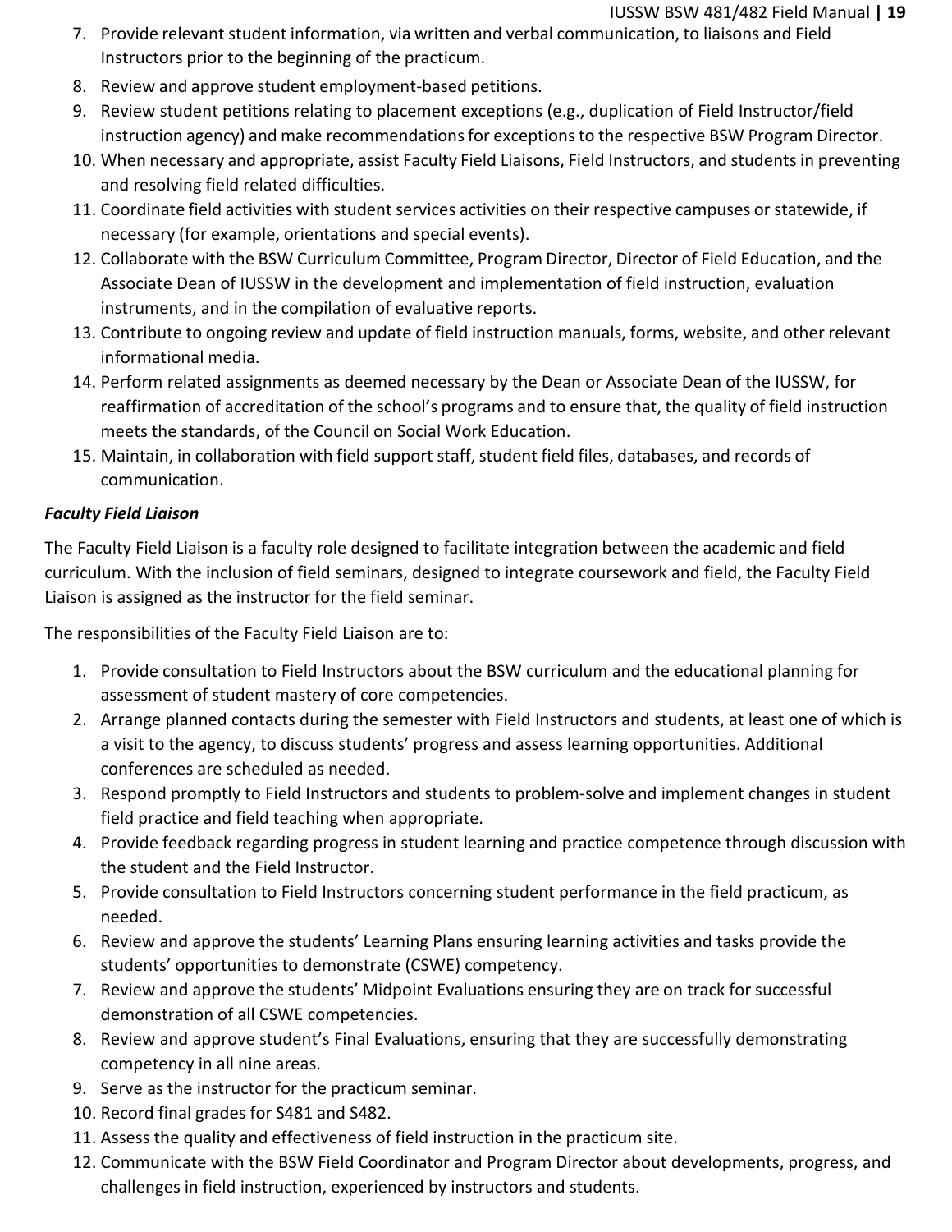7. Provide relevant student information, via written and verbal communication, to liaisons and Field Instructors prior to the beginning of the practicum.
8. Review and approve student employment-based petitions.
9. Review student petitions relating to placement exceptions (e.g., duplication of Field Instructor/field instruction agency) and make recommendations for exceptions to the respective BSW Program Director.
10. When necessary and appropriate, assist Faculty Field Liaisons, Field Instructors, and students in preventing and resolving field related difficulties.
11. Coordinate field activities with student services activities on their respective campuses or statewide, if necessary (for example, orientations and special events).
12. Collaborate with the BSW Curriculum Committee, Program Director, Director of Field Education, and the Associate Dean of IUSSW in the development and implementation of field instruction, evaluation instruments, and in the compilation of evaluative reports.
13. Contribute to ongoing review and update of field instruction manuals, forms, website, and other relevant informational media.
14. Perform related assignments as deemed necessary by the Dean or Associate Dean of the IUSSW, for reaffirmation of accreditation of the school's programs and to ensure that, the quality of field instruction meets the standards, of the Council on Social Work Education.
15. Maintain, in collaboration with field support staff, student field files, databases, and records of communication.

***Faculty Field Liaison***

The Faculty Field Liaison is a faculty role designed to facilitate integration between the academic and field curriculum. With the inclusion of field seminars, designed to integrate coursework and field, the Faculty Field Liaison is assigned as the instructor for the field seminar.

The responsibilities of the Faculty Field Liaison are to:

1. Provide consultation to Field Instructors about the BSW curriculum and the educational planning for assessment of student mastery of core competencies.
2. Arrange planned contacts during the semester with Field Instructors and students, at least one of which is a visit to the agency, to discuss students' progress and assess learning opportunities. Additional conferences are scheduled as needed.
3. Respond promptly to Field Instructors and students to problem-solve and implement changes in student field practice and field teaching when appropriate.
4. Provide feedback regarding progress in student learning and practice competence through discussion with the student and the Field Instructor.
5. Provide consultation to Field Instructors concerning student performance in the field practicum, as needed.
6. Review and approve the students' Learning Plans ensuring learning activities and tasks provide the students' opportunities to demonstrate (CSWE) competency.
7. Review and approve the students' Midpoint Evaluations ensuring they are on track for successful demonstration of all CSWE competencies.
8. Review and approve student's Final Evaluations, ensuring that they are successfully demonstrating competency in all nine areas.
9. Serve as the instructor for the practicum seminar.
10. Record final grades for S481 and S482.
11. Assess the quality and effectiveness of field instruction in the practicum site.
12. Communicate with the BSW Field Coordinator and Program Director about developments, progress, and challenges in field instruction, experienced by instructors and students.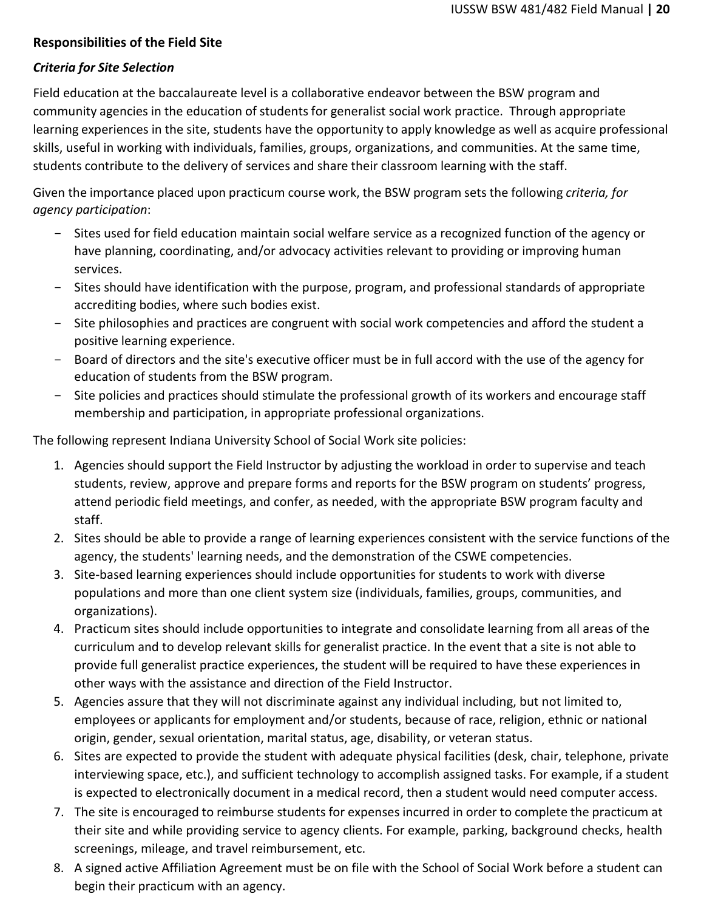**Responsibilities of the Field Site**

***Criteria for Site Selection***

Field education at the baccalaureate level is a collaborative endeavor between the BSW program and community agencies in the education of students for generalist social work practice. Through appropriate learning experiences in the site, students have the opportunity to apply knowledge as well as acquire professional skills, useful in working with individuals, families, groups, organizations, and communities. At the same time, students contribute to the delivery of services and share their classroom learning with the staff.

Given the importance placed upon practicum course work, the BSW program sets the following *criteria, for agency participation*:

- Sites used for field education maintain social welfare service as a recognized function of the agency or have planning, coordinating, and/or advocacy activities relevant to providing or improving human services.
- Sites should have identification with the purpose, program, and professional standards of appropriate accrediting bodies, where such bodies exist.
- Site philosophies and practices are congruent with social work competencies and afford the student a positive learning experience.
- Board of directors and the site's executive officer must be in full accord with the use of the agency for education of students from the BSW program.
- Site policies and practices should stimulate the professional growth of its workers and encourage staff membership and participation, in appropriate professional organizations.

The following represent Indiana University School of Social Work site policies:

1. Agencies should support the Field Instructor by adjusting the workload in order to supervise and teach students, review, approve and prepare forms and reports for the BSW program on students' progress, attend periodic field meetings, and confer, as needed, with the appropriate BSW program faculty and staff.
2. Sites should be able to provide a range of learning experiences consistent with the service functions of the agency, the students' learning needs, and the demonstration of the CSWE competencies.
3. Site-based learning experiences should include opportunities for students to work with diverse populations and more than one client system size (individuals, families, groups, communities, and organizations).
4. Practicum sites should include opportunities to integrate and consolidate learning from all areas of the curriculum and to develop relevant skills for generalist practice. In the event that a site is not able to provide full generalist practice experiences, the student will be required to have these experiences in other ways with the assistance and direction of the Field Instructor.
5. Agencies assure that they will not discriminate against any individual including, but not limited to, employees or applicants for employment and/or students, because of race, religion, ethnic or national origin, gender, sexual orientation, marital status, age, disability, or veteran status.
6. Sites are expected to provide the student with adequate physical facilities (desk, chair, telephone, private interviewing space, etc.), and sufficient technology to accomplish assigned tasks. For example, if a student is expected to electronically document in a medical record, then a student would need computer access.
7. The site is encouraged to reimburse students for expenses incurred in order to complete the practicum at their site and while providing service to agency clients. For example, parking, background checks, health screenings, mileage, and travel reimbursement, etc.
8. A signed active Affiliation Agreement must be on file with the School of Social Work before a student can begin their practicum with an agency.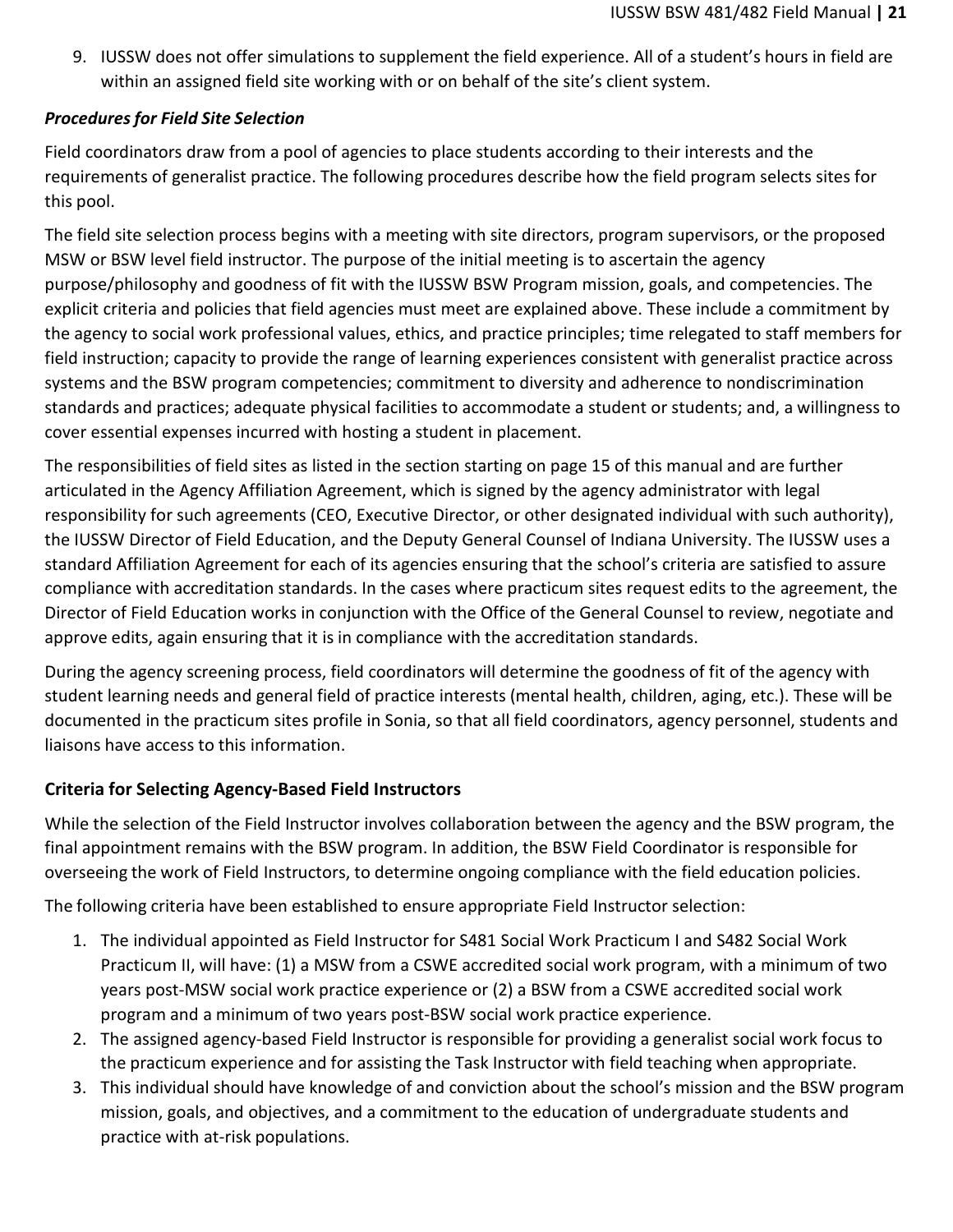9. IUSSW does not offer simulations to supplement the field experience. All of a student's hours in field are within an assigned field site working with or on behalf of the site's client system.

***Procedures for Field Site Selection***

Field coordinators draw from a pool of agencies to place students according to their interests and the requirements of generalist practice. The following procedures describe how the field program selects sites for this pool.

The field site selection process begins with a meeting with site directors, program supervisors, or the proposed MSW or BSW level field instructor. The purpose of the initial meeting is to ascertain the agency purpose/philosophy and goodness of fit with the IUSSW BSW Program mission, goals, and competencies. The explicit criteria and policies that field agencies must meet are explained above. These include a commitment by the agency to social work professional values, ethics, and practice principles; time relegated to staff members for field instruction; capacity to provide the range of learning experiences consistent with generalist practice across systems and the BSW program competencies; commitment to diversity and adherence to nondiscrimination standards and practices; adequate physical facilities to accommodate a student or students; and, a willingness to cover essential expenses incurred with hosting a student in placement.

The responsibilities of field sites as listed in the section starting on page 15 of this manual and are further articulated in the Agency Affiliation Agreement, which is signed by the agency administrator with legal responsibility for such agreements (CEO, Executive Director, or other designated individual with such authority), the IUSSW Director of Field Education, and the Deputy General Counsel of Indiana University. The IUSSW uses a standard Affiliation Agreement for each of its agencies ensuring that the school's criteria are satisfied to assure compliance with accreditation standards. In the cases where practicum sites request edits to the agreement, the Director of Field Education works in conjunction with the Office of the General Counsel to review, negotiate and approve edits, again ensuring that it is in compliance with the accreditation standards.

During the agency screening process, field coordinators will determine the goodness of fit of the agency with student learning needs and general field of practice interests (mental health, children, aging, etc.). These will be documented in the practicum sites profile in Sonia, so that all field coordinators, agency personnel, students and liaisons have access to this information.

## Criteria for Selecting Agency-Based Field Instructors

While the selection of the Field Instructor involves collaboration between the agency and the BSW program, the final appointment remains with the BSW program. In addition, the BSW Field Coordinator is responsible for overseeing the work of Field Instructors, to determine ongoing compliance with the field education policies.

The following criteria have been established to ensure appropriate Field Instructor selection:

1. The individual appointed as Field Instructor for S481 Social Work Practicum I and S482 Social Work Practicum II, will have: (1) a MSW from a CSWE accredited social work program, with a minimum of two years post-MSW social work practice experience or (2) a BSW from a CSWE accredited social work program and a minimum of two years post-BSW social work practice experience.
2. The assigned agency-based Field Instructor is responsible for providing a generalist social work focus to the practicum experience and for assisting the Task Instructor with field teaching when appropriate.
3. This individual should have knowledge of and conviction about the school's mission and the BSW program mission, goals, and objectives, and a commitment to the education of undergraduate students and practice with at-risk populations.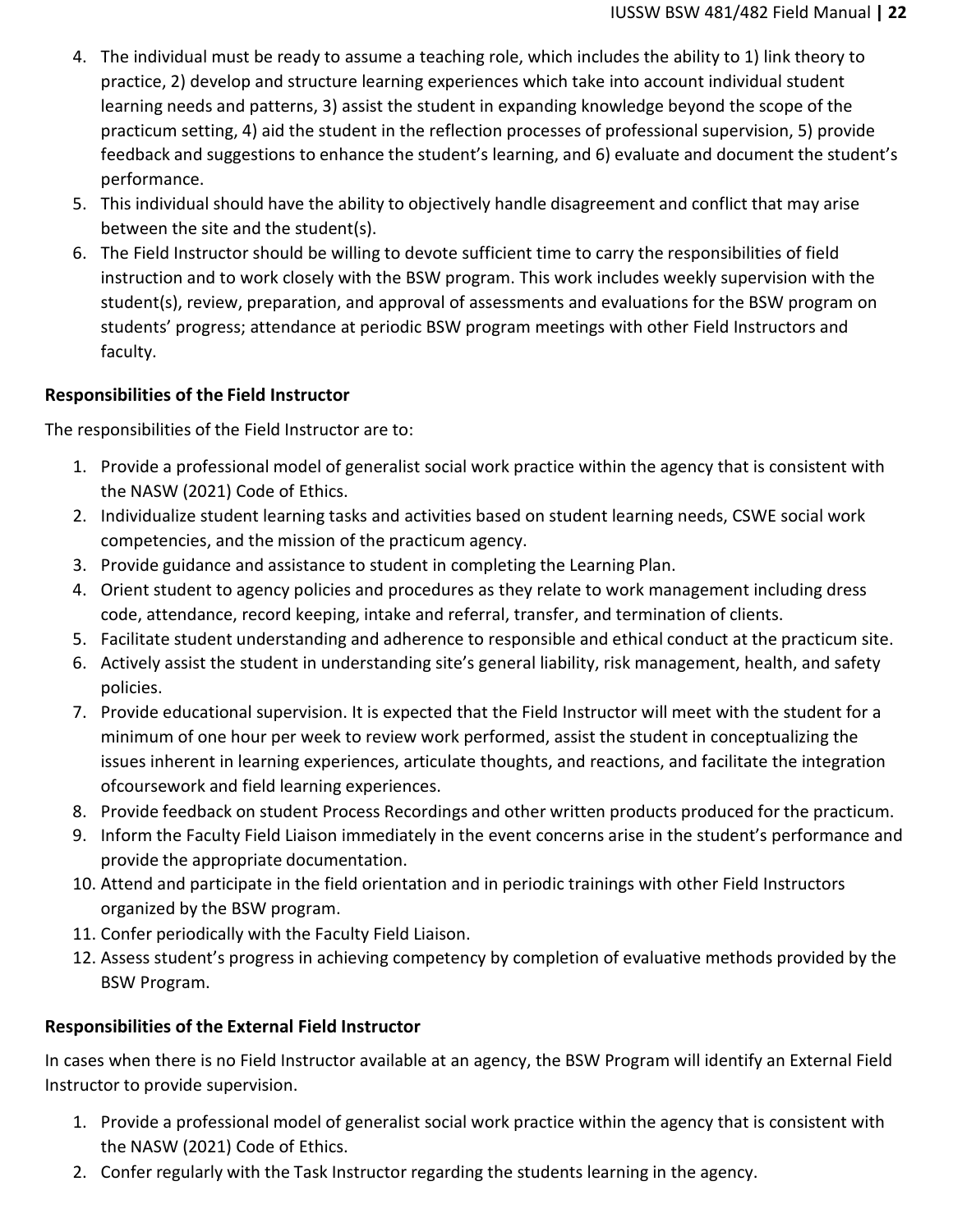4. The individual must be ready to assume a teaching role, which includes the ability to 1) link theory to practice, 2) develop and structure learning experiences which take into account individual student learning needs and patterns, 3) assist the student in expanding knowledge beyond the scope of the practicum setting, 4) aid the student in the reflection processes of professional supervision, 5) provide feedback and suggestions to enhance the student's learning, and 6) evaluate and document the student's performance.
5. This individual should have the ability to objectively handle disagreement and conflict that may arise between the site and the student(s).
6. The Field Instructor should be willing to devote sufficient time to carry the responsibilities of field instruction and to work closely with the BSW program. This work includes weekly supervision with the student(s), review, preparation, and approval of assessments and evaluations for the BSW program on students' progress; attendance at periodic BSW program meetings with other Field Instructors and faculty.

**Responsibilities of the Field Instructor**

The responsibilities of the Field Instructor are to:

1. Provide a professional model of generalist social work practice within the agency that is consistent with the NASW (2021) Code of Ethics.
2. Individualize student learning tasks and activities based on student learning needs, CSWE social work competencies, and the mission of the practicum agency.
3. Provide guidance and assistance to student in completing the Learning Plan.
4. Orient student to agency policies and procedures as they relate to work management including dress code, attendance, record keeping, intake and referral, transfer, and termination of clients.
5. Facilitate student understanding and adherence to responsible and ethical conduct at the practicum site.
6. Actively assist the student in understanding site's general liability, risk management, health, and safety policies.
7. Provide educational supervision. It is expected that the Field Instructor will meet with the student for a minimum of one hour per week to review work performed, assist the student in conceptualizing the issues inherent in learning experiences, articulate thoughts, and reactions, and facilitate the integration ofcoursework and field learning experiences.
8. Provide feedback on student Process Recordings and other written products produced for the practicum.
9. Inform the Faculty Field Liaison immediately in the event concerns arise in the student's performance and provide the appropriate documentation.
10. Attend and participate in the field orientation and in periodic trainings with other Field Instructors organized by the BSW program.
11. Confer periodically with the Faculty Field Liaison.
12. Assess student's progress in achieving competency by completion of evaluative methods provided by the BSW Program.

**Responsibilities of the External Field Instructor**

In cases when there is no Field Instructor available at an agency, the BSW Program will identify an External Field Instructor to provide supervision.

1. Provide a professional model of generalist social work practice within the agency that is consistent with the NASW (2021) Code of Ethics.
2. Confer regularly with the Task Instructor regarding the students learning in the agency.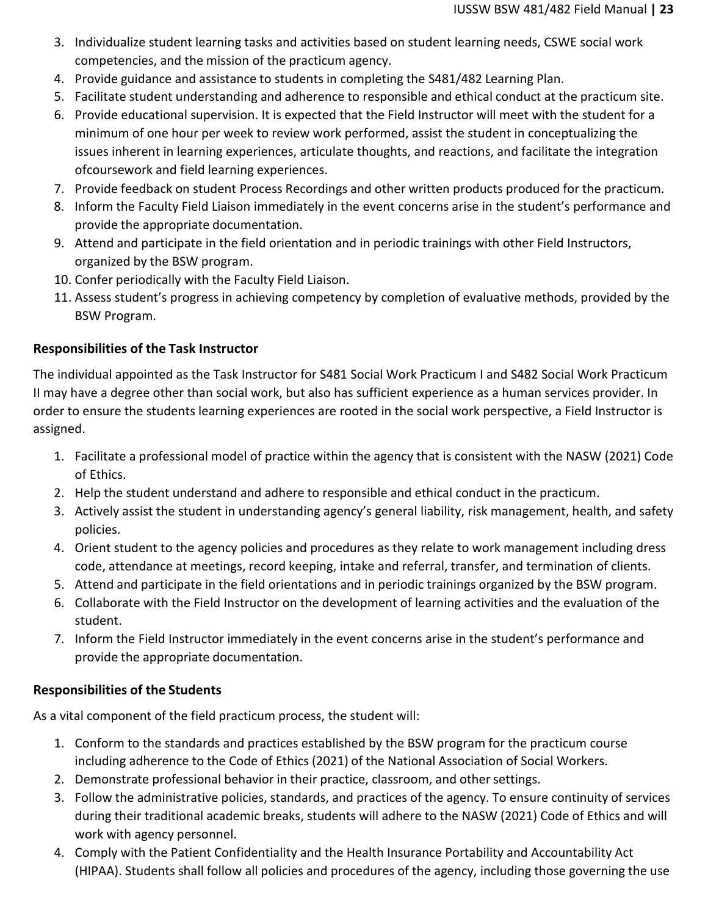3. Individualize student learning tasks and activities based on student learning needs, CSWE social work competencies, and the mission of the practicum agency.
4. Provide guidance and assistance to students in completing the S481/482 Learning Plan.
5. Facilitate student understanding and adherence to responsible and ethical conduct at the practicum site.
6. Provide educational supervision. It is expected that the Field Instructor will meet with the student for a minimum of one hour per week to review work performed, assist the student in conceptualizing the issues inherent in learning experiences, articulate thoughts, and reactions, and facilitate the integration ofcoursework and field learning experiences.
7. Provide feedback on student Process Recordings and other written products produced for the practicum.
8. Inform the Faculty Field Liaison immediately in the event concerns arise in the student's performance and provide the appropriate documentation.
9. Attend and participate in the field orientation and in periodic trainings with other Field Instructors, organized by the BSW program.
10. Confer periodically with the Faculty Field Liaison.
11. Assess student's progress in achieving competency by completion of evaluative methods, provided by the BSW Program.

**Responsibilities of the Task Instructor**

The individual appointed as the Task Instructor for S481 Social Work Practicum I and S482 Social Work Practicum II may have a degree other than social work, but also has sufficient experience as a human services provider. In order to ensure the students learning experiences are rooted in the social work perspective, a Field Instructor is assigned.

1. Facilitate a professional model of practice within the agency that is consistent with the NASW (2021) Code of Ethics.
2. Help the student understand and adhere to responsible and ethical conduct in the practicum.
3. Actively assist the student in understanding agency's general liability, risk management, health, and safety policies.
4. Orient student to the agency policies and procedures as they relate to work management including dress code, attendance at meetings, record keeping, intake and referral, transfer, and termination of clients.
5. Attend and participate in the field orientations and in periodic trainings organized by the BSW program.
6. Collaborate with the Field Instructor on the development of learning activities and the evaluation of the student.
7. Inform the Field Instructor immediately in the event concerns arise in the student's performance and provide the appropriate documentation.

**Responsibilities of the Students**

As a vital component of the field practicum process, the student will:

1. Conform to the standards and practices established by the BSW program for the practicum course including adherence to the Code of Ethics (2021) of the National Association of Social Workers.
2. Demonstrate professional behavior in their practice, classroom, and other settings.
3. Follow the administrative policies, standards, and practices of the agency. To ensure continuity of services during their traditional academic breaks, students will adhere to the NASW (2021) Code of Ethics and will work with agency personnel.
4. Comply with the Patient Confidentiality and the Health Insurance Portability and Accountability Act (HIPAA). Students shall follow all policies and procedures of the agency, including those governing the use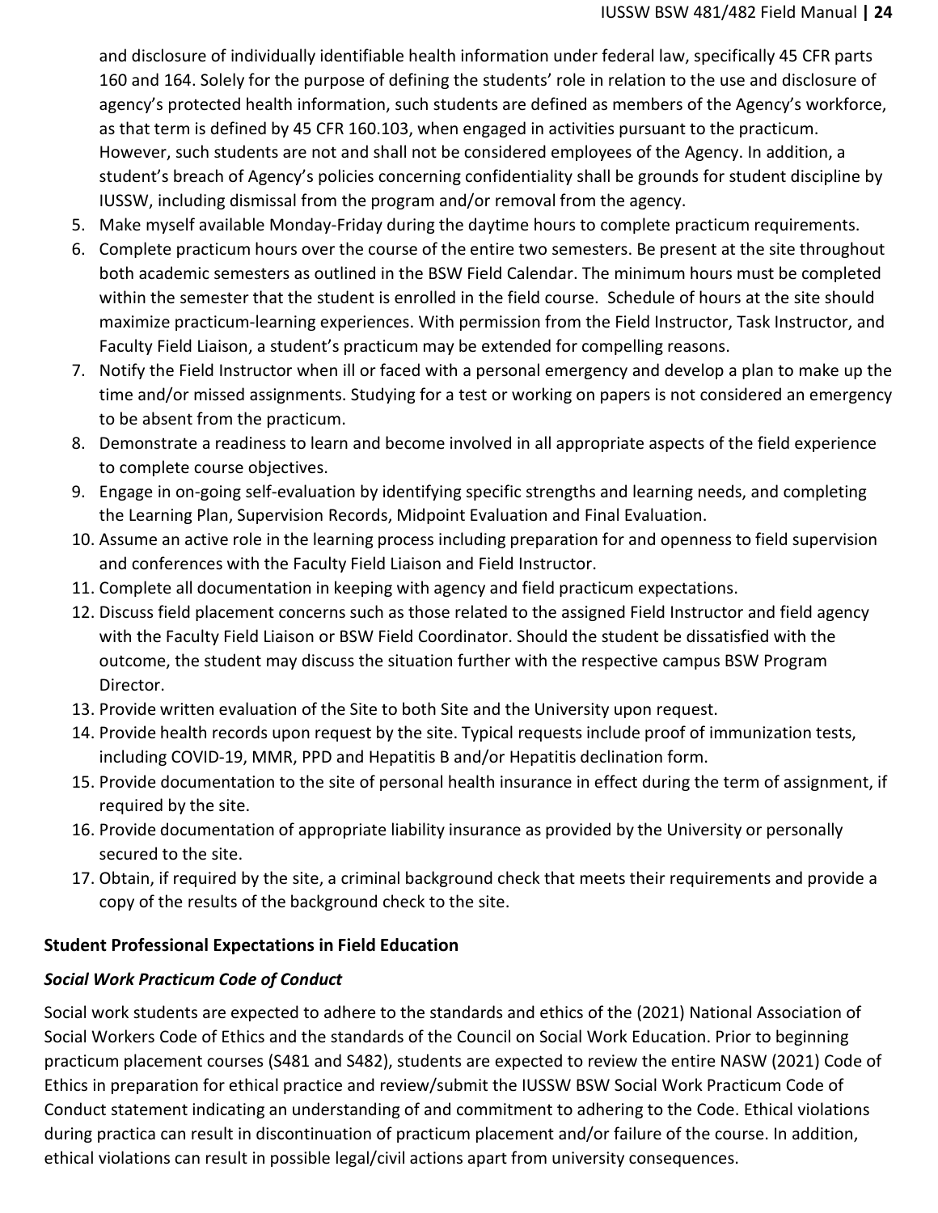and disclosure of individually identifiable health information under federal law, specifically 45 CFR parts 160 and 164. Solely for the purpose of defining the students' role in relation to the use and disclosure of agency's protected health information, such students are defined as members of the Agency's workforce, as that term is defined by 45 CFR 160.103, when engaged in activities pursuant to the practicum. However, such students are not and shall not be considered employees of the Agency. In addition, a student's breach of Agency's policies concerning confidentiality shall be grounds for student discipline by IUSSW, including dismissal from the program and/or removal from the agency.

5. Make myself available Monday-Friday during the daytime hours to complete practicum requirements.
6. Complete practicum hours over the course of the entire two semesters. Be present at the site throughout both academic semesters as outlined in the BSW Field Calendar. The minimum hours must be completed within the semester that the student is enrolled in the field course. Schedule of hours at the site should maximize practicum-learning experiences. With permission from the Field Instructor, Task Instructor, and Faculty Field Liaison, a student's practicum may be extended for compelling reasons.
7. Notify the Field Instructor when ill or faced with a personal emergency and develop a plan to make up the time and/or missed assignments. Studying for a test or working on papers is not considered an emergency to be absent from the practicum.
8. Demonstrate a readiness to learn and become involved in all appropriate aspects of the field experience to complete course objectives.
9. Engage in on-going self-evaluation by identifying specific strengths and learning needs, and completing the Learning Plan, Supervision Records, Midpoint Evaluation and Final Evaluation.
10. Assume an active role in the learning process including preparation for and openness to field supervision and conferences with the Faculty Field Liaison and Field Instructor.
11. Complete all documentation in keeping with agency and field practicum expectations.
12. Discuss field placement concerns such as those related to the assigned Field Instructor and field agency with the Faculty Field Liaison or BSW Field Coordinator. Should the student be dissatisfied with the outcome, the student may discuss the situation further with the respective campus BSW Program Director.
13. Provide written evaluation of the Site to both Site and the University upon request.
14. Provide health records upon request by the site. Typical requests include proof of immunization tests, including COVID-19, MMR, PPD and Hepatitis B and/or Hepatitis declination form.
15. Provide documentation to the site of personal health insurance in effect during the term of assignment, if required by the site.
16. Provide documentation of appropriate liability insurance as provided by the University or personally secured to the site.
17. Obtain, if required by the site, a criminal background check that meets their requirements and provide a copy of the results of the background check to the site.

## Student Professional Expectations in Field Education

### *Social Work Practicum Code of Conduct*

Social work students are expected to adhere to the standards and ethics of the (2021) National Association of Social Workers Code of Ethics and the standards of the Council on Social Work Education. Prior to beginning practicum placement courses (S481 and S482), students are expected to review the entire NASW (2021) Code of Ethics in preparation for ethical practice and review/submit the IUSSW BSW Social Work Practicum Code of Conduct statement indicating an understanding of and commitment to adhering to the Code. Ethical violations during practica can result in discontinuation of practicum placement and/or failure of the course. In addition, ethical violations can result in possible legal/civil actions apart from university consequences.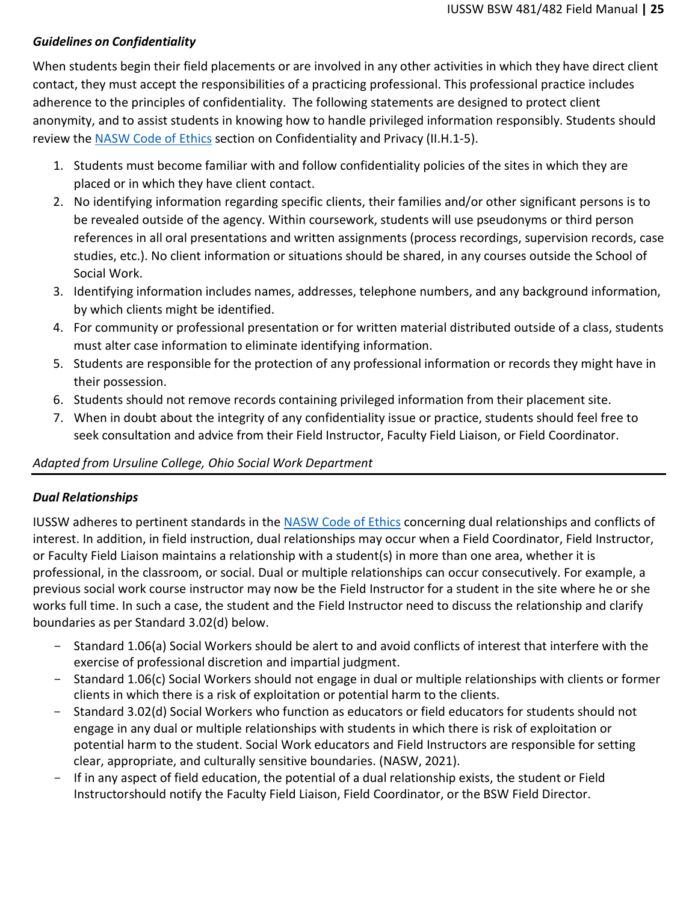### *Guidelines on Confidentiality*

When students begin their field placements or are involved in any other activities in which they have direct client contact, they must accept the responsibilities of a practicing professional. This professional practice includes adherence to the principles of confidentiality. The following statements are designed to protect client anonymity, and to assist students in knowing how to handle privileged information responsibly. Students should review the [NASW Code of Ethics] section on Confidentiality and Privacy (II.H.1-5).

1. Students must become familiar with and follow confidentiality policies of the sites in which they are placed or in which they have client contact.
2. No identifying information regarding specific clients, their families and/or other significant persons is to be revealed outside of the agency. Within coursework, students will use pseudonyms or third person references in all oral presentations and written assignments (process recordings, supervision records, case studies, etc.). No client information or situations should be shared, in any courses outside the School of Social Work.
3. Identifying information includes names, addresses, telephone numbers, and any background information, by which clients might be identified.
4. For community or professional presentation or for written material distributed outside of a class, students must alter case information to eliminate identifying information.
5. Students are responsible for the protection of any professional information or records they might have in their possession.
6. Students should not remove records containing privileged information from their placement site.
7. When in doubt about the integrity of any confidentiality issue or practice, students should feel free to seek consultation and advice from their Field Instructor, Faculty Field Liaison, or Field Coordinator.

*Adapted from Ursuline College, Ohio Social Work Department*

---

### *Dual Relationships*

IUSSW adheres to pertinent standards in the [NASW Code of Ethics] concerning dual relationships and conflicts of interest. In addition, in field instruction, dual relationships may occur when a Field Coordinator, Field Instructor, or Faculty Field Liaison maintains a relationship with a student(s) in more than one area, whether it is professional, in the classroom, or social. Dual or multiple relationships can occur consecutively. For example, a previous social work course instructor may now be the Field Instructor for a student in the site where he or she works full time. In such a case, the student and the Field Instructor need to discuss the relationship and clarify boundaries as per Standard 3.02(d) below.

- Standard 1.06(a) Social Workers should be alert to and avoid conflicts of interest that interfere with the exercise of professional discretion and impartial judgment.
- Standard 1.06(c) Social Workers should not engage in dual or multiple relationships with clients or former clients in which there is a risk of exploitation or potential harm to the clients.
- Standard 3.02(d) Social Workers who function as educators or field educators for students should not engage in any dual or multiple relationships with students in which there is risk of exploitation or potential harm to the student. Social Work educators and Field Instructors are responsible for setting clear, appropriate, and culturally sensitive boundaries. (NASW, 2021).
- If in any aspect of field education, the potential of a dual relationship exists, the student or Field Instructorshould notify the Faculty Field Liaison, Field Coordinator, or the BSW Field Director.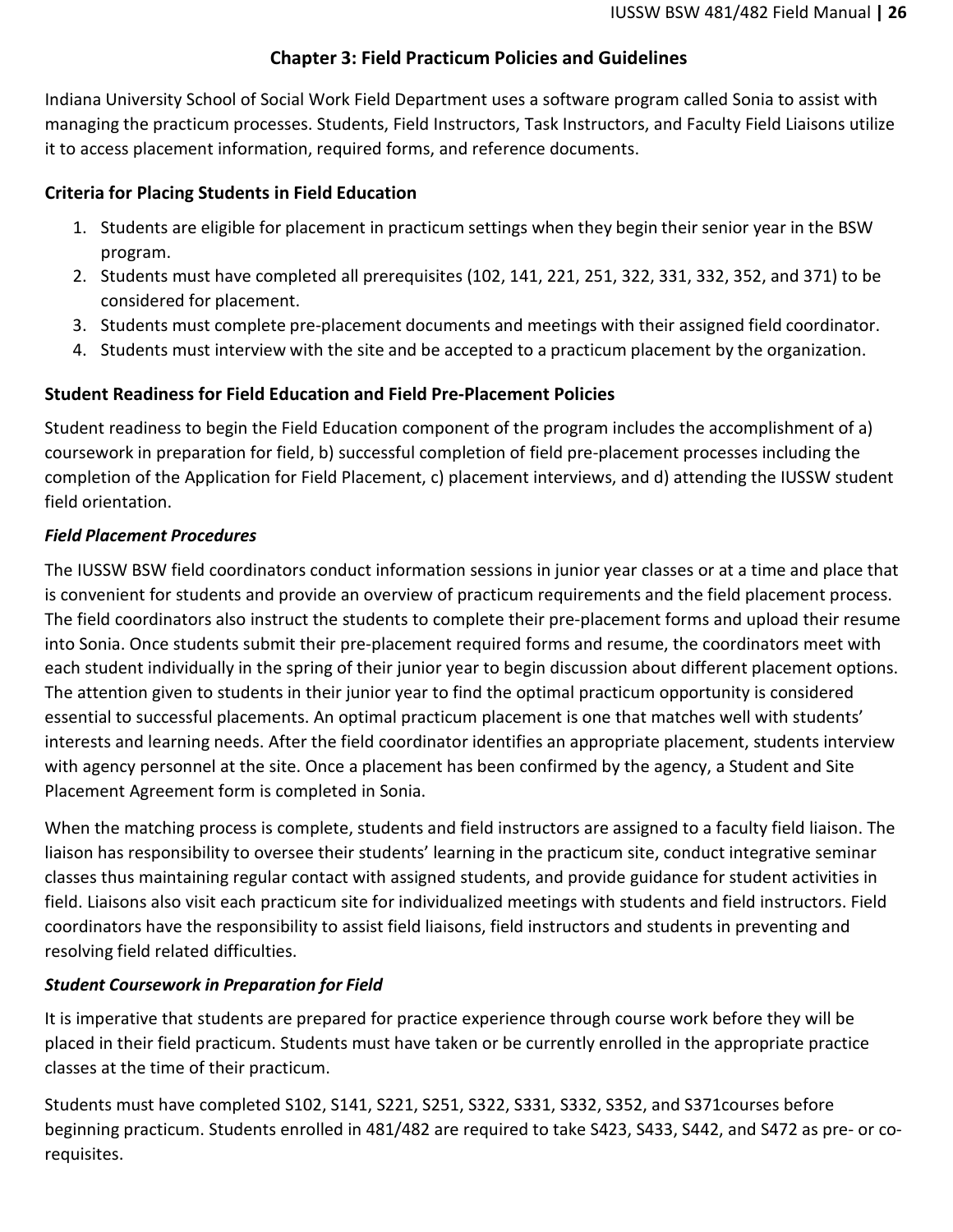## Chapter 3: Field Practicum Policies and Guidelines

Indiana University School of Social Work Field Department uses a software program called Sonia to assist with managing the practicum processes. Students, Field Instructors, Task Instructors, and Faculty Field Liaisons utilize it to access placement information, required forms, and reference documents.

### Criteria for Placing Students in Field Education

1. Students are eligible for placement in practicum settings when they begin their senior year in the BSW program.
2. Students must have completed all prerequisites (102, 141, 221, 251, 322, 331, 332, 352, and 371) to be considered for placement.
3. Students must complete pre-placement documents and meetings with their assigned field coordinator.
4. Students must interview with the site and be accepted to a practicum placement by the organization.

### Student Readiness for Field Education and Field Pre-Placement Policies

Student readiness to begin the Field Education component of the program includes the accomplishment of a) coursework in preparation for field, b) successful completion of field pre-placement processes including the completion of the Application for Field Placement, c) placement interviews, and d) attending the IUSSW student field orientation.

#### *Field Placement Procedures*

The IUSSW BSW field coordinators conduct information sessions in junior year classes or at a time and place that is convenient for students and provide an overview of practicum requirements and the field placement process. The field coordinators also instruct the students to complete their pre-placement forms and upload their resume into Sonia. Once students submit their pre-placement required forms and resume, the coordinators meet with each student individually in the spring of their junior year to begin discussion about different placement options. The attention given to students in their junior year to find the optimal practicum opportunity is considered essential to successful placements. An optimal practicum placement is one that matches well with students' interests and learning needs. After the field coordinator identifies an appropriate placement, students interview with agency personnel at the site. Once a placement has been confirmed by the agency, a Student and Site Placement Agreement form is completed in Sonia.

When the matching process is complete, students and field instructors are assigned to a faculty field liaison. The liaison has responsibility to oversee their students' learning in the practicum site, conduct integrative seminar classes thus maintaining regular contact with assigned students, and provide guidance for student activities in field. Liaisons also visit each practicum site for individualized meetings with students and field instructors. Field coordinators have the responsibility to assist field liaisons, field instructors and students in preventing and resolving field related difficulties.

#### *Student Coursework in Preparation for Field*

It is imperative that students are prepared for practice experience through course work before they will be placed in their field practicum. Students must have taken or be currently enrolled in the appropriate practice classes at the time of their practicum.

Students must have completed S102, S141, S221, S251, S322, S331, S332, S352, and S371courses before beginning practicum. Students enrolled in 481/482 are required to take S423, S433, S442, and S472 as pre- or co-requisites.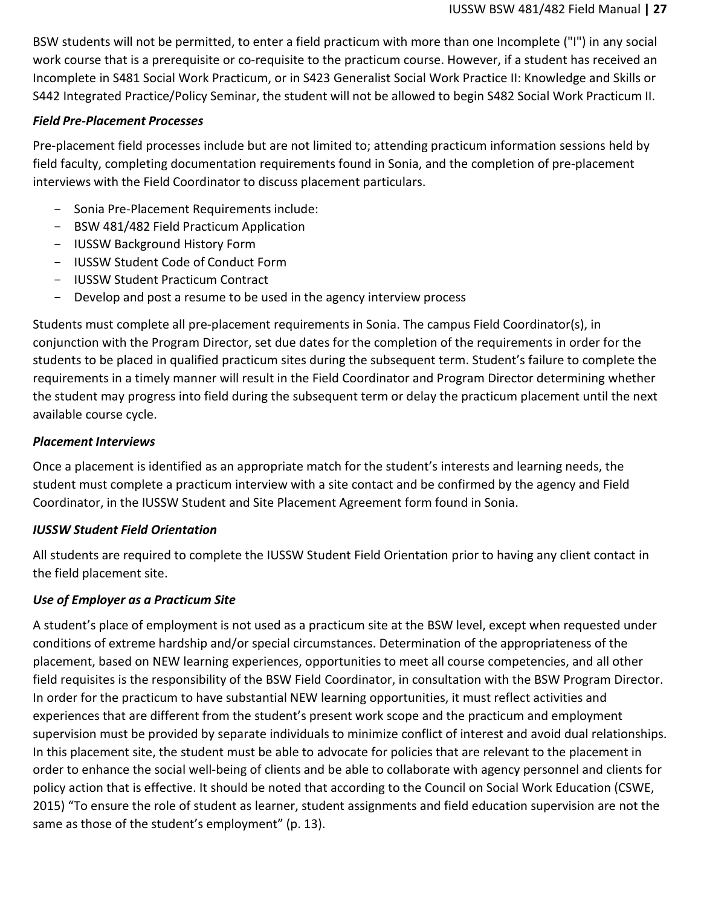BSW students will not be permitted, to enter a field practicum with more than one Incomplete ("I") in any social work course that is a prerequisite or co-requisite to the practicum course. However, if a student has received an Incomplete in S481 Social Work Practicum, or in S423 Generalist Social Work Practice II: Knowledge and Skills or S442 Integrated Practice/Policy Seminar, the student will not be allowed to begin S482 Social Work Practicum II.

***Field Pre-Placement Processes***

Pre-placement field processes include but are not limited to; attending practicum information sessions held by field faculty, completing documentation requirements found in Sonia, and the completion of pre-placement interviews with the Field Coordinator to discuss placement particulars.

- Sonia Pre-Placement Requirements include:
- BSW 481/482 Field Practicum Application
- IUSSW Background History Form
- IUSSW Student Code of Conduct Form
- IUSSW Student Practicum Contract
- Develop and post a resume to be used in the agency interview process

Students must complete all pre-placement requirements in Sonia. The campus Field Coordinator(s), in conjunction with the Program Director, set due dates for the completion of the requirements in order for the students to be placed in qualified practicum sites during the subsequent term. Student's failure to complete the requirements in a timely manner will result in the Field Coordinator and Program Director determining whether the student may progress into field during the subsequent term or delay the practicum placement until the next available course cycle.

***Placement Interviews***

Once a placement is identified as an appropriate match for the student's interests and learning needs, the student must complete a practicum interview with a site contact and be confirmed by the agency and Field Coordinator, in the IUSSW Student and Site Placement Agreement form found in Sonia.

***IUSSW Student Field Orientation***

All students are required to complete the IUSSW Student Field Orientation prior to having any client contact in the field placement site.

***Use of Employer as a Practicum Site***

A student's place of employment is not used as a practicum site at the BSW level, except when requested under conditions of extreme hardship and/or special circumstances. Determination of the appropriateness of the placement, based on NEW learning experiences, opportunities to meet all course competencies, and all other field requisites is the responsibility of the BSW Field Coordinator, in consultation with the BSW Program Director. In order for the practicum to have substantial NEW learning opportunities, it must reflect activities and experiences that are different from the student's present work scope and the practicum and employment supervision must be provided by separate individuals to minimize conflict of interest and avoid dual relationships. In this placement site, the student must be able to advocate for policies that are relevant to the placement in order to enhance the social well-being of clients and be able to collaborate with agency personnel and clients for policy action that is effective. It should be noted that according to the Council on Social Work Education (CSWE, 2015) "To ensure the role of student as learner, student assignments and field education supervision are not the same as those of the student's employment" (p. 13).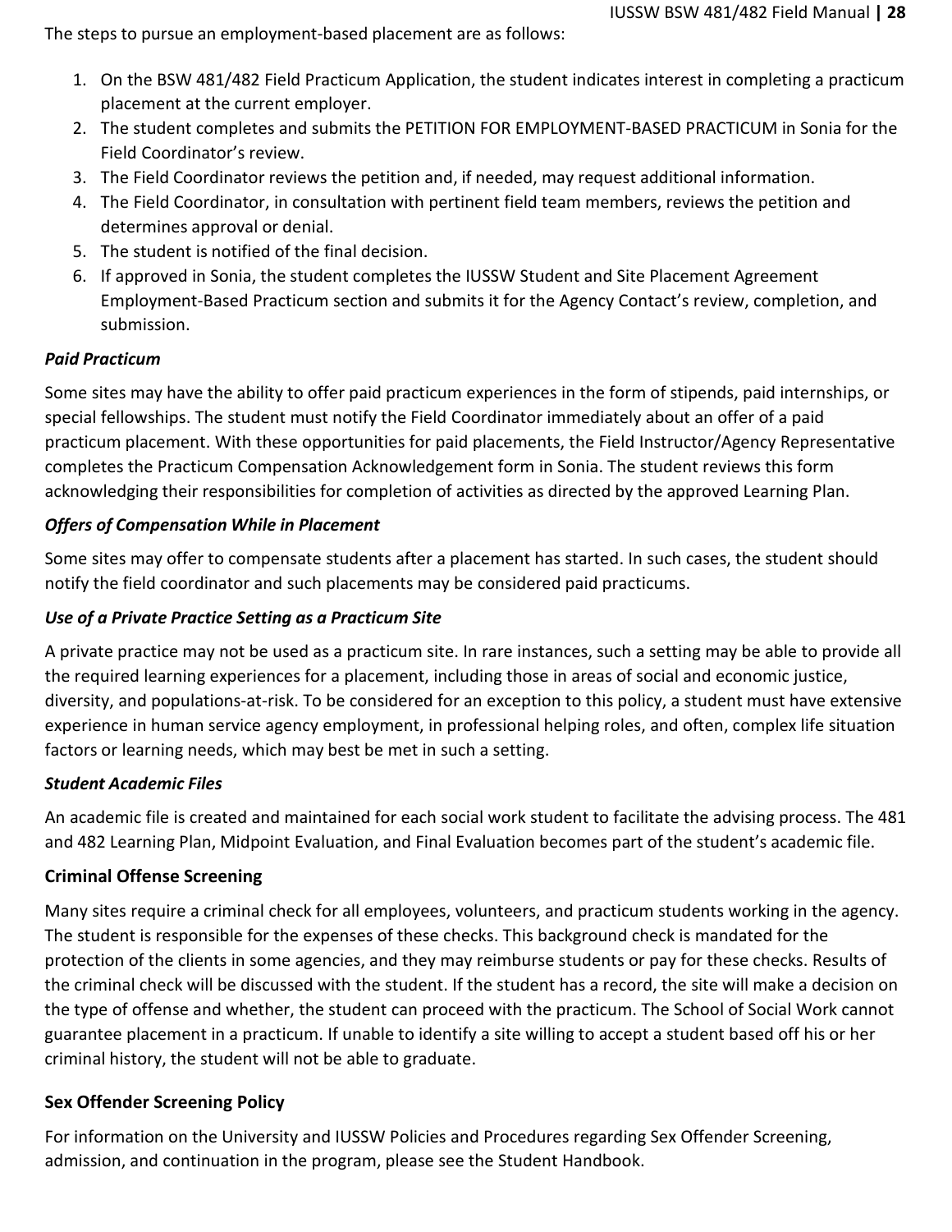The steps to pursue an employment-based placement are as follows:

1. On the BSW 481/482 Field Practicum Application, the student indicates interest in completing a practicum placement at the current employer.
2. The student completes and submits the PETITION FOR EMPLOYMENT-BASED PRACTICUM in Sonia for the Field Coordinator's review.
3. The Field Coordinator reviews the petition and, if needed, may request additional information.
4. The Field Coordinator, in consultation with pertinent field team members, reviews the petition and determines approval or denial.
5. The student is notified of the final decision.
6. If approved in Sonia, the student completes the IUSSW Student and Site Placement Agreement Employment-Based Practicum section and submits it for the Agency Contact's review, completion, and submission.

***Paid Practicum***

Some sites may have the ability to offer paid practicum experiences in the form of stipends, paid internships, or special fellowships. The student must notify the Field Coordinator immediately about an offer of a paid practicum placement. With these opportunities for paid placements, the Field Instructor/Agency Representative completes the Practicum Compensation Acknowledgement form in Sonia. The student reviews this form acknowledging their responsibilities for completion of activities as directed by the approved Learning Plan.

***Offers of Compensation While in Placement***

Some sites may offer to compensate students after a placement has started. In such cases, the student should notify the field coordinator and such placements may be considered paid practicums.

***Use of a Private Practice Setting as a Practicum Site***

A private practice may not be used as a practicum site. In rare instances, such a setting may be able to provide all the required learning experiences for a placement, including those in areas of social and economic justice, diversity, and populations-at-risk. To be considered for an exception to this policy, a student must have extensive experience in human service agency employment, in professional helping roles, and often, complex life situation factors or learning needs, which may best be met in such a setting.

***Student Academic Files***

An academic file is created and maintained for each social work student to facilitate the advising process. The 481 and 482 Learning Plan, Midpoint Evaluation, and Final Evaluation becomes part of the student's academic file.

## Criminal Offense Screening

Many sites require a criminal check for all employees, volunteers, and practicum students working in the agency. The student is responsible for the expenses of these checks. This background check is mandated for the protection of the clients in some agencies, and they may reimburse students or pay for these checks. Results of the criminal check will be discussed with the student. If the student has a record, the site will make a decision on the type of offense and whether, the student can proceed with the practicum. The School of Social Work cannot guarantee placement in a practicum. If unable to identify a site willing to accept a student based off his or her criminal history, the student will not be able to graduate.

## Sex Offender Screening Policy

For information on the University and IUSSW Policies and Procedures regarding Sex Offender Screening, admission, and continuation in the program, please see the Student Handbook.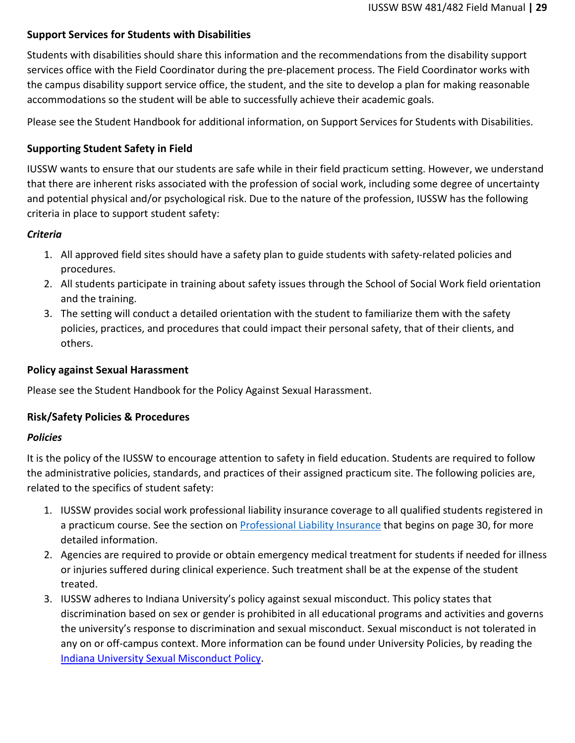### Support Services for Students with Disabilities

Students with disabilities should share this information and the recommendations from the disability support services office with the Field Coordinator during the pre-placement process. The Field Coordinator works with the campus disability support service office, the student, and the site to develop a plan for making reasonable accommodations so the student will be able to successfully achieve their academic goals.

Please see the Student Handbook for additional information, on Support Services for Students with Disabilities.

### Supporting Student Safety in Field

IUSSW wants to ensure that our students are safe while in their field practicum setting. However, we understand that there are inherent risks associated with the profession of social work, including some degree of uncertainty and potential physical and/or psychological risk. Due to the nature of the profession, IUSSW has the following criteria in place to support student safety:

#### *Criteria*

1. All approved field sites should have a safety plan to guide students with safety-related policies and procedures.
2. All students participate in training about safety issues through the School of Social Work field orientation and the training.
3. The setting will conduct a detailed orientation with the student to familiarize them with the safety policies, practices, and procedures that could impact their personal safety, that of their clients, and others.

### Policy against Sexual Harassment

Please see the Student Handbook for the Policy Against Sexual Harassment.

### Risk/Safety Policies & Procedures

#### *Policies*

It is the policy of the IUSSW to encourage attention to safety in field education. Students are required to follow the administrative policies, standards, and practices of their assigned practicum site. The following policies are, related to the specifics of student safety:

1. IUSSW provides social work professional liability insurance coverage to all qualified students registered in a practicum course. See the section on Professional Liability Insurance that begins on page 30, for more detailed information.
2. Agencies are required to provide or obtain emergency medical treatment for students if needed for illness or injuries suffered during clinical experience. Such treatment shall be at the expense of the student treated.
3. IUSSW adheres to Indiana University's policy against sexual misconduct. This policy states that discrimination based on sex or gender is prohibited in all educational programs and activities and governs the university's response to discrimination and sexual misconduct. Sexual misconduct is not tolerated in any on or off-campus context. More information can be found under University Policies, by reading the Indiana University Sexual Misconduct Policy.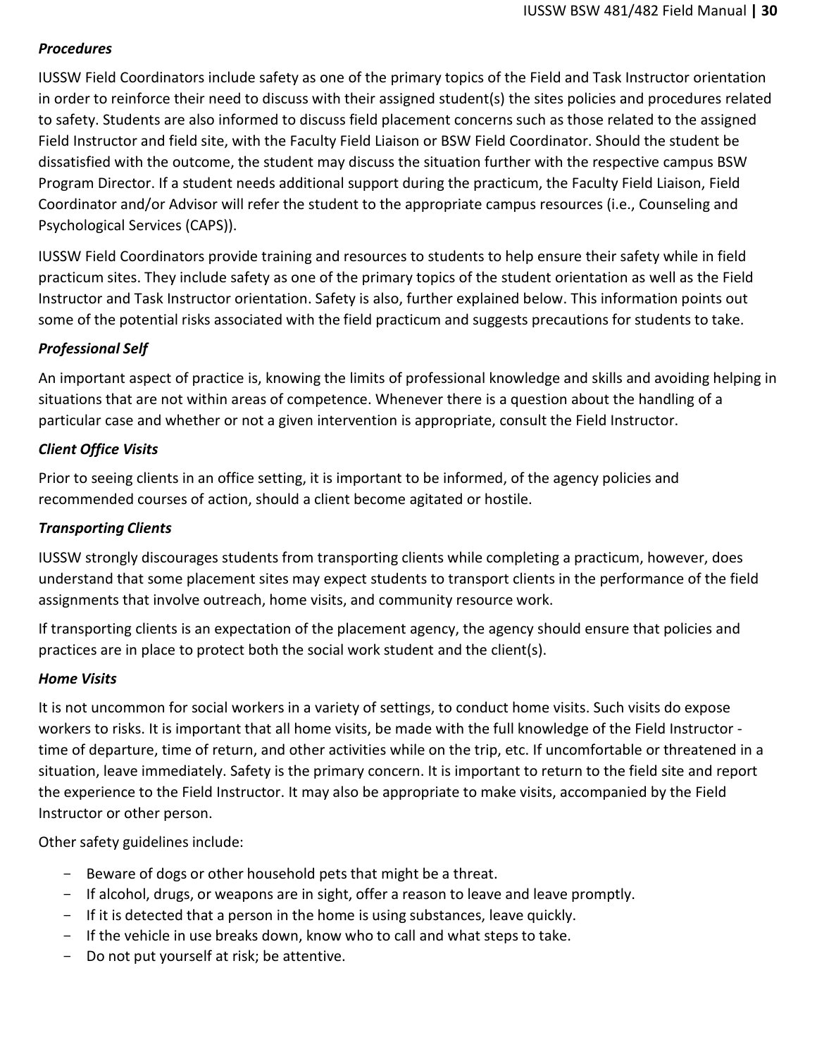***Procedures***

IUSSW Field Coordinators include safety as one of the primary topics of the Field and Task Instructor orientation in order to reinforce their need to discuss with their assigned student(s) the sites policies and procedures related to safety. Students are also informed to discuss field placement concerns such as those related to the assigned Field Instructor and field site, with the Faculty Field Liaison or BSW Field Coordinator. Should the student be dissatisfied with the outcome, the student may discuss the situation further with the respective campus BSW Program Director. If a student needs additional support during the practicum, the Faculty Field Liaison, Field Coordinator and/or Advisor will refer the student to the appropriate campus resources (i.e., Counseling and Psychological Services (CAPS)).

IUSSW Field Coordinators provide training and resources to students to help ensure their safety while in field practicum sites. They include safety as one of the primary topics of the student orientation as well as the Field Instructor and Task Instructor orientation. Safety is also, further explained below. This information points out some of the potential risks associated with the field practicum and suggests precautions for students to take.

***Professional Self***

An important aspect of practice is, knowing the limits of professional knowledge and skills and avoiding helping in situations that are not within areas of competence. Whenever there is a question about the handling of a particular case and whether or not a given intervention is appropriate, consult the Field Instructor.

***Client Office Visits***

Prior to seeing clients in an office setting, it is important to be informed, of the agency policies and recommended courses of action, should a client become agitated or hostile.

***Transporting Clients***

IUSSW strongly discourages students from transporting clients while completing a practicum, however, does understand that some placement sites may expect students to transport clients in the performance of the field assignments that involve outreach, home visits, and community resource work.

If transporting clients is an expectation of the placement agency, the agency should ensure that policies and practices are in place to protect both the social work student and the client(s).

***Home Visits***

It is not uncommon for social workers in a variety of settings, to conduct home visits. Such visits do expose workers to risks. It is important that all home visits, be made with the full knowledge of the Field Instructor - time of departure, time of return, and other activities while on the trip, etc. If uncomfortable or threatened in a situation, leave immediately. Safety is the primary concern. It is important to return to the field site and report the experience to the Field Instructor. It may also be appropriate to make visits, accompanied by the Field Instructor or other person.

Other safety guidelines include:

- Beware of dogs or other household pets that might be a threat.
- If alcohol, drugs, or weapons are in sight, offer a reason to leave and leave promptly.
- If it is detected that a person in the home is using substances, leave quickly.
- If the vehicle in use breaks down, know who to call and what steps to take.
- Do not put yourself at risk; be attentive.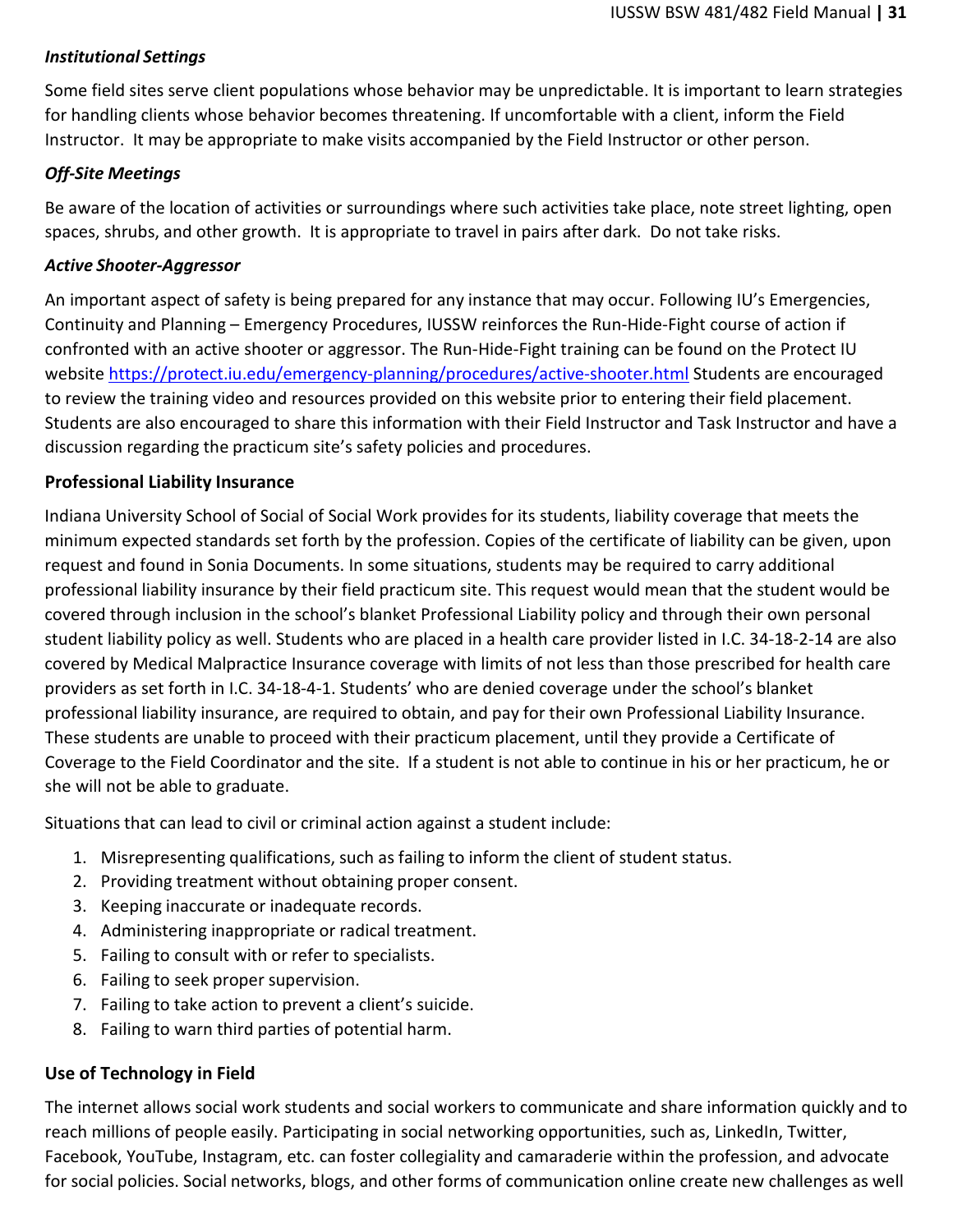### *Institutional Settings*

Some field sites serve client populations whose behavior may be unpredictable. It is important to learn strategies for handling clients whose behavior becomes threatening. If uncomfortable with a client, inform the Field Instructor. It may be appropriate to make visits accompanied by the Field Instructor or other person.

### *Off-Site Meetings*

Be aware of the location of activities or surroundings where such activities take place, note street lighting, open spaces, shrubs, and other growth. It is appropriate to travel in pairs after dark. Do not take risks.

### *Active Shooter-Aggressor*

An important aspect of safety is being prepared for any instance that may occur. Following IU's Emergencies, Continuity and Planning – Emergency Procedures, IUSSW reinforces the Run-Hide-Fight course of action if confronted with an active shooter or aggressor. The Run-Hide-Fight training can be found on the Protect IU website [https://protect.iu.edu/emergency-planning/procedures/active-shooter.html](https://protect.iu.edu/emergency-planning/procedures/active-shooter.html) Students are encouraged to review the training video and resources provided on this website prior to entering their field placement. Students are also encouraged to share this information with their Field Instructor and Task Instructor and have a discussion regarding the practicum site's safety policies and procedures.

## Professional Liability Insurance

Indiana University School of Social of Social Work provides for its students, liability coverage that meets the minimum expected standards set forth by the profession. Copies of the certificate of liability can be given, upon request and found in Sonia Documents. In some situations, students may be required to carry additional professional liability insurance by their field practicum site. This request would mean that the student would be covered through inclusion in the school's blanket Professional Liability policy and through their own personal student liability policy as well. Students who are placed in a health care provider listed in I.C. 34-18-2-14 are also covered by Medical Malpractice Insurance coverage with limits of not less than those prescribed for health care providers as set forth in I.C. 34-18-4-1. Students' who are denied coverage under the school's blanket professional liability insurance, are required to obtain, and pay for their own Professional Liability Insurance. These students are unable to proceed with their practicum placement, until they provide a Certificate of Coverage to the Field Coordinator and the site. If a student is not able to continue in his or her practicum, he or she will not be able to graduate.

Situations that can lead to civil or criminal action against a student include:

1. Misrepresenting qualifications, such as failing to inform the client of student status.
2. Providing treatment without obtaining proper consent.
3. Keeping inaccurate or inadequate records.
4. Administering inappropriate or radical treatment.
5. Failing to consult with or refer to specialists.
6. Failing to seek proper supervision.
7. Failing to take action to prevent a client's suicide.
8. Failing to warn third parties of potential harm.

## Use of Technology in Field

The internet allows social work students and social workers to communicate and share information quickly and to reach millions of people easily. Participating in social networking opportunities, such as, LinkedIn, Twitter, Facebook, YouTube, Instagram, etc. can foster collegiality and camaraderie within the profession, and advocate for social policies. Social networks, blogs, and other forms of communication online create new challenges as well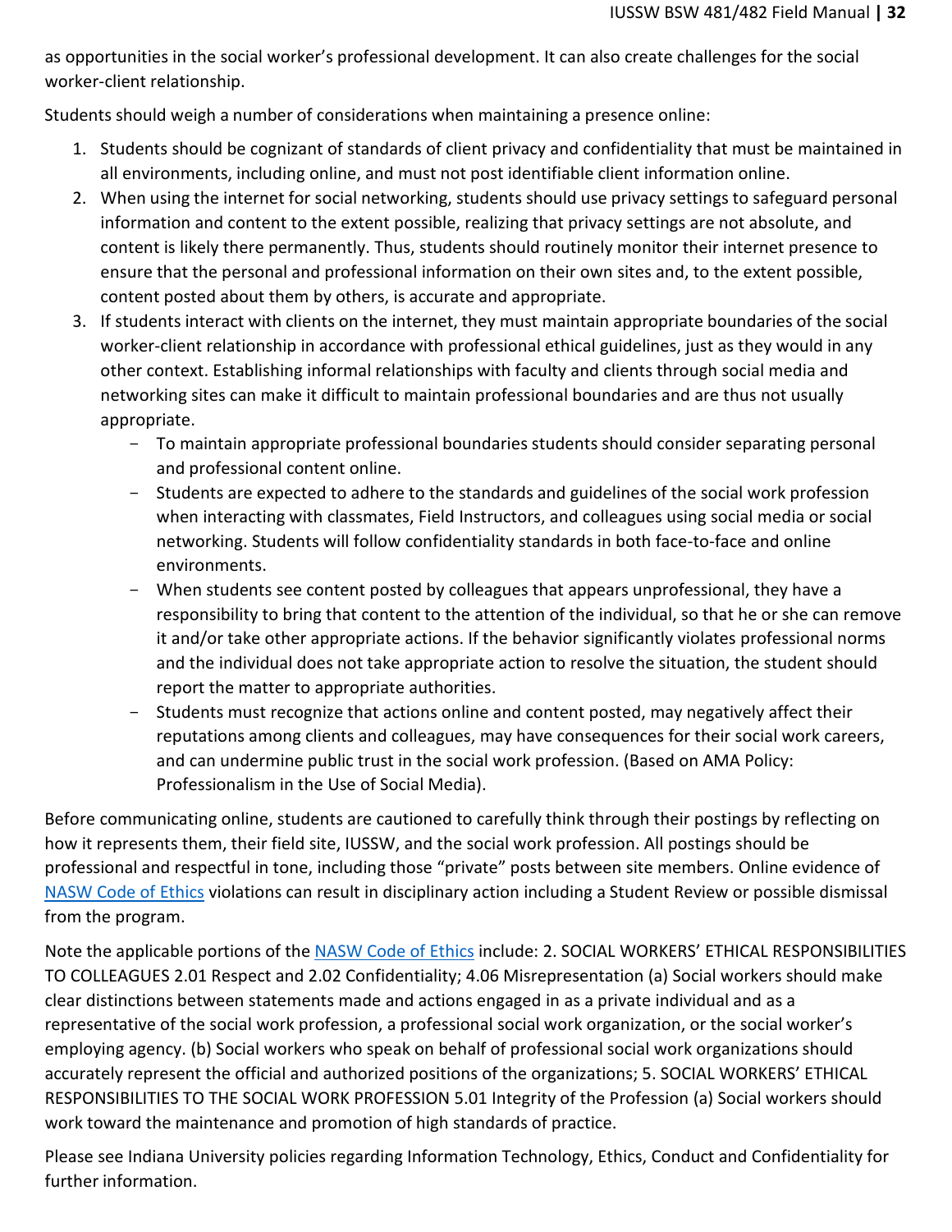as opportunities in the social worker's professional development. It can also create challenges for the social worker-client relationship.

Students should weigh a number of considerations when maintaining a presence online:

1. Students should be cognizant of standards of client privacy and confidentiality that must be maintained in all environments, including online, and must not post identifiable client information online.
2. When using the internet for social networking, students should use privacy settings to safeguard personal information and content to the extent possible, realizing that privacy settings are not absolute, and content is likely there permanently. Thus, students should routinely monitor their internet presence to ensure that the personal and professional information on their own sites and, to the extent possible, content posted about them by others, is accurate and appropriate.
3. If students interact with clients on the internet, they must maintain appropriate boundaries of the social worker-client relationship in accordance with professional ethical guidelines, just as they would in any other context. Establishing informal relationships with faculty and clients through social media and networking sites can make it difficult to maintain professional boundaries and are thus not usually appropriate.
   - To maintain appropriate professional boundaries students should consider separating personal and professional content online.
   - Students are expected to adhere to the standards and guidelines of the social work profession when interacting with classmates, Field Instructors, and colleagues using social media or social networking. Students will follow confidentiality standards in both face-to-face and online environments.
   - When students see content posted by colleagues that appears unprofessional, they have a responsibility to bring that content to the attention of the individual, so that he or she can remove it and/or take other appropriate actions. If the behavior significantly violates professional norms and the individual does not take appropriate action to resolve the situation, the student should report the matter to appropriate authorities.
   - Students must recognize that actions online and content posted, may negatively affect their reputations among clients and colleagues, may have consequences for their social work careers, and can undermine public trust in the social work profession. (Based on AMA Policy: Professionalism in the Use of Social Media).

Before communicating online, students are cautioned to carefully think through their postings by reflecting on how it represents them, their field site, IUSSW, and the social work profession. All postings should be professional and respectful in tone, including those "private" posts between site members. Online evidence of NASW Code of Ethics violations can result in disciplinary action including a Student Review or possible dismissal from the program.

Note the applicable portions of the NASW Code of Ethics include: 2. SOCIAL WORKERS' ETHICAL RESPONSIBILITIES TO COLLEAGUES 2.01 Respect and 2.02 Confidentiality; 4.06 Misrepresentation (a) Social workers should make clear distinctions between statements made and actions engaged in as a private individual and as a representative of the social work profession, a professional social work organization, or the social worker's employing agency. (b) Social workers who speak on behalf of professional social work organizations should accurately represent the official and authorized positions of the organizations; 5. SOCIAL WORKERS' ETHICAL RESPONSIBILITIES TO THE SOCIAL WORK PROFESSION 5.01 Integrity of the Profession (a) Social workers should work toward the maintenance and promotion of high standards of practice.

Please see Indiana University policies regarding Information Technology, Ethics, Conduct and Confidentiality for further information.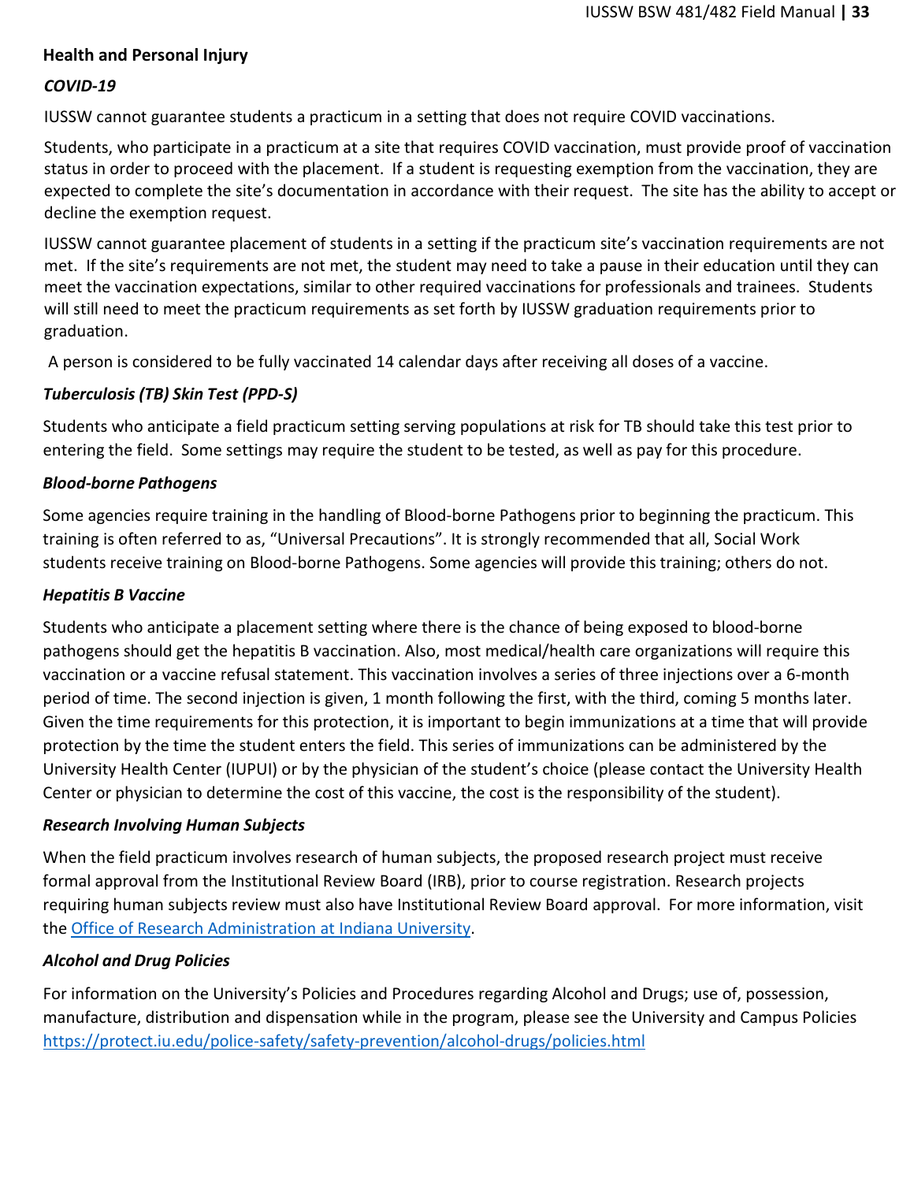## Health and Personal Injury

### *COVID-19*

IUSSW cannot guarantee students a practicum in a setting that does not require COVID vaccinations.

Students, who participate in a practicum at a site that requires COVID vaccination, must provide proof of vaccination status in order to proceed with the placement. If a student is requesting exemption from the vaccination, they are expected to complete the site's documentation in accordance with their request. The site has the ability to accept or decline the exemption request.

IUSSW cannot guarantee placement of students in a setting if the practicum site's vaccination requirements are not met. If the site's requirements are not met, the student may need to take a pause in their education until they can meet the vaccination expectations, similar to other required vaccinations for professionals and trainees. Students will still need to meet the practicum requirements as set forth by IUSSW graduation requirements prior to graduation.

A person is considered to be fully vaccinated 14 calendar days after receiving all doses of a vaccine.

### *Tuberculosis (TB) Skin Test (PPD-S)*

Students who anticipate a field practicum setting serving populations at risk for TB should take this test prior to entering the field. Some settings may require the student to be tested, as well as pay for this procedure.

### *Blood-borne Pathogens*

Some agencies require training in the handling of Blood-borne Pathogens prior to beginning the practicum. This training is often referred to as, "Universal Precautions". It is strongly recommended that all, Social Work students receive training on Blood-borne Pathogens. Some agencies will provide this training; others do not.

### *Hepatitis B Vaccine*

Students who anticipate a placement setting where there is the chance of being exposed to blood-borne pathogens should get the hepatitis B vaccination. Also, most medical/health care organizations will require this vaccination or a vaccine refusal statement. This vaccination involves a series of three injections over a 6-month period of time. The second injection is given, 1 month following the first, with the third, coming 5 months later. Given the time requirements for this protection, it is important to begin immunizations at a time that will provide protection by the time the student enters the field. This series of immunizations can be administered by the University Health Center (IUPUI) or by the physician of the student's choice (please contact the University Health Center or physician to determine the cost of this vaccine, the cost is the responsibility of the student).

### *Research Involving Human Subjects*

When the field practicum involves research of human subjects, the proposed research project must receive formal approval from the Institutional Review Board (IRB), prior to course registration. Research projects requiring human subjects review must also have Institutional Review Board approval. For more information, visit the Office of Research Administration at Indiana University.

### *Alcohol and Drug Policies*

For information on the University's Policies and Procedures regarding Alcohol and Drugs; use of, possession, manufacture, distribution and dispensation while in the program, please see the University and Campus Policies https://protect.iu.edu/police-safety/safety-prevention/alcohol-drugs/policies.html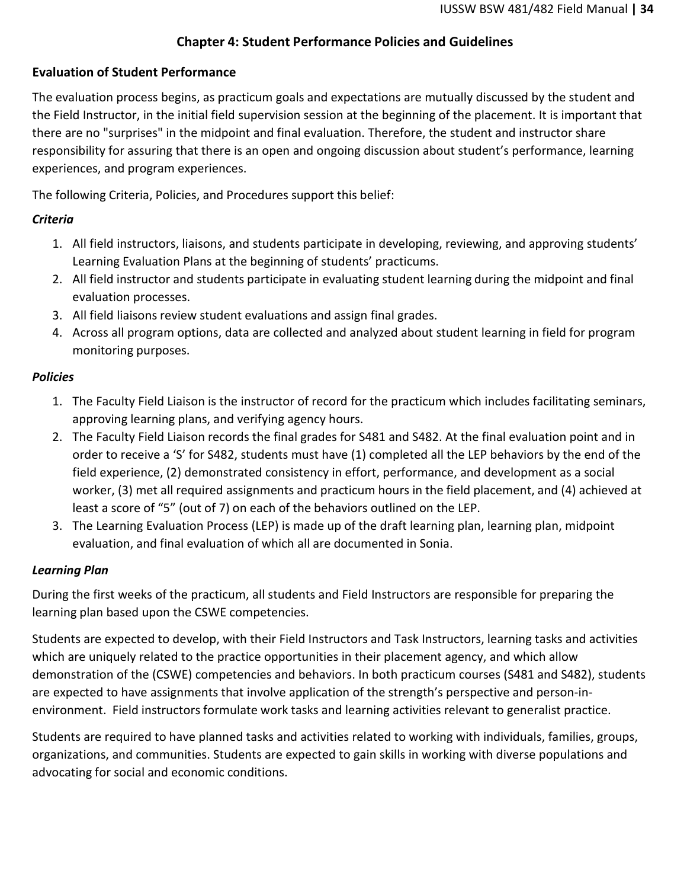# Chapter 4: Student Performance Policies and Guidelines

## Evaluation of Student Performance

The evaluation process begins, as practicum goals and expectations are mutually discussed by the student and the Field Instructor, in the initial field supervision session at the beginning of the placement. It is important that there are no "surprises" in the midpoint and final evaluation. Therefore, the student and instructor share responsibility for assuring that there is an open and ongoing discussion about student's performance, learning experiences, and program experiences.

The following Criteria, Policies, and Procedures support this belief:

### *Criteria*

1. All field instructors, liaisons, and students participate in developing, reviewing, and approving students' Learning Evaluation Plans at the beginning of students' practicums.
2. All field instructor and students participate in evaluating student learning during the midpoint and final evaluation processes.
3. All field liaisons review student evaluations and assign final grades.
4. Across all program options, data are collected and analyzed about student learning in field for program monitoring purposes.

### *Policies*

1. The Faculty Field Liaison is the instructor of record for the practicum which includes facilitating seminars, approving learning plans, and verifying agency hours.
2. The Faculty Field Liaison records the final grades for S481 and S482. At the final evaluation point and in order to receive a 'S' for S482, students must have (1) completed all the LEP behaviors by the end of the field experience, (2) demonstrated consistency in effort, performance, and development as a social worker, (3) met all required assignments and practicum hours in the field placement, and (4) achieved at least a score of "5" (out of 7) on each of the behaviors outlined on the LEP.
3. The Learning Evaluation Process (LEP) is made up of the draft learning plan, learning plan, midpoint evaluation, and final evaluation of which all are documented in Sonia.

### *Learning Plan*

During the first weeks of the practicum, all students and Field Instructors are responsible for preparing the learning plan based upon the CSWE competencies.

Students are expected to develop, with their Field Instructors and Task Instructors, learning tasks and activities which are uniquely related to the practice opportunities in their placement agency, and which allow demonstration of the (CSWE) competencies and behaviors. In both practicum courses (S481 and S482), students are expected to have assignments that involve application of the strength's perspective and person-in-environment. Field instructors formulate work tasks and learning activities relevant to generalist practice.

Students are required to have planned tasks and activities related to working with individuals, families, groups, organizations, and communities. Students are expected to gain skills in working with diverse populations and advocating for social and economic conditions.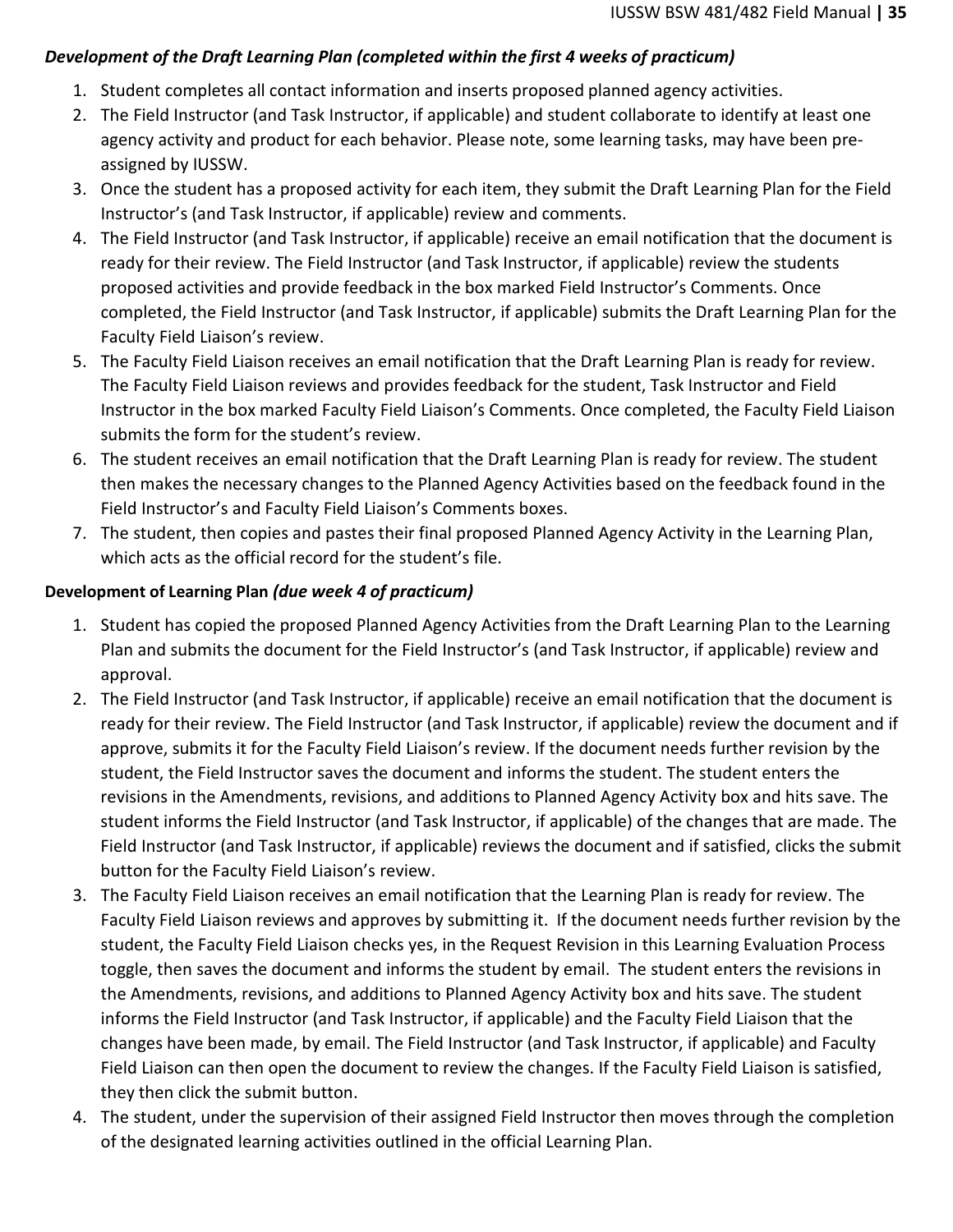***Development of the Draft Learning Plan (completed within the first 4 weeks of practicum)***

1. Student completes all contact information and inserts proposed planned agency activities.
2. The Field Instructor (and Task Instructor, if applicable) and student collaborate to identify at least one agency activity and product for each behavior. Please note, some learning tasks, may have been pre-assigned by IUSSW.
3. Once the student has a proposed activity for each item, they submit the Draft Learning Plan for the Field Instructor's (and Task Instructor, if applicable) review and comments.
4. The Field Instructor (and Task Instructor, if applicable) receive an email notification that the document is ready for their review. The Field Instructor (and Task Instructor, if applicable) review the students proposed activities and provide feedback in the box marked Field Instructor's Comments. Once completed, the Field Instructor (and Task Instructor, if applicable) submits the Draft Learning Plan for the Faculty Field Liaison's review.
5. The Faculty Field Liaison receives an email notification that the Draft Learning Plan is ready for review. The Faculty Field Liaison reviews and provides feedback for the student, Task Instructor and Field Instructor in the box marked Faculty Field Liaison's Comments. Once completed, the Faculty Field Liaison submits the form for the student's review.
6. The student receives an email notification that the Draft Learning Plan is ready for review. The student then makes the necessary changes to the Planned Agency Activities based on the feedback found in the Field Instructor's and Faculty Field Liaison's Comments boxes.
7. The student, then copies and pastes their final proposed Planned Agency Activity in the Learning Plan, which acts as the official record for the student's file.

**Development of Learning Plan *(due week 4 of practicum)***

1. Student has copied the proposed Planned Agency Activities from the Draft Learning Plan to the Learning Plan and submits the document for the Field Instructor's (and Task Instructor, if applicable) review and approval.
2. The Field Instructor (and Task Instructor, if applicable) receive an email notification that the document is ready for their review. The Field Instructor (and Task Instructor, if applicable) review the document and if approve, submits it for the Faculty Field Liaison's review. If the document needs further revision by the student, the Field Instructor saves the document and informs the student. The student enters the revisions in the Amendments, revisions, and additions to Planned Agency Activity box and hits save. The student informs the Field Instructor (and Task Instructor, if applicable) of the changes that are made. The Field Instructor (and Task Instructor, if applicable) reviews the document and if satisfied, clicks the submit button for the Faculty Field Liaison's review.
3. The Faculty Field Liaison receives an email notification that the Learning Plan is ready for review. The Faculty Field Liaison reviews and approves by submitting it. If the document needs further revision by the student, the Faculty Field Liaison checks yes, in the Request Revision in this Learning Evaluation Process toggle, then saves the document and informs the student by email. The student enters the revisions in the Amendments, revisions, and additions to Planned Agency Activity box and hits save. The student informs the Field Instructor (and Task Instructor, if applicable) and the Faculty Field Liaison that the changes have been made, by email. The Field Instructor (and Task Instructor, if applicable) and Faculty Field Liaison can then open the document to review the changes. If the Faculty Field Liaison is satisfied, they then click the submit button.
4. The student, under the supervision of their assigned Field Instructor then moves through the completion of the designated learning activities outlined in the official Learning Plan.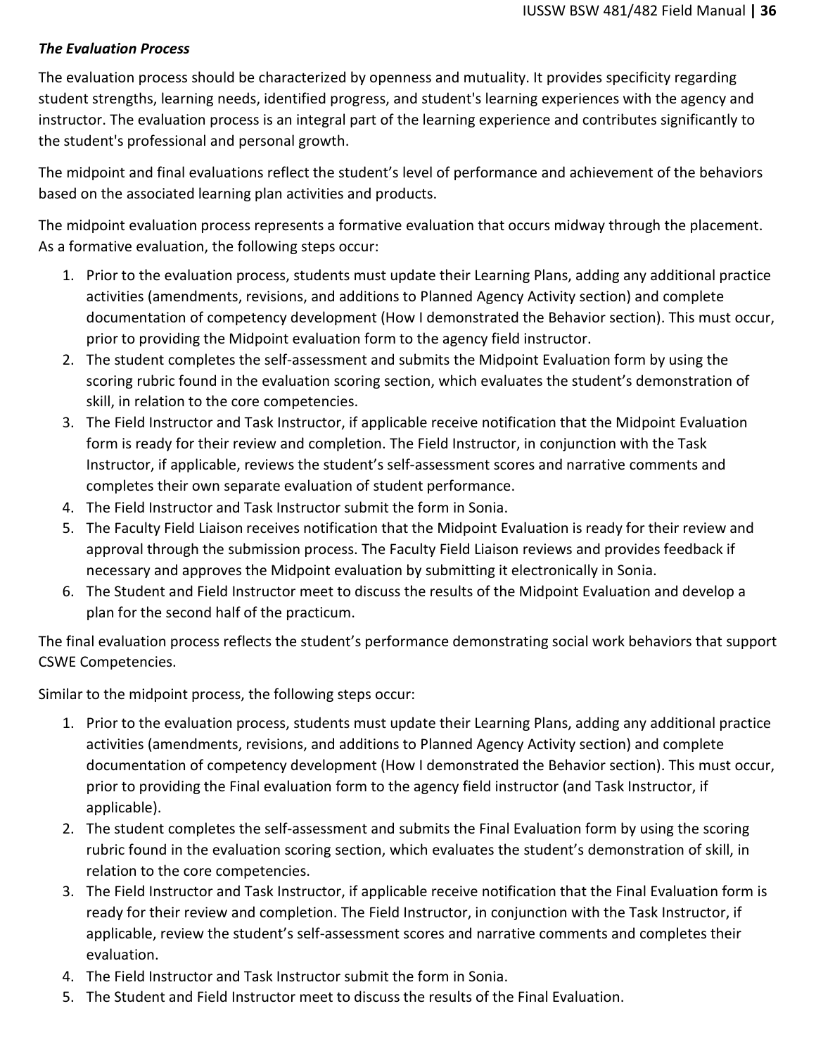***The Evaluation Process***

The evaluation process should be characterized by openness and mutuality. It provides specificity regarding student strengths, learning needs, identified progress, and student's learning experiences with the agency and instructor. The evaluation process is an integral part of the learning experience and contributes significantly to the student's professional and personal growth.

The midpoint and final evaluations reflect the student's level of performance and achievement of the behaviors based on the associated learning plan activities and products.

The midpoint evaluation process represents a formative evaluation that occurs midway through the placement. As a formative evaluation, the following steps occur:

1. Prior to the evaluation process, students must update their Learning Plans, adding any additional practice activities (amendments, revisions, and additions to Planned Agency Activity section) and complete documentation of competency development (How I demonstrated the Behavior section). This must occur, prior to providing the Midpoint evaluation form to the agency field instructor.
2. The student completes the self-assessment and submits the Midpoint Evaluation form by using the scoring rubric found in the evaluation scoring section, which evaluates the student's demonstration of skill, in relation to the core competencies.
3. The Field Instructor and Task Instructor, if applicable receive notification that the Midpoint Evaluation form is ready for their review and completion. The Field Instructor, in conjunction with the Task Instructor, if applicable, reviews the student's self-assessment scores and narrative comments and completes their own separate evaluation of student performance.
4. The Field Instructor and Task Instructor submit the form in Sonia.
5. The Faculty Field Liaison receives notification that the Midpoint Evaluation is ready for their review and approval through the submission process. The Faculty Field Liaison reviews and provides feedback if necessary and approves the Midpoint evaluation by submitting it electronically in Sonia.
6. The Student and Field Instructor meet to discuss the results of the Midpoint Evaluation and develop a plan for the second half of the practicum.

The final evaluation process reflects the student's performance demonstrating social work behaviors that support CSWE Competencies.

Similar to the midpoint process, the following steps occur:

1. Prior to the evaluation process, students must update their Learning Plans, adding any additional practice activities (amendments, revisions, and additions to Planned Agency Activity section) and complete documentation of competency development (How I demonstrated the Behavior section). This must occur, prior to providing the Final evaluation form to the agency field instructor (and Task Instructor, if applicable).
2. The student completes the self-assessment and submits the Final Evaluation form by using the scoring rubric found in the evaluation scoring section, which evaluates the student's demonstration of skill, in relation to the core competencies.
3. The Field Instructor and Task Instructor, if applicable receive notification that the Final Evaluation form is ready for their review and completion. The Field Instructor, in conjunction with the Task Instructor, if applicable, review the student's self-assessment scores and narrative comments and completes their evaluation.
4. The Field Instructor and Task Instructor submit the form in Sonia.
5. The Student and Field Instructor meet to discuss the results of the Final Evaluation.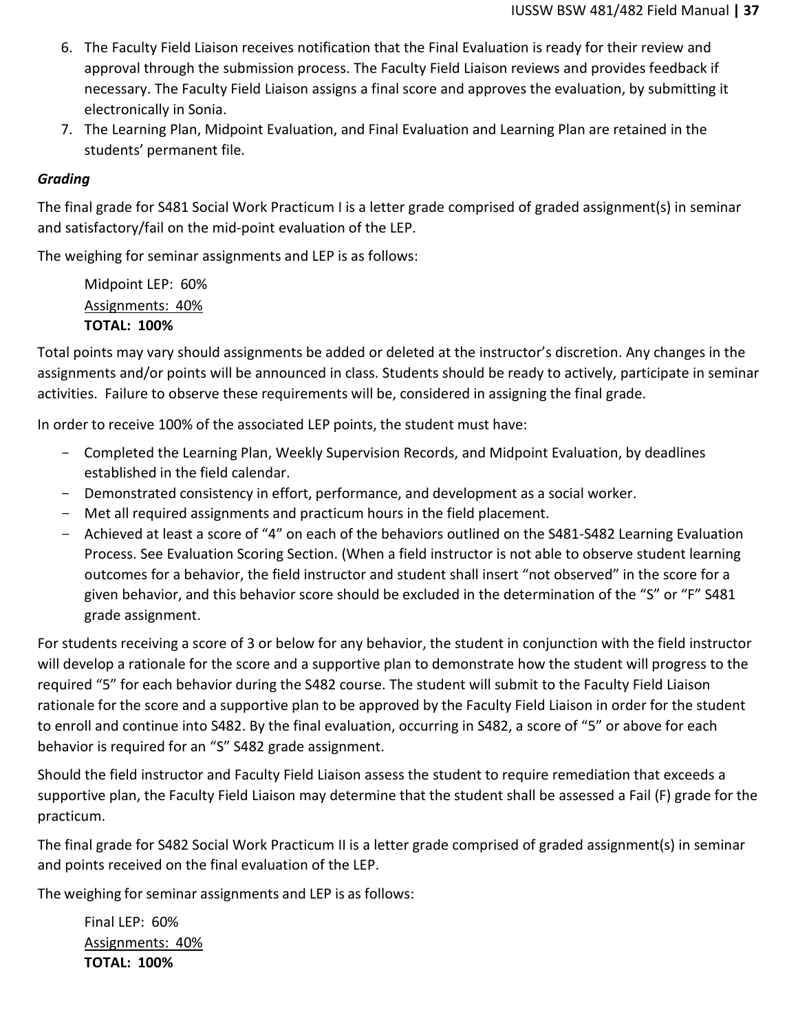6. The Faculty Field Liaison receives notification that the Final Evaluation is ready for their review and approval through the submission process. The Faculty Field Liaison reviews and provides feedback if necessary. The Faculty Field Liaison assigns a final score and approves the evaluation, by submitting it electronically in Sonia.
7. The Learning Plan, Midpoint Evaluation, and Final Evaluation and Learning Plan are retained in the students' permanent file.

***Grading***

The final grade for S481 Social Work Practicum I is a letter grade comprised of graded assignment(s) in seminar and satisfactory/fail on the mid-point evaluation of the LEP.

The weighing for seminar assignments and LEP is as follows:

> Midpoint LEP: 60%
> <u>Assignments: 40%</u>
> **TOTAL: 100%**

Total points may vary should assignments be added or deleted at the instructor's discretion. Any changes in the assignments and/or points will be announced in class. Students should be ready to actively, participate in seminar activities. Failure to observe these requirements will be, considered in assigning the final grade.

In order to receive 100% of the associated LEP points, the student must have:

- Completed the Learning Plan, Weekly Supervision Records, and Midpoint Evaluation, by deadlines established in the field calendar.
- Demonstrated consistency in effort, performance, and development as a social worker.
- Met all required assignments and practicum hours in the field placement.
- Achieved at least a score of "4" on each of the behaviors outlined on the S481-S482 Learning Evaluation Process. See Evaluation Scoring Section. (When a field instructor is not able to observe student learning outcomes for a behavior, the field instructor and student shall insert "not observed" in the score for a given behavior, and this behavior score should be excluded in the determination of the "S" or "F" S481 grade assignment.

For students receiving a score of 3 or below for any behavior, the student in conjunction with the field instructor will develop a rationale for the score and a supportive plan to demonstrate how the student will progress to the required "5" for each behavior during the S482 course. The student will submit to the Faculty Field Liaison rationale for the score and a supportive plan to be approved by the Faculty Field Liaison in order for the student to enroll and continue into S482. By the final evaluation, occurring in S482, a score of "5" or above for each behavior is required for an "S" S482 grade assignment.

Should the field instructor and Faculty Field Liaison assess the student to require remediation that exceeds a supportive plan, the Faculty Field Liaison may determine that the student shall be assessed a Fail (F) grade for the practicum.

The final grade for S482 Social Work Practicum II is a letter grade comprised of graded assignment(s) in seminar and points received on the final evaluation of the LEP.

The weighing for seminar assignments and LEP is as follows:

> Final LEP: 60%
> <u>Assignments: 40%</u>
> **TOTAL: 100%**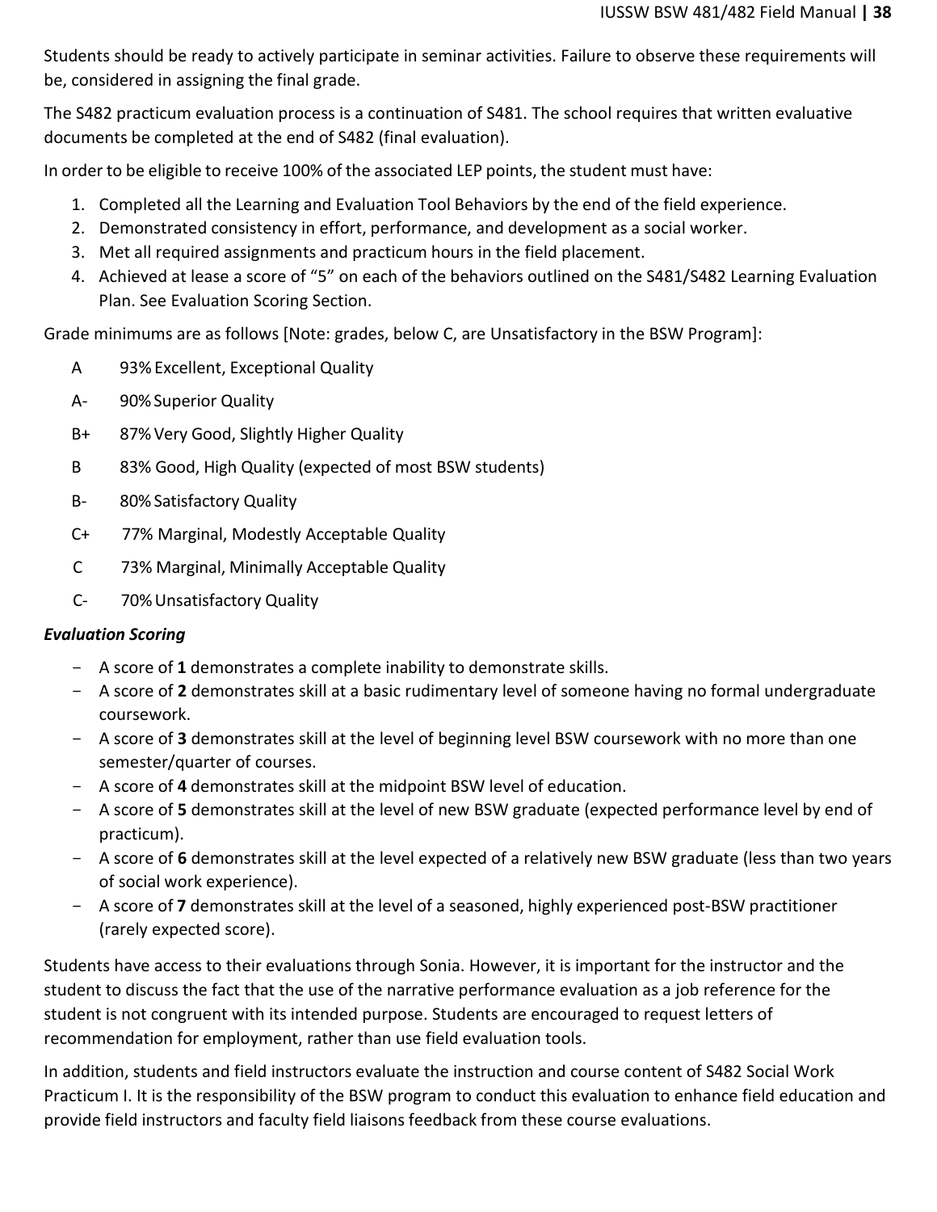Students should be ready to actively participate in seminar activities. Failure to observe these requirements will be, considered in assigning the final grade.

The S482 practicum evaluation process is a continuation of S481. The school requires that written evaluative documents be completed at the end of S482 (final evaluation).

In order to be eligible to receive 100% of the associated LEP points, the student must have:

1. Completed all the Learning and Evaluation Tool Behaviors by the end of the field experience.
2. Demonstrated consistency in effort, performance, and development as a social worker.
3. Met all required assignments and practicum hours in the field placement.
4. Achieved at lease a score of "5" on each of the behaviors outlined on the S481/S482 Learning Evaluation Plan. See Evaluation Scoring Section.

Grade minimums are as follows [Note: grades, below C, are Unsatisfactory in the BSW Program]:

| | |
|---|---|
| A | 93% Excellent, Exceptional Quality |
| A- | 90% Superior Quality |
| B+ | 87% Very Good, Slightly Higher Quality |
| B | 83% Good, High Quality (expected of most BSW students) |
| B- | 80% Satisfactory Quality |
| C+ | 77% Marginal, Modestly Acceptable Quality |
| C | 73% Marginal, Minimally Acceptable Quality |
| C- | 70% Unsatisfactory Quality |

***Evaluation Scoring***

- A score of **1** demonstrates a complete inability to demonstrate skills.
- A score of **2** demonstrates skill at a basic rudimentary level of someone having no formal undergraduate coursework.
- A score of **3** demonstrates skill at the level of beginning level BSW coursework with no more than one semester/quarter of courses.
- A score of **4** demonstrates skill at the midpoint BSW level of education.
- A score of **5** demonstrates skill at the level of new BSW graduate (expected performance level by end of practicum).
- A score of **6** demonstrates skill at the level expected of a relatively new BSW graduate (less than two years of social work experience).
- A score of **7** demonstrates skill at the level of a seasoned, highly experienced post-BSW practitioner (rarely expected score).

Students have access to their evaluations through Sonia. However, it is important for the instructor and the student to discuss the fact that the use of the narrative performance evaluation as a job reference for the student is not congruent with its intended purpose. Students are encouraged to request letters of recommendation for employment, rather than use field evaluation tools.

In addition, students and field instructors evaluate the instruction and course content of S482 Social Work Practicum I. It is the responsibility of the BSW program to conduct this evaluation to enhance field education and provide field instructors and faculty field liaisons feedback from these course evaluations.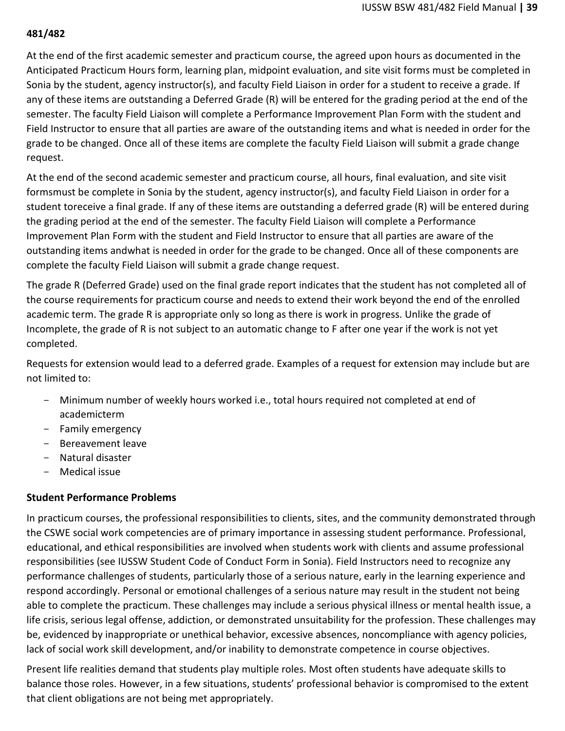**481/482**

At the end of the first academic semester and practicum course, the agreed upon hours as documented in the Anticipated Practicum Hours form, learning plan, midpoint evaluation, and site visit forms must be completed in Sonia by the student, agency instructor(s), and faculty Field Liaison in order for a student to receive a grade. If any of these items are outstanding a Deferred Grade (R) will be entered for the grading period at the end of the semester. The faculty Field Liaison will complete a Performance Improvement Plan Form with the student and Field Instructor to ensure that all parties are aware of the outstanding items and what is needed in order for the grade to be changed. Once all of these items are complete the faculty Field Liaison will submit a grade change request.

At the end of the second academic semester and practicum course, all hours, final evaluation, and site visit formsmust be complete in Sonia by the student, agency instructor(s), and faculty Field Liaison in order for a student toreceive a final grade. If any of these items are outstanding a deferred grade (R) will be entered during the grading period at the end of the semester. The faculty Field Liaison will complete a Performance Improvement Plan Form with the student and Field Instructor to ensure that all parties are aware of the outstanding items andwhat is needed in order for the grade to be changed. Once all of these components are complete the faculty Field Liaison will submit a grade change request.

The grade R (Deferred Grade) used on the final grade report indicates that the student has not completed all of the course requirements for practicum course and needs to extend their work beyond the end of the enrolled academic term. The grade R is appropriate only so long as there is work in progress. Unlike the grade of Incomplete, the grade of R is not subject to an automatic change to F after one year if the work is not yet completed.

Requests for extension would lead to a deferred grade. Examples of a request for extension may include but are not limited to:

- Minimum number of weekly hours worked i.e., total hours required not completed at end of academicterm
- Family emergency
- Bereavement leave
- Natural disaster
- Medical issue

### Student Performance Problems

In practicum courses, the professional responsibilities to clients, sites, and the community demonstrated through the CSWE social work competencies are of primary importance in assessing student performance. Professional, educational, and ethical responsibilities are involved when students work with clients and assume professional responsibilities (see IUSSW Student Code of Conduct Form in Sonia). Field Instructors need to recognize any performance challenges of students, particularly those of a serious nature, early in the learning experience and respond accordingly. Personal or emotional challenges of a serious nature may result in the student not being able to complete the practicum. These challenges may include a serious physical illness or mental health issue, a life crisis, serious legal offense, addiction, or demonstrated unsuitability for the profession. These challenges may be, evidenced by inappropriate or unethical behavior, excessive absences, noncompliance with agency policies, lack of social work skill development, and/or inability to demonstrate competence in course objectives.

Present life realities demand that students play multiple roles. Most often students have adequate skills to balance those roles. However, in a few situations, students' professional behavior is compromised to the extent that client obligations are not being met appropriately.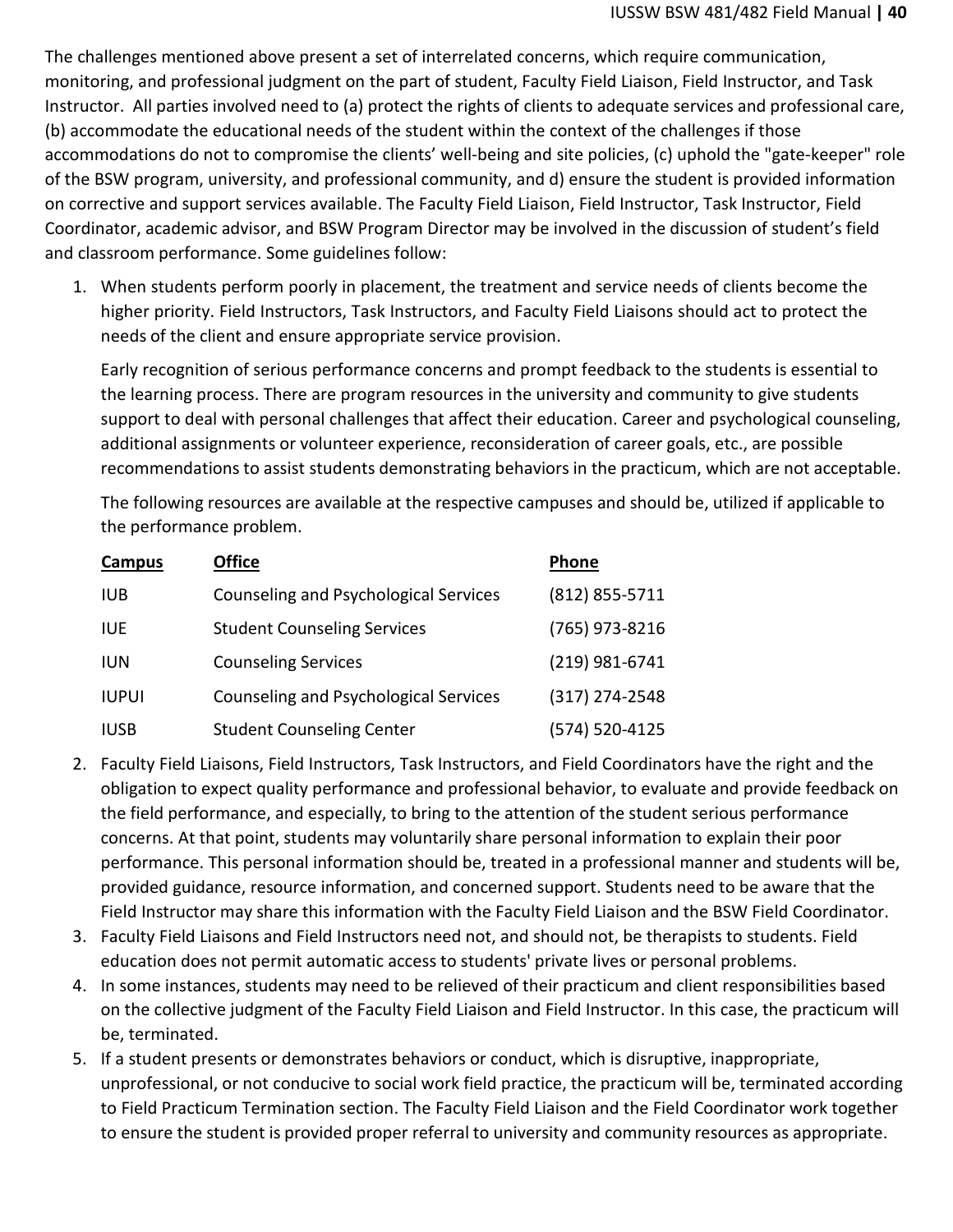The challenges mentioned above present a set of interrelated concerns, which require communication, monitoring, and professional judgment on the part of student, Faculty Field Liaison, Field Instructor, and Task Instructor.  All parties involved need to (a) protect the rights of clients to adequate services and professional care, (b) accommodate the educational needs of the student within the context of the challenges if those accommodations do not to compromise the clients' well-being and site policies, (c) uphold the "gate-keeper" role of the BSW program, university, and professional community, and d) ensure the student is provided information on corrective and support services available. The Faculty Field Liaison, Field Instructor, Task Instructor, Field Coordinator, academic advisor, and BSW Program Director may be involved in the discussion of student's field and classroom performance. Some guidelines follow:

1. When students perform poorly in placement, the treatment and service needs of clients become the higher priority. Field Instructors, Task Instructors, and Faculty Field Liaisons should act to protect the needs of the client and ensure appropriate service provision.

   Early recognition of serious performance concerns and prompt feedback to the students is essential to the learning process. There are program resources in the university and community to give students support to deal with personal challenges that affect their education. Career and psychological counseling, additional assignments or volunteer experience, reconsideration of career goals, etc., are possible recommendations to assist students demonstrating behaviors in the practicum, which are not acceptable.

   The following resources are available at the respective campuses and should be, utilized if applicable to the performance problem.

   | Campus | Office | Phone |
   |---|---|---|
   | IUB | Counseling and Psychological Services | (812) 855-5711 |
   | IUE | Student Counseling Services | (765) 973-8216 |
   | IUN | Counseling Services | (219) 981-6741 |
   | IUPUI | Counseling and Psychological Services | (317) 274-2548 |
   | IUSB | Student Counseling Center | (574) 520-4125 |

2. Faculty Field Liaisons, Field Instructors, Task Instructors, and Field Coordinators have the right and the obligation to expect quality performance and professional behavior, to evaluate and provide feedback on the field performance, and especially, to bring to the attention of the student serious performance concerns. At that point, students may voluntarily share personal information to explain their poor performance. This personal information should be, treated in a professional manner and students will be, provided guidance, resource information, and concerned support. Students need to be aware that the Field Instructor may share this information with the Faculty Field Liaison and the BSW Field Coordinator.
3. Faculty Field Liaisons and Field Instructors need not, and should not, be therapists to students. Field education does not permit automatic access to students' private lives or personal problems.
4. In some instances, students may need to be relieved of their practicum and client responsibilities based on the collective judgment of the Faculty Field Liaison and Field Instructor. In this case, the practicum will be, terminated.
5. If a student presents or demonstrates behaviors or conduct, which is disruptive, inappropriate, unprofessional, or not conducive to social work field practice, the practicum will be, terminated according to Field Practicum Termination section. The Faculty Field Liaison and the Field Coordinator work together to ensure the student is provided proper referral to university and community resources as appropriate.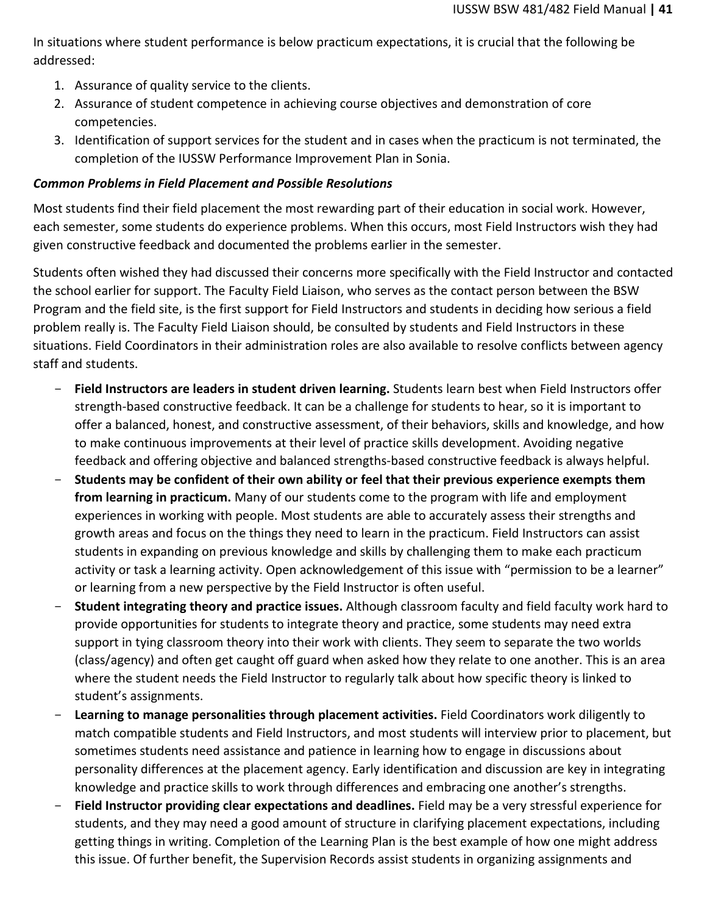In situations where student performance is below practicum expectations, it is crucial that the following be addressed:

1. Assurance of quality service to the clients.
2. Assurance of student competence in achieving course objectives and demonstration of core competencies.
3. Identification of support services for the student and in cases when the practicum is not terminated, the completion of the IUSSW Performance Improvement Plan in Sonia.

***Common Problems in Field Placement and Possible Resolutions***

Most students find their field placement the most rewarding part of their education in social work. However, each semester, some students do experience problems. When this occurs, most Field Instructors wish they had given constructive feedback and documented the problems earlier in the semester.

Students often wished they had discussed their concerns more specifically with the Field Instructor and contacted the school earlier for support. The Faculty Field Liaison, who serves as the contact person between the BSW Program and the field site, is the first support for Field Instructors and students in deciding how serious a field problem really is. The Faculty Field Liaison should, be consulted by students and Field Instructors in these situations. Field Coordinators in their administration roles are also available to resolve conflicts between agency staff and students.

- **Field Instructors are leaders in student driven learning.** Students learn best when Field Instructors offer strength-based constructive feedback. It can be a challenge for students to hear, so it is important to offer a balanced, honest, and constructive assessment, of their behaviors, skills and knowledge, and how to make continuous improvements at their level of practice skills development. Avoiding negative feedback and offering objective and balanced strengths-based constructive feedback is always helpful.
- **Students may be confident of their own ability or feel that their previous experience exempts them from learning in practicum.** Many of our students come to the program with life and employment experiences in working with people. Most students are able to accurately assess their strengths and growth areas and focus on the things they need to learn in the practicum. Field Instructors can assist students in expanding on previous knowledge and skills by challenging them to make each practicum activity or task a learning activity. Open acknowledgement of this issue with "permission to be a learner" or learning from a new perspective by the Field Instructor is often useful.
- **Student integrating theory and practice issues.** Although classroom faculty and field faculty work hard to provide opportunities for students to integrate theory and practice, some students may need extra support in tying classroom theory into their work with clients. They seem to separate the two worlds (class/agency) and often get caught off guard when asked how they relate to one another. This is an area where the student needs the Field Instructor to regularly talk about how specific theory is linked to student's assignments.
- **Learning to manage personalities through placement activities.** Field Coordinators work diligently to match compatible students and Field Instructors, and most students will interview prior to placement, but sometimes students need assistance and patience in learning how to engage in discussions about personality differences at the placement agency. Early identification and discussion are key in integrating knowledge and practice skills to work through differences and embracing one another's strengths.
- **Field Instructor providing clear expectations and deadlines.** Field may be a very stressful experience for students, and they may need a good amount of structure in clarifying placement expectations, including getting things in writing. Completion of the Learning Plan is the best example of how one might address this issue. Of further benefit, the Supervision Records assist students in organizing assignments and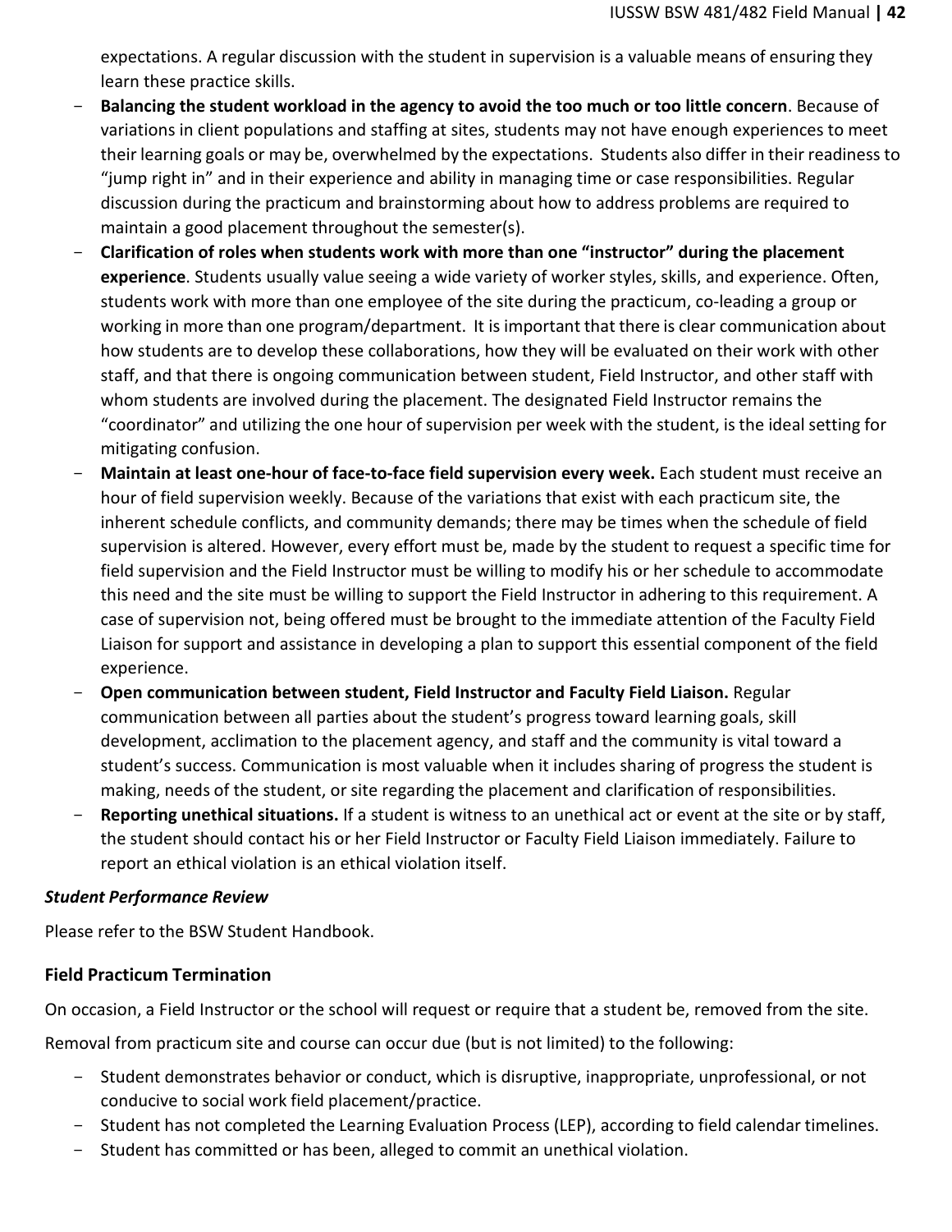expectations. A regular discussion with the student in supervision is a valuable means of ensuring they learn these practice skills.

- **Balancing the student workload in the agency to avoid the too much or too little concern**. Because of variations in client populations and staffing at sites, students may not have enough experiences to meet their learning goals or may be, overwhelmed by the expectations. Students also differ in their readiness to “jump right in” and in their experience and ability in managing time or case responsibilities. Regular discussion during the practicum and brainstorming about how to address problems are required to maintain a good placement throughout the semester(s).
- **Clarification of roles when students work with more than one “instructor” during the placement experience**. Students usually value seeing a wide variety of worker styles, skills, and experience. Often, students work with more than one employee of the site during the practicum, co-leading a group or working in more than one program/department. It is important that there is clear communication about how students are to develop these collaborations, how they will be evaluated on their work with other staff, and that there is ongoing communication between student, Field Instructor, and other staff with whom students are involved during the placement. The designated Field Instructor remains the “coordinator” and utilizing the one hour of supervision per week with the student, is the ideal setting for mitigating confusion.
- **Maintain at least one-hour of face-to-face field supervision every week.** Each student must receive an hour of field supervision weekly. Because of the variations that exist with each practicum site, the inherent schedule conflicts, and community demands; there may be times when the schedule of field supervision is altered. However, every effort must be, made by the student to request a specific time for field supervision and the Field Instructor must be willing to modify his or her schedule to accommodate this need and the site must be willing to support the Field Instructor in adhering to this requirement. A case of supervision not, being offered must be brought to the immediate attention of the Faculty Field Liaison for support and assistance in developing a plan to support this essential component of the field experience.
- **Open communication between student, Field Instructor and Faculty Field Liaison.** Regular communication between all parties about the student’s progress toward learning goals, skill development, acclimation to the placement agency, and staff and the community is vital toward a student’s success. Communication is most valuable when it includes sharing of progress the student is making, needs of the student, or site regarding the placement and clarification of responsibilities.
- **Reporting unethical situations.** If a student is witness to an unethical act or event at the site or by staff, the student should contact his or her Field Instructor or Faculty Field Liaison immediately. Failure to report an ethical violation is an ethical violation itself.

***Student Performance Review***

Please refer to the BSW Student Handbook.

### Field Practicum Termination

On occasion, a Field Instructor or the school will request or require that a student be, removed from the site.

Removal from practicum site and course can occur due (but is not limited) to the following:

- Student demonstrates behavior or conduct, which is disruptive, inappropriate, unprofessional, or not conducive to social work field placement/practice.
- Student has not completed the Learning Evaluation Process (LEP), according to field calendar timelines.
- Student has committed or has been, alleged to commit an unethical violation.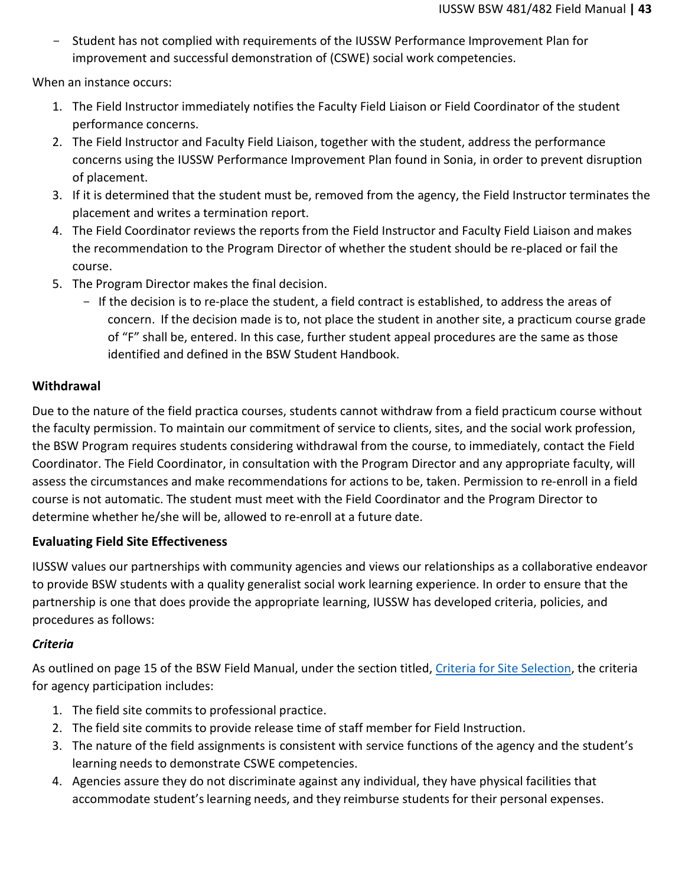- Student has not complied with requirements of the IUSSW Performance Improvement Plan for improvement and successful demonstration of (CSWE) social work competencies.

When an instance occurs:

1. The Field Instructor immediately notifies the Faculty Field Liaison or Field Coordinator of the student performance concerns.
2. The Field Instructor and Faculty Field Liaison, together with the student, address the performance concerns using the IUSSW Performance Improvement Plan found in Sonia, in order to prevent disruption of placement.
3. If it is determined that the student must be, removed from the agency, the Field Instructor terminates the placement and writes a termination report.
4. The Field Coordinator reviews the reports from the Field Instructor and Faculty Field Liaison and makes the recommendation to the Program Director of whether the student should be re-placed or fail the course.
5. The Program Director makes the final decision.
   - If the decision is to re-place the student, a field contract is established, to address the areas of concern. If the decision made is to, not place the student in another site, a practicum course grade of "F" shall be, entered. In this case, further student appeal procedures are the same as those identified and defined in the BSW Student Handbook.

### Withdrawal

Due to the nature of the field practica courses, students cannot withdraw from a field practicum course without the faculty permission. To maintain our commitment of service to clients, sites, and the social work profession, the BSW Program requires students considering withdrawal from the course, to immediately, contact the Field Coordinator. The Field Coordinator, in consultation with the Program Director and any appropriate faculty, will assess the circumstances and make recommendations for actions to be, taken. Permission to re-enroll in a field course is not automatic. The student must meet with the Field Coordinator and the Program Director to determine whether he/she will be, allowed to re-enroll at a future date.

### Evaluating Field Site Effectiveness

IUSSW values our partnerships with community agencies and views our relationships as a collaborative endeavor to provide BSW students with a quality generalist social work learning experience. In order to ensure that the partnership is one that does provide the appropriate learning, IUSSW has developed criteria, policies, and procedures as follows:

#### *Criteria*

As outlined on page 15 of the BSW Field Manual, under the section titled, Criteria for Site Selection, the criteria for agency participation includes:

1. The field site commits to professional practice.
2. The field site commits to provide release time of staff member for Field Instruction.
3. The nature of the field assignments is consistent with service functions of the agency and the student's learning needs to demonstrate CSWE competencies.
4. Agencies assure they do not discriminate against any individual, they have physical facilities that accommodate student's learning needs, and they reimburse students for their personal expenses.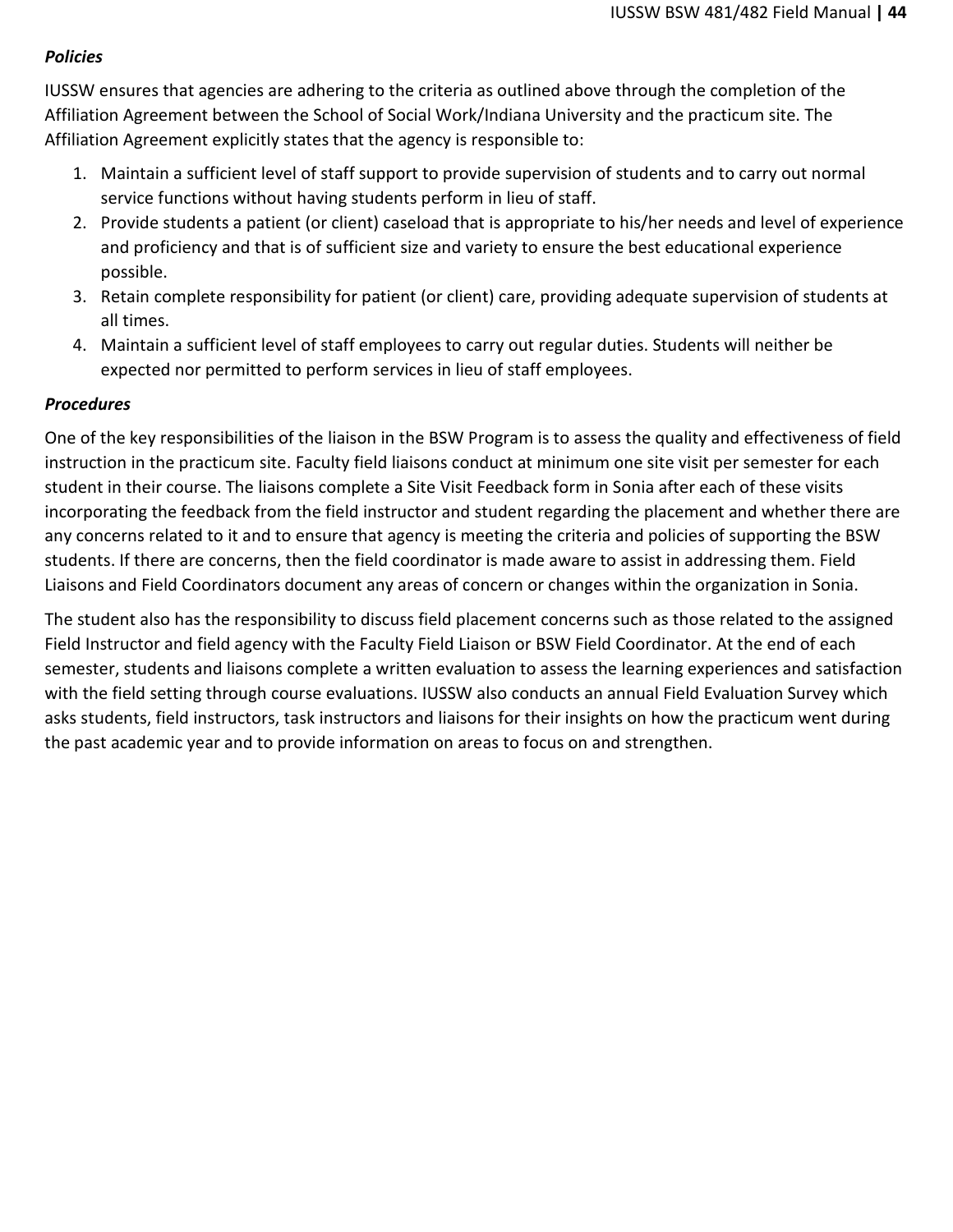***Policies***

IUSSW ensures that agencies are adhering to the criteria as outlined above through the completion of the Affiliation Agreement between the School of Social Work/Indiana University and the practicum site. The Affiliation Agreement explicitly states that the agency is responsible to:

1. Maintain a sufficient level of staff support to provide supervision of students and to carry out normal service functions without having students perform in lieu of staff.
2. Provide students a patient (or client) caseload that is appropriate to his/her needs and level of experience and proficiency and that is of sufficient size and variety to ensure the best educational experience possible.
3. Retain complete responsibility for patient (or client) care, providing adequate supervision of students at all times.
4. Maintain a sufficient level of staff employees to carry out regular duties. Students will neither be expected nor permitted to perform services in lieu of staff employees.

***Procedures***

One of the key responsibilities of the liaison in the BSW Program is to assess the quality and effectiveness of field instruction in the practicum site. Faculty field liaisons conduct at minimum one site visit per semester for each student in their course. The liaisons complete a Site Visit Feedback form in Sonia after each of these visits incorporating the feedback from the field instructor and student regarding the placement and whether there are any concerns related to it and to ensure that agency is meeting the criteria and policies of supporting the BSW students. If there are concerns, then the field coordinator is made aware to assist in addressing them. Field Liaisons and Field Coordinators document any areas of concern or changes within the organization in Sonia.

The student also has the responsibility to discuss field placement concerns such as those related to the assigned Field Instructor and field agency with the Faculty Field Liaison or BSW Field Coordinator. At the end of each semester, students and liaisons complete a written evaluation to assess the learning experiences and satisfaction with the field setting through course evaluations. IUSSW also conducts an annual Field Evaluation Survey which asks students, field instructors, task instructors and liaisons for their insights on how the practicum went during the past academic year and to provide information on areas to focus on and strengthen.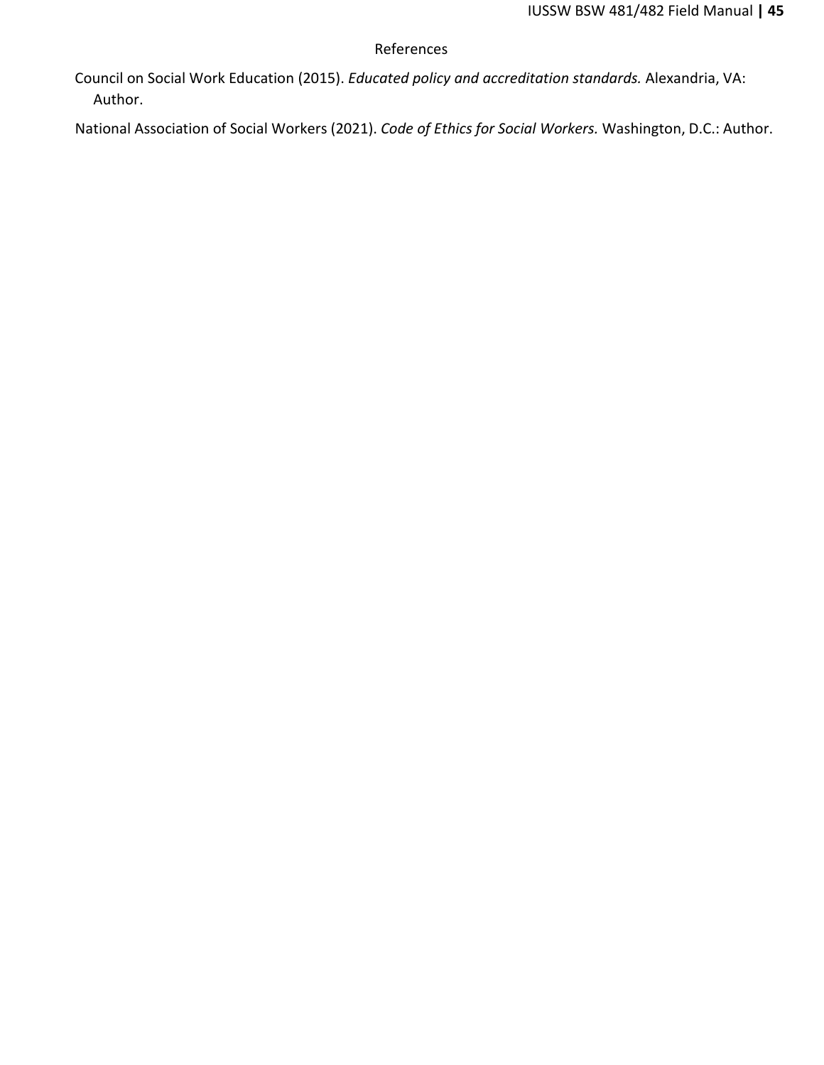# References

Council on Social Work Education (2015). *Educated policy and accreditation standards.* Alexandria, VA: Author.

National Association of Social Workers (2021). *Code of Ethics for Social Workers.* Washington, D.C.: Author.